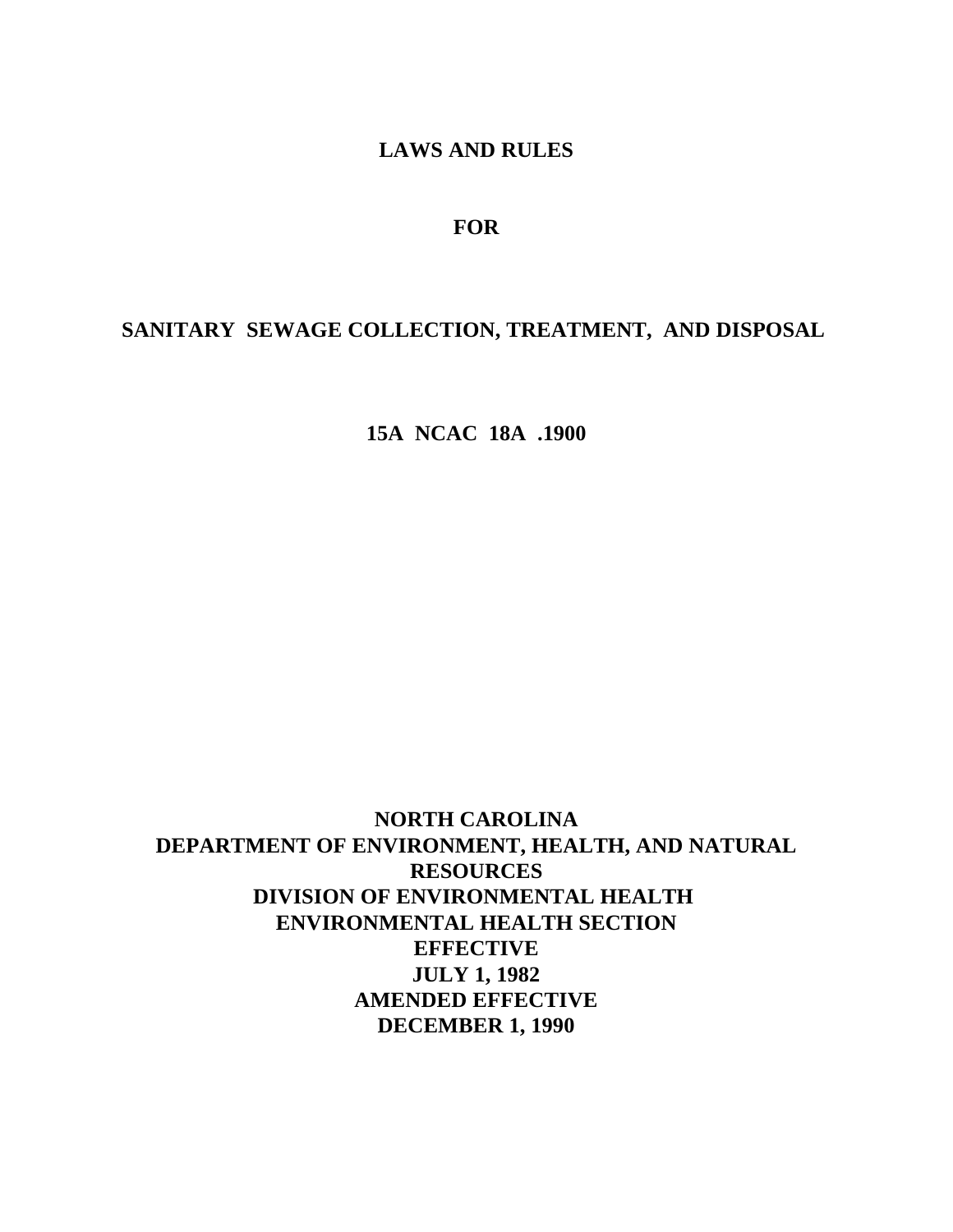# LAWS AND RULES

# FOR

# SANITARY SEWAGE COLLECTION, TREATMENT, AND DISPOSAL

# 15A NCAC 18A .1900

**NORTH CAROLINA**
**DEPARTMENT OF ENVIRONMENT, HEALTH, AND NATURAL RESOURCES**
**DIVISION OF ENVIRONMENTAL HEALTH**
**ENVIRONMENTAL HEALTH SECTION**
**EFFECTIVE**
**JULY 1, 1982**
**AMENDED EFFECTIVE**
**DECEMBER 1, 1990**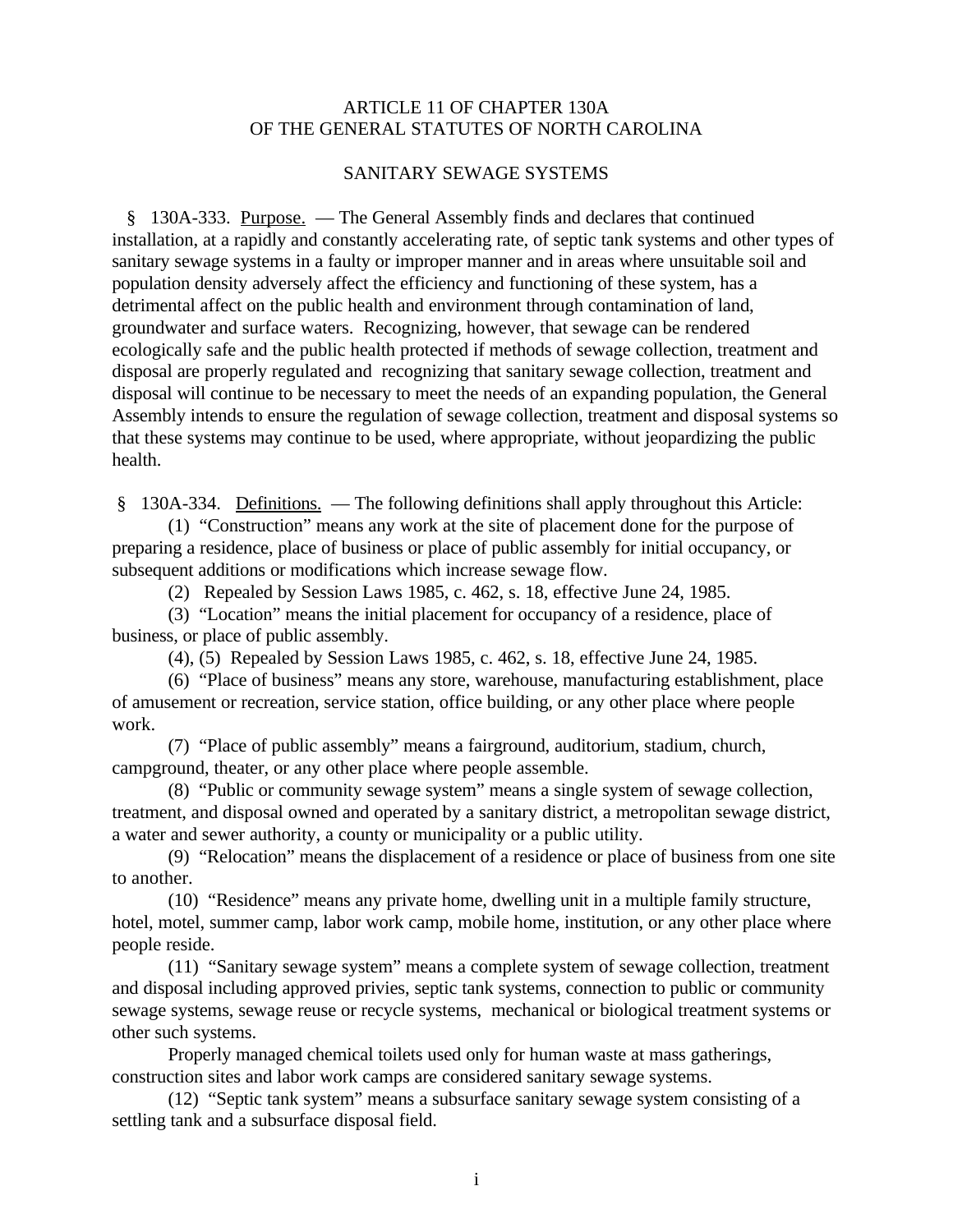# ARTICLE 11 OF CHAPTER 130A OF THE GENERAL STATUTES OF NORTH CAROLINA

## SANITARY SEWAGE SYSTEMS

§ 130A-333. Purpose. — The General Assembly finds and declares that continued installation, at a rapidly and constantly accelerating rate, of septic tank systems and other types of sanitary sewage systems in a faulty or improper manner and in areas where unsuitable soil and population density adversely affect the efficiency and functioning of these system, has a detrimental affect on the public health and environment through contamination of land, groundwater and surface waters. Recognizing, however, that sewage can be rendered ecologically safe and the public health protected if methods of sewage collection, treatment and disposal are properly regulated and recognizing that sanitary sewage collection, treatment and disposal will continue to be necessary to meet the needs of an expanding population, the General Assembly intends to ensure the regulation of sewage collection, treatment and disposal systems so that these systems may continue to be used, where appropriate, without jeopardizing the public health.

§ 130A-334. Definitions. — The following definitions shall apply throughout this Article:

(1) "Construction" means any work at the site of placement done for the purpose of preparing a residence, place of business or place of public assembly for initial occupancy, or subsequent additions or modifications which increase sewage flow.

(2) Repealed by Session Laws 1985, c. 462, s. 18, effective June 24, 1985.

(3) "Location" means the initial placement for occupancy of a residence, place of business, or place of public assembly.

(4), (5) Repealed by Session Laws 1985, c. 462, s. 18, effective June 24, 1985.

(6) "Place of business" means any store, warehouse, manufacturing establishment, place of amusement or recreation, service station, office building, or any other place where people work.

(7) "Place of public assembly" means a fairground, auditorium, stadium, church, campground, theater, or any other place where people assemble.

(8) "Public or community sewage system" means a single system of sewage collection, treatment, and disposal owned and operated by a sanitary district, a metropolitan sewage district, a water and sewer authority, a county or municipality or a public utility.

(9) "Relocation" means the displacement of a residence or place of business from one site to another.

(10) "Residence" means any private home, dwelling unit in a multiple family structure, hotel, motel, summer camp, labor work camp, mobile home, institution, or any other place where people reside.

(11) "Sanitary sewage system" means a complete system of sewage collection, treatment and disposal including approved privies, septic tank systems, connection to public or community sewage systems, sewage reuse or recycle systems, mechanical or biological treatment systems or other such systems.

Properly managed chemical toilets used only for human waste at mass gatherings, construction sites and labor work camps are considered sanitary sewage systems.

(12) "Septic tank system" means a subsurface sanitary sewage system consisting of a settling tank and a subsurface disposal field.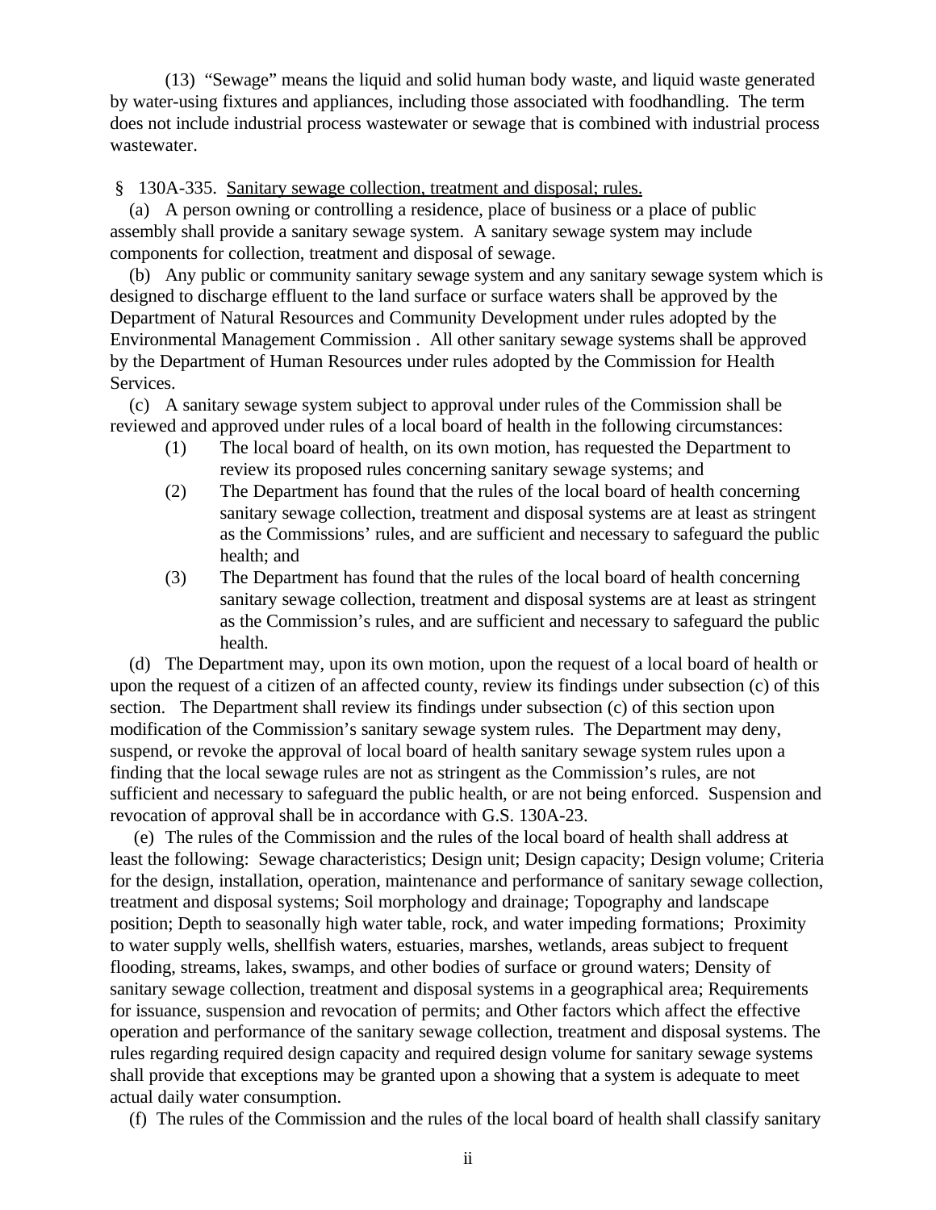(13) "Sewage" means the liquid and solid human body waste, and liquid waste generated by water-using fixtures and appliances, including those associated with foodhandling. The term does not include industrial process wastewater or sewage that is combined with industrial process wastewater.

§ 130A-335. Sanitary sewage collection, treatment and disposal; rules.

(a) A person owning or controlling a residence, place of business or a place of public assembly shall provide a sanitary sewage system. A sanitary sewage system may include components for collection, treatment and disposal of sewage.

(b) Any public or community sanitary sewage system and any sanitary sewage system which is designed to discharge effluent to the land surface or surface waters shall be approved by the Department of Natural Resources and Community Development under rules adopted by the Environmental Management Commission . All other sanitary sewage systems shall be approved by the Department of Human Resources under rules adopted by the Commission for Health Services.

(c) A sanitary sewage system subject to approval under rules of the Commission shall be reviewed and approved under rules of a local board of health in the following circumstances:

(1) The local board of health, on its own motion, has requested the Department to review its proposed rules concerning sanitary sewage systems; and

(2) The Department has found that the rules of the local board of health concerning sanitary sewage collection, treatment and disposal systems are at least as stringent as the Commissions' rules, and are sufficient and necessary to safeguard the public health; and

(3) The Department has found that the rules of the local board of health concerning sanitary sewage collection, treatment and disposal systems are at least as stringent as the Commission's rules, and are sufficient and necessary to safeguard the public health.

(d) The Department may, upon its own motion, upon the request of a local board of health or upon the request of a citizen of an affected county, review its findings under subsection (c) of this section. The Department shall review its findings under subsection (c) of this section upon modification of the Commission's sanitary sewage system rules. The Department may deny, suspend, or revoke the approval of local board of health sanitary sewage system rules upon a finding that the local sewage rules are not as stringent as the Commission's rules, are not sufficient and necessary to safeguard the public health, or are not being enforced. Suspension and revocation of approval shall be in accordance with G.S. 130A-23.

(e) The rules of the Commission and the rules of the local board of health shall address at least the following: Sewage characteristics; Design unit; Design capacity; Design volume; Criteria for the design, installation, operation, maintenance and performance of sanitary sewage collection, treatment and disposal systems; Soil morphology and drainage; Topography and landscape position; Depth to seasonally high water table, rock, and water impeding formations; Proximity to water supply wells, shellfish waters, estuaries, marshes, wetlands, areas subject to frequent flooding, streams, lakes, swamps, and other bodies of surface or ground waters; Density of sanitary sewage collection, treatment and disposal systems in a geographical area; Requirements for issuance, suspension and revocation of permits; and Other factors which affect the effective operation and performance of the sanitary sewage collection, treatment and disposal systems. The rules regarding required design capacity and required design volume for sanitary sewage systems shall provide that exceptions may be granted upon a showing that a system is adequate to meet actual daily water consumption.

(f) The rules of the Commission and the rules of the local board of health shall classify sanitary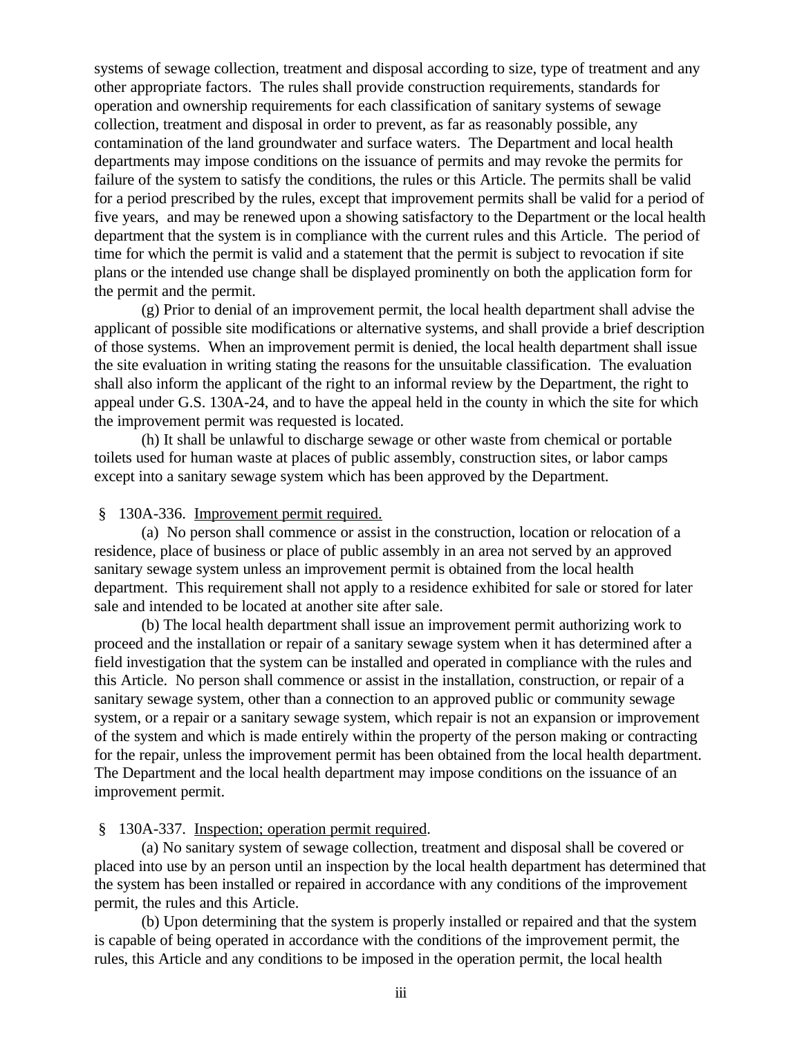systems of sewage collection, treatment and disposal according to size, type of treatment and any other appropriate factors. The rules shall provide construction requirements, standards for operation and ownership requirements for each classification of sanitary systems of sewage collection, treatment and disposal in order to prevent, as far as reasonably possible, any contamination of the land groundwater and surface waters. The Department and local health departments may impose conditions on the issuance of permits and may revoke the permits for failure of the system to satisfy the conditions, the rules or this Article. The permits shall be valid for a period prescribed by the rules, except that improvement permits shall be valid for a period of five years, and may be renewed upon a showing satisfactory to the Department or the local health department that the system is in compliance with the current rules and this Article. The period of time for which the permit is valid and a statement that the permit is subject to revocation if site plans or the intended use change shall be displayed prominently on both the application form for the permit and the permit.

(g) Prior to denial of an improvement permit, the local health department shall advise the applicant of possible site modifications or alternative systems, and shall provide a brief description of those systems. When an improvement permit is denied, the local health department shall issue the site evaluation in writing stating the reasons for the unsuitable classification. The evaluation shall also inform the applicant of the right to an informal review by the Department, the right to appeal under G.S. 130A-24, and to have the appeal held in the county in which the site for which the improvement permit was requested is located.

(h) It shall be unlawful to discharge sewage or other waste from chemical or portable toilets used for human waste at places of public assembly, construction sites, or labor camps except into a sanitary sewage system which has been approved by the Department.

§ 130A-336. <u>Improvement permit required.</u>

(a) No person shall commence or assist in the construction, location or relocation of a residence, place of business or place of public assembly in an area not served by an approved sanitary sewage system unless an improvement permit is obtained from the local health department. This requirement shall not apply to a residence exhibited for sale or stored for later sale and intended to be located at another site after sale.

(b) The local health department shall issue an improvement permit authorizing work to proceed and the installation or repair of a sanitary sewage system when it has determined after a field investigation that the system can be installed and operated in compliance with the rules and this Article. No person shall commence or assist in the installation, construction, or repair of a sanitary sewage system, other than a connection to an approved public or community sewage system, or a repair or a sanitary sewage system, which repair is not an expansion or improvement of the system and which is made entirely within the property of the person making or contracting for the repair, unless the improvement permit has been obtained from the local health department. The Department and the local health department may impose conditions on the issuance of an improvement permit.

§ 130A-337. <u>Inspection; operation permit required</u>.

(a) No sanitary system of sewage collection, treatment and disposal shall be covered or placed into use by an person until an inspection by the local health department has determined that the system has been installed or repaired in accordance with any conditions of the improvement permit, the rules and this Article.

(b) Upon determining that the system is properly installed or repaired and that the system is capable of being operated in accordance with the conditions of the improvement permit, the rules, this Article and any conditions to be imposed in the operation permit, the local health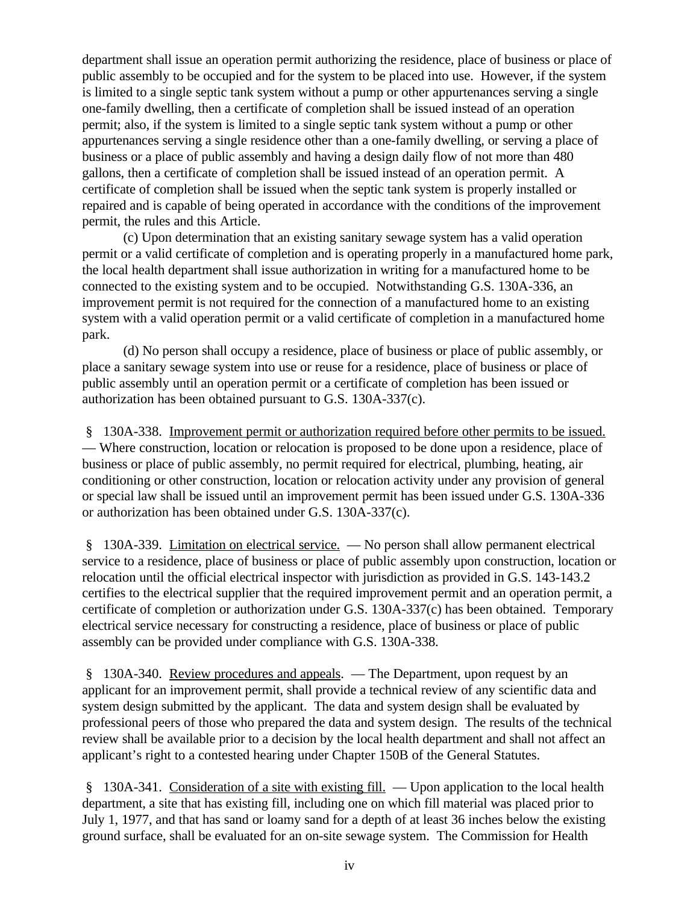department shall issue an operation permit authorizing the residence, place of business or place of public assembly to be occupied and for the system to be placed into use. However, if the system is limited to a single septic tank system without a pump or other appurtenances serving a single one-family dwelling, then a certificate of completion shall be issued instead of an operation permit; also, if the system is limited to a single septic tank system without a pump or other appurtenances serving a single residence other than a one-family dwelling, or serving a place of business or a place of public assembly and having a design daily flow of not more than 480 gallons, then a certificate of completion shall be issued instead of an operation permit. A certificate of completion shall be issued when the septic tank system is properly installed or repaired and is capable of being operated in accordance with the conditions of the improvement permit, the rules and this Article.

(c) Upon determination that an existing sanitary sewage system has a valid operation permit or a valid certificate of completion and is operating properly in a manufactured home park, the local health department shall issue authorization in writing for a manufactured home to be connected to the existing system and to be occupied. Notwithstanding G.S. 130A-336, an improvement permit is not required for the connection of a manufactured home to an existing system with a valid operation permit or a valid certificate of completion in a manufactured home park.

(d) No person shall occupy a residence, place of business or place of public assembly, or place a sanitary sewage system into use or reuse for a residence, place of business or place of public assembly until an operation permit or a certificate of completion has been issued or authorization has been obtained pursuant to G.S. 130A-337(c).

§ 130A-338. Improvement permit or authorization required before other permits to be issued. — Where construction, location or relocation is proposed to be done upon a residence, place of business or place of public assembly, no permit required for electrical, plumbing, heating, air conditioning or other construction, location or relocation activity under any provision of general or special law shall be issued until an improvement permit has been issued under G.S. 130A-336 or authorization has been obtained under G.S. 130A-337(c).

§ 130A-339. Limitation on electrical service. — No person shall allow permanent electrical service to a residence, place of business or place of public assembly upon construction, location or relocation until the official electrical inspector with jurisdiction as provided in G.S. 143-143.2 certifies to the electrical supplier that the required improvement permit and an operation permit, a certificate of completion or authorization under G.S. 130A-337(c) has been obtained. Temporary electrical service necessary for constructing a residence, place of business or place of public assembly can be provided under compliance with G.S. 130A-338.

§ 130A-340. Review procedures and appeals. — The Department, upon request by an applicant for an improvement permit, shall provide a technical review of any scientific data and system design submitted by the applicant. The data and system design shall be evaluated by professional peers of those who prepared the data and system design. The results of the technical review shall be available prior to a decision by the local health department and shall not affect an applicant's right to a contested hearing under Chapter 150B of the General Statutes.

§ 130A-341. Consideration of a site with existing fill. — Upon application to the local health department, a site that has existing fill, including one on which fill material was placed prior to July 1, 1977, and that has sand or loamy sand for a depth of at least 36 inches below the existing ground surface, shall be evaluated for an on-site sewage system. The Commission for Health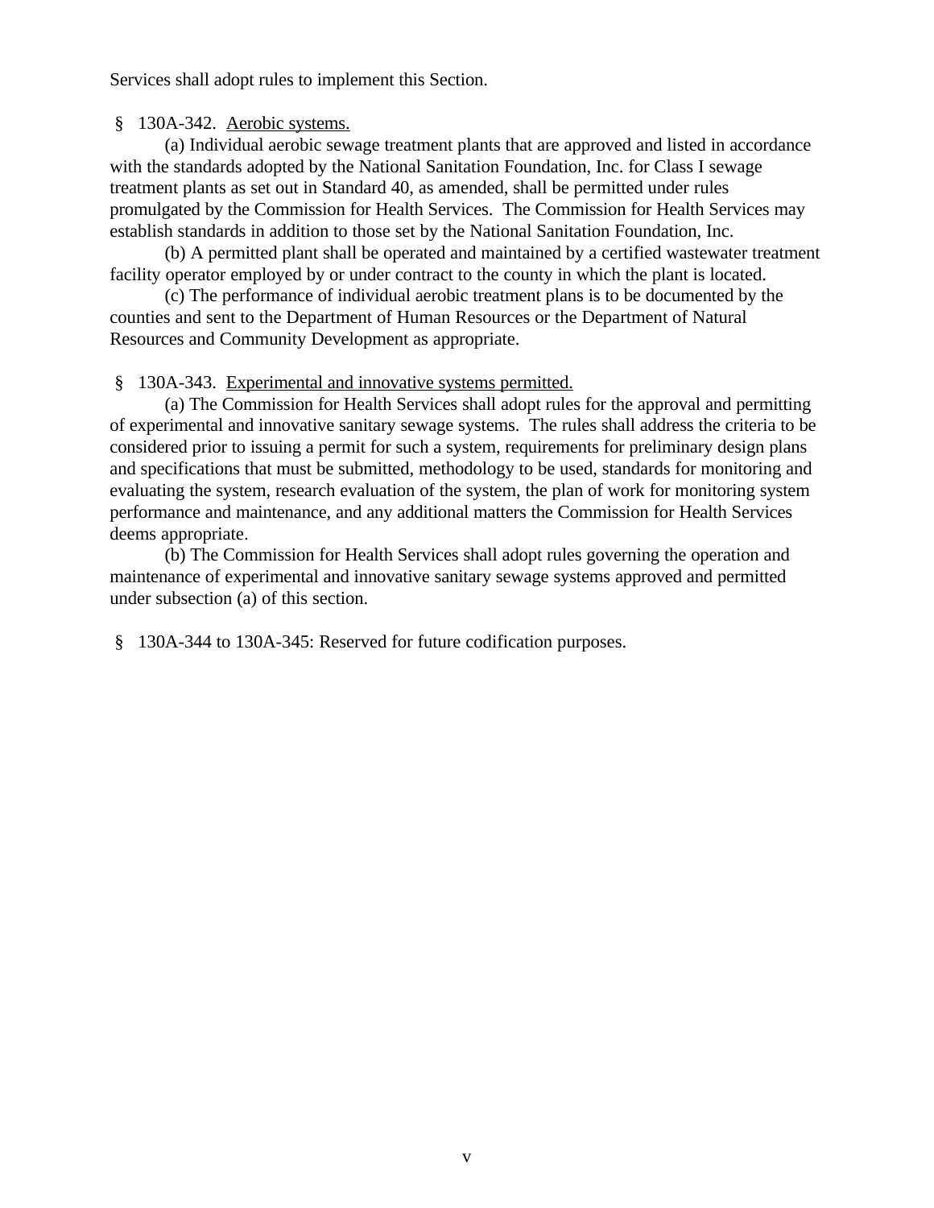Services shall adopt rules to implement this Section.

§ 130A-342. Aerobic systems.

(a) Individual aerobic sewage treatment plants that are approved and listed in accordance with the standards adopted by the National Sanitation Foundation, Inc. for Class I sewage treatment plants as set out in Standard 40, as amended, shall be permitted under rules promulgated by the Commission for Health Services. The Commission for Health Services may establish standards in addition to those set by the National Sanitation Foundation, Inc.

(b) A permitted plant shall be operated and maintained by a certified wastewater treatment facility operator employed by or under contract to the county in which the plant is located.

(c) The performance of individual aerobic treatment plans is to be documented by the counties and sent to the Department of Human Resources or the Department of Natural Resources and Community Development as appropriate.

§ 130A-343. Experimental and innovative systems permitted.

(a) The Commission for Health Services shall adopt rules for the approval and permitting of experimental and innovative sanitary sewage systems. The rules shall address the criteria to be considered prior to issuing a permit for such a system, requirements for preliminary design plans and specifications that must be submitted, methodology to be used, standards for monitoring and evaluating the system, research evaluation of the system, the plan of work for monitoring system performance and maintenance, and any additional matters the Commission for Health Services deems appropriate.

(b) The Commission for Health Services shall adopt rules governing the operation and maintenance of experimental and innovative sanitary sewage systems approved and permitted under subsection (a) of this section.

§ 130A-344 to 130A-345: Reserved for future codification purposes.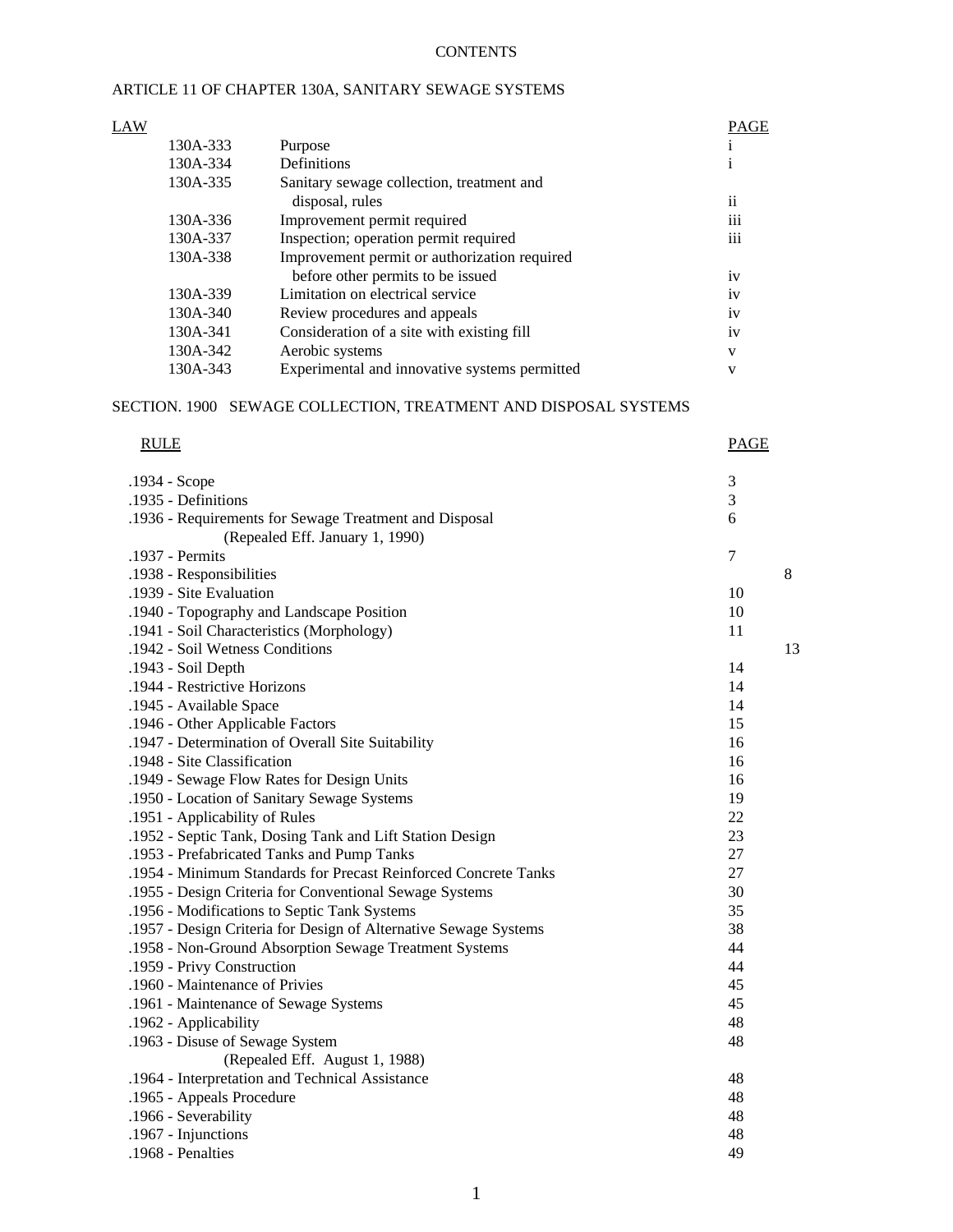CONTENTS

ARTICLE 11 OF CHAPTER 130A, SANITARY SEWAGE SYSTEMS

| LAW | | PAGE |
|---|---|---|
| 130A-333 | Purpose | i |
| 130A-334 | Definitions | i |
| 130A-335 | Sanitary sewage collection, treatment and disposal, rules | ii |
| 130A-336 | Improvement permit required | iii |
| 130A-337 | Inspection; operation permit required | iii |
| 130A-338 | Improvement permit or authorization required before other permits to be issued | iv |
| 130A-339 | Limitation on electrical service | iv |
| 130A-340 | Review procedures and appeals | iv |
| 130A-341 | Consideration of a site with existing fill | iv |
| 130A-342 | Aerobic systems | v |
| 130A-343 | Experimental and innovative systems permitted | v |

SECTION. 1900 SEWAGE COLLECTION, TREATMENT AND DISPOSAL SYSTEMS

| RULE | PAGE |
|---|---|
| .1934 - Scope | 3 |
| .1935 - Definitions | 3 |
| .1936 - Requirements for Sewage Treatment and Disposal (Repealed Eff. January 1, 1990) | 6 |
| .1937 - Permits | 7 |
| .1938 - Responsibilities | 8 |
| .1939 - Site Evaluation | 10 |
| .1940 - Topography and Landscape Position | 10 |
| .1941 - Soil Characteristics (Morphology) | 11 |
| .1942 - Soil Wetness Conditions | 13 |
| .1943 - Soil Depth | 14 |
| .1944 - Restrictive Horizons | 14 |
| .1945 - Available Space | 14 |
| .1946 - Other Applicable Factors | 15 |
| .1947 - Determination of Overall Site Suitability | 16 |
| .1948 - Site Classification | 16 |
| .1949 - Sewage Flow Rates for Design Units | 16 |
| .1950 - Location of Sanitary Sewage Systems | 19 |
| .1951 - Applicability of Rules | 22 |
| .1952 - Septic Tank, Dosing Tank and Lift Station Design | 23 |
| .1953 - Prefabricated Tanks and Pump Tanks | 27 |
| .1954 - Minimum Standards for Precast Reinforced Concrete Tanks | 27 |
| .1955 - Design Criteria for Conventional Sewage Systems | 30 |
| .1956 - Modifications to Septic Tank Systems | 35 |
| .1957 - Design Criteria for Design of Alternative Sewage Systems | 38 |
| .1958 - Non-Ground Absorption Sewage Treatment Systems | 44 |
| .1959 - Privy Construction | 44 |
| .1960 - Maintenance of Privies | 45 |
| .1961 - Maintenance of Sewage Systems | 45 |
| .1962 - Applicability | 48 |
| .1963 - Disuse of Sewage System (Repealed Eff. August 1, 1988) | 48 |
| .1964 - Interpretation and Technical Assistance | 48 |
| .1965 - Appeals Procedure | 48 |
| .1966 - Severability | 48 |
| .1967 - Injunctions | 48 |
| .1968 - Penalties | 49 |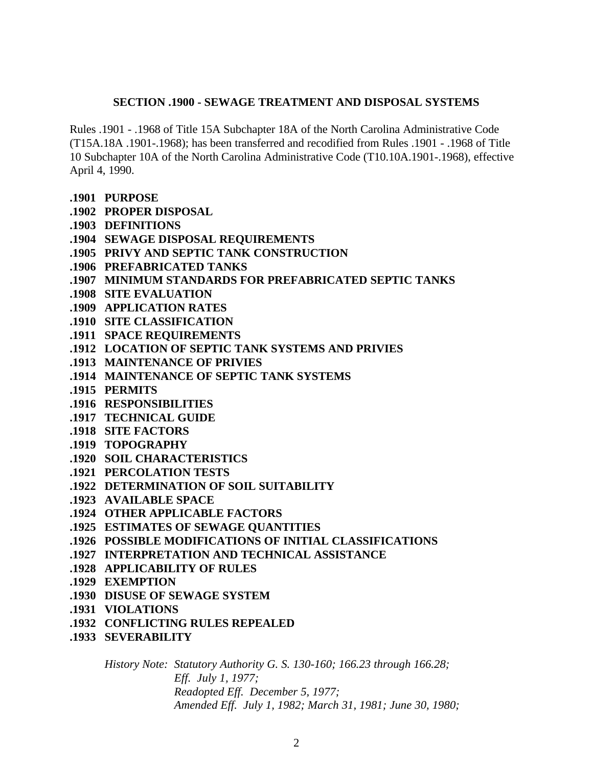## SECTION .1900 - SEWAGE TREATMENT AND DISPOSAL SYSTEMS

Rules .1901 - .1968 of Title 15A Subchapter 18A of the North Carolina Administrative Code (T15A.18A .1901-.1968); has been transferred and recodified from Rules .1901 - .1968 of Title 10 Subchapter 10A of the North Carolina Administrative Code (T10.10A.1901-.1968), effective April 4, 1990.

**.1901 PURPOSE**
**.1902 PROPER DISPOSAL**
**.1903 DEFINITIONS**
**.1904 SEWAGE DISPOSAL REQUIREMENTS**
**.1905 PRIVY AND SEPTIC TANK CONSTRUCTION**
**.1906 PREFABRICATED TANKS**
**.1907 MINIMUM STANDARDS FOR PREFABRICATED SEPTIC TANKS**
**.1908 SITE EVALUATION**
**.1909 APPLICATION RATES**
**.1910 SITE CLASSIFICATION**
**.1911 SPACE REQUIREMENTS**
**.1912 LOCATION OF SEPTIC TANK SYSTEMS AND PRIVIES**
**.1913 MAINTENANCE OF PRIVIES**
**.1914 MAINTENANCE OF SEPTIC TANK SYSTEMS**
**.1915 PERMITS**
**.1916 RESPONSIBILITIES**
**.1917 TECHNICAL GUIDE**
**.1918 SITE FACTORS**
**.1919 TOPOGRAPHY**
**.1920 SOIL CHARACTERISTICS**
**.1921 PERCOLATION TESTS**
**.1922 DETERMINATION OF SOIL SUITABILITY**
**.1923 AVAILABLE SPACE**
**.1924 OTHER APPLICABLE FACTORS**
**.1925 ESTIMATES OF SEWAGE QUANTITIES**
**.1926 POSSIBLE MODIFICATIONS OF INITIAL CLASSIFICATIONS**
**.1927 INTERPRETATION AND TECHNICAL ASSISTANCE**
**.1928 APPLICABILITY OF RULES**
**.1929 EXEMPTION**
**.1930 DISUSE OF SEWAGE SYSTEM**
**.1931 VIOLATIONS**
**.1932 CONFLICTING RULES REPEALED**
**.1933 SEVERABILITY**

*History Note: Statutory Authority G. S. 130-160; 166.23 through 166.28;*
*Eff. July 1, 1977;*
*Readopted Eff. December 5, 1977;*
*Amended Eff. July 1, 1982; March 31, 1981; June 30, 1980;*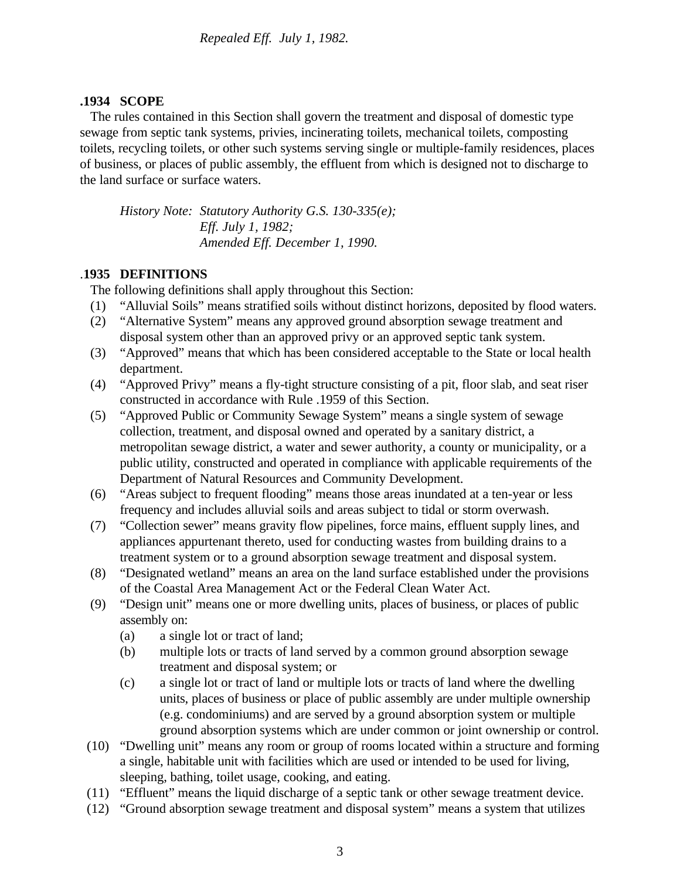*Repealed Eff. July 1, 1982.*

**.1934 SCOPE**

The rules contained in this Section shall govern the treatment and disposal of domestic type sewage from septic tank systems, privies, incinerating toilets, mechanical toilets, composting toilets, recycling toilets, or other such systems serving single or multiple-family residences, places of business, or places of public assembly, the effluent from which is designed not to discharge to the land surface or surface waters.

*History Note: Statutory Authority G.S. 130-335(e);*
*Eff. July 1, 1982;*
*Amended Eff. December 1, 1990.*

**.1935 DEFINITIONS**

The following definitions shall apply throughout this Section:

(1) "Alluvial Soils" means stratified soils without distinct horizons, deposited by flood waters.
(2) "Alternative System" means any approved ground absorption sewage treatment and disposal system other than an approved privy or an approved septic tank system.
(3) "Approved" means that which has been considered acceptable to the State or local health department.
(4) "Approved Privy" means a fly-tight structure consisting of a pit, floor slab, and seat riser constructed in accordance with Rule .1959 of this Section.
(5) "Approved Public or Community Sewage System" means a single system of sewage collection, treatment, and disposal owned and operated by a sanitary district, a metropolitan sewage district, a water and sewer authority, a county or municipality, or a public utility, constructed and operated in compliance with applicable requirements of the Department of Natural Resources and Community Development.
(6) "Areas subject to frequent flooding" means those areas inundated at a ten-year or less frequency and includes alluvial soils and areas subject to tidal or storm overwash.
(7) "Collection sewer" means gravity flow pipelines, force mains, effluent supply lines, and appliances appurtenant thereto, used for conducting wastes from building drains to a treatment system or to a ground absorption sewage treatment and disposal system.
(8) "Designated wetland" means an area on the land surface established under the provisions of the Coastal Area Management Act or the Federal Clean Water Act.
(9) "Design unit" means one or more dwelling units, places of business, or places of public assembly on:
    (a) a single lot or tract of land;
    (b) multiple lots or tracts of land served by a common ground absorption sewage treatment and disposal system; or
    (c) a single lot or tract of land or multiple lots or tracts of land where the dwelling units, places of business or place of public assembly are under multiple ownership (e.g. condominiums) and are served by a ground absorption system or multiple ground absorption systems which are under common or joint ownership or control.
(10) "Dwelling unit" means any room or group of rooms located within a structure and forming a single, habitable unit with facilities which are used or intended to be used for living, sleeping, bathing, toilet usage, cooking, and eating.
(11) "Effluent" means the liquid discharge of a septic tank or other sewage treatment device.
(12) "Ground absorption sewage treatment and disposal system" means a system that utilizes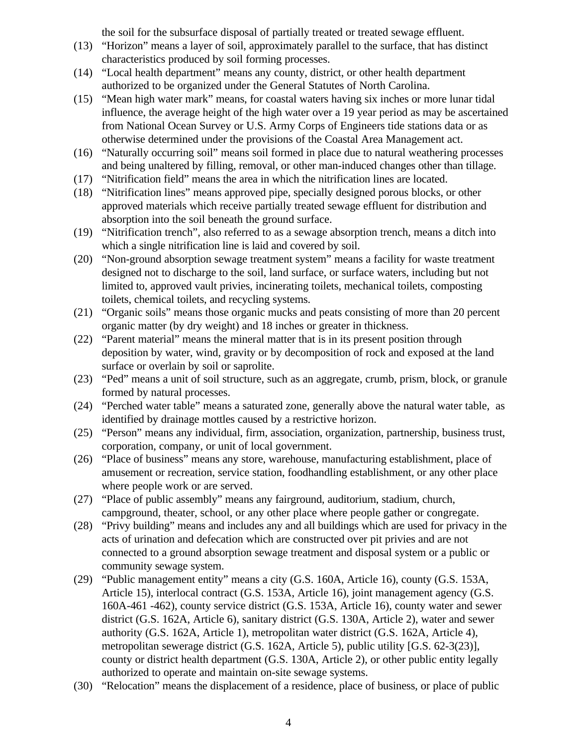the soil for the subsurface disposal of partially treated or treated sewage effluent.

(13) "Horizon" means a layer of soil, approximately parallel to the surface, that has distinct characteristics produced by soil forming processes.

(14) "Local health department" means any county, district, or other health department authorized to be organized under the General Statutes of North Carolina.

(15) "Mean high water mark" means, for coastal waters having six inches or more lunar tidal influence, the average height of the high water over a 19 year period as may be ascertained from National Ocean Survey or U.S. Army Corps of Engineers tide stations data or as otherwise determined under the provisions of the Coastal Area Management act.

(16) "Naturally occurring soil" means soil formed in place due to natural weathering processes and being unaltered by filling, removal, or other man-induced changes other than tillage.

(17) "Nitrification field" means the area in which the nitrification lines are located.

(18) "Nitrification lines" means approved pipe, specially designed porous blocks, or other approved materials which receive partially treated sewage effluent for distribution and absorption into the soil beneath the ground surface.

(19) "Nitrification trench", also referred to as a sewage absorption trench, means a ditch into which a single nitrification line is laid and covered by soil.

(20) "Non-ground absorption sewage treatment system" means a facility for waste treatment designed not to discharge to the soil, land surface, or surface waters, including but not limited to, approved vault privies, incinerating toilets, mechanical toilets, composting toilets, chemical toilets, and recycling systems.

(21) "Organic soils" means those organic mucks and peats consisting of more than 20 percent organic matter (by dry weight) and 18 inches or greater in thickness.

(22) "Parent material" means the mineral matter that is in its present position through deposition by water, wind, gravity or by decomposition of rock and exposed at the land surface or overlain by soil or saprolite.

(23) "Ped" means a unit of soil structure, such as an aggregate, crumb, prism, block, or granule formed by natural processes.

(24) "Perched water table" means a saturated zone, generally above the natural water table, as identified by drainage mottles caused by a restrictive horizon.

(25) "Person" means any individual, firm, association, organization, partnership, business trust, corporation, company, or unit of local government.

(26) "Place of business" means any store, warehouse, manufacturing establishment, place of amusement or recreation, service station, foodhandling establishment, or any other place where people work or are served.

(27) "Place of public assembly" means any fairground, auditorium, stadium, church, campground, theater, school, or any other place where people gather or congregate.

(28) "Privy building" means and includes any and all buildings which are used for privacy in the acts of urination and defecation which are constructed over pit privies and are not connected to a ground absorption sewage treatment and disposal system or a public or community sewage system.

(29) "Public management entity" means a city (G.S. 160A, Article 16), county (G.S. 153A, Article 15), interlocal contract (G.S. 153A, Article 16), joint management agency (G.S. 160A-461 -462), county service district (G.S. 153A, Article 16), county water and sewer district (G.S. 162A, Article 6), sanitary district (G.S. 130A, Article 2), water and sewer authority (G.S. 162A, Article 1), metropolitan water district (G.S. 162A, Article 4), metropolitan sewerage district (G.S. 162A, Article 5), public utility [G.S. 62-3(23)], county or district health department (G.S. 130A, Article 2), or other public entity legally authorized to operate and maintain on-site sewage systems.

(30) "Relocation" means the displacement of a residence, place of business, or place of public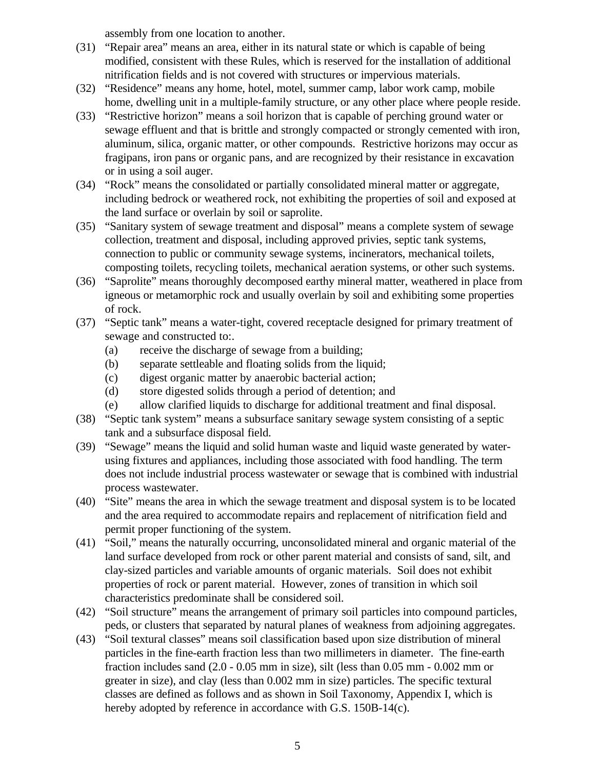assembly from one location to another.

(31) "Repair area" means an area, either in its natural state or which is capable of being modified, consistent with these Rules, which is reserved for the installation of additional nitrification fields and is not covered with structures or impervious materials.

(32) "Residence" means any home, hotel, motel, summer camp, labor work camp, mobile home, dwelling unit in a multiple-family structure, or any other place where people reside.

(33) "Restrictive horizon" means a soil horizon that is capable of perching ground water or sewage effluent and that is brittle and strongly compacted or strongly cemented with iron, aluminum, silica, organic matter, or other compounds. Restrictive horizons may occur as fragipans, iron pans or organic pans, and are recognized by their resistance in excavation or in using a soil auger.

(34) "Rock" means the consolidated or partially consolidated mineral matter or aggregate, including bedrock or weathered rock, not exhibiting the properties of soil and exposed at the land surface or overlain by soil or saprolite.

(35) "Sanitary system of sewage treatment and disposal" means a complete system of sewage collection, treatment and disposal, including approved privies, septic tank systems, connection to public or community sewage systems, incinerators, mechanical toilets, composting toilets, recycling toilets, mechanical aeration systems, or other such systems.

(36) "Saprolite" means thoroughly decomposed earthy mineral matter, weathered in place from igneous or metamorphic rock and usually overlain by soil and exhibiting some properties of rock.

(37) "Septic tank" means a water-tight, covered receptacle designed for primary treatment of sewage and constructed to:.

- (a) receive the discharge of sewage from a building;
- (b) separate settleable and floating solids from the liquid;
- (c) digest organic matter by anaerobic bacterial action;
- (d) store digested solids through a period of detention; and
- (e) allow clarified liquids to discharge for additional treatment and final disposal.

(38) "Septic tank system" means a subsurface sanitary sewage system consisting of a septic tank and a subsurface disposal field.

(39) "Sewage" means the liquid and solid human waste and liquid waste generated by water-using fixtures and appliances, including those associated with food handling. The term does not include industrial process wastewater or sewage that is combined with industrial process wastewater.

(40) "Site" means the area in which the sewage treatment and disposal system is to be located and the area required to accommodate repairs and replacement of nitrification field and permit proper functioning of the system.

(41) "Soil," means the naturally occurring, unconsolidated mineral and organic material of the land surface developed from rock or other parent material and consists of sand, silt, and clay-sized particles and variable amounts of organic materials. Soil does not exhibit properties of rock or parent material. However, zones of transition in which soil characteristics predominate shall be considered soil.

(42) "Soil structure" means the arrangement of primary soil particles into compound particles, peds, or clusters that separated by natural planes of weakness from adjoining aggregates.

(43) "Soil textural classes" means soil classification based upon size distribution of mineral particles in the fine-earth fraction less than two millimeters in diameter. The fine-earth fraction includes sand (2.0 - 0.05 mm in size), silt (less than 0.05 mm - 0.002 mm or greater in size), and clay (less than 0.002 mm in size) particles. The specific textural classes are defined as follows and as shown in Soil Taxonomy, Appendix I, which is hereby adopted by reference in accordance with G.S. 150B-14(c).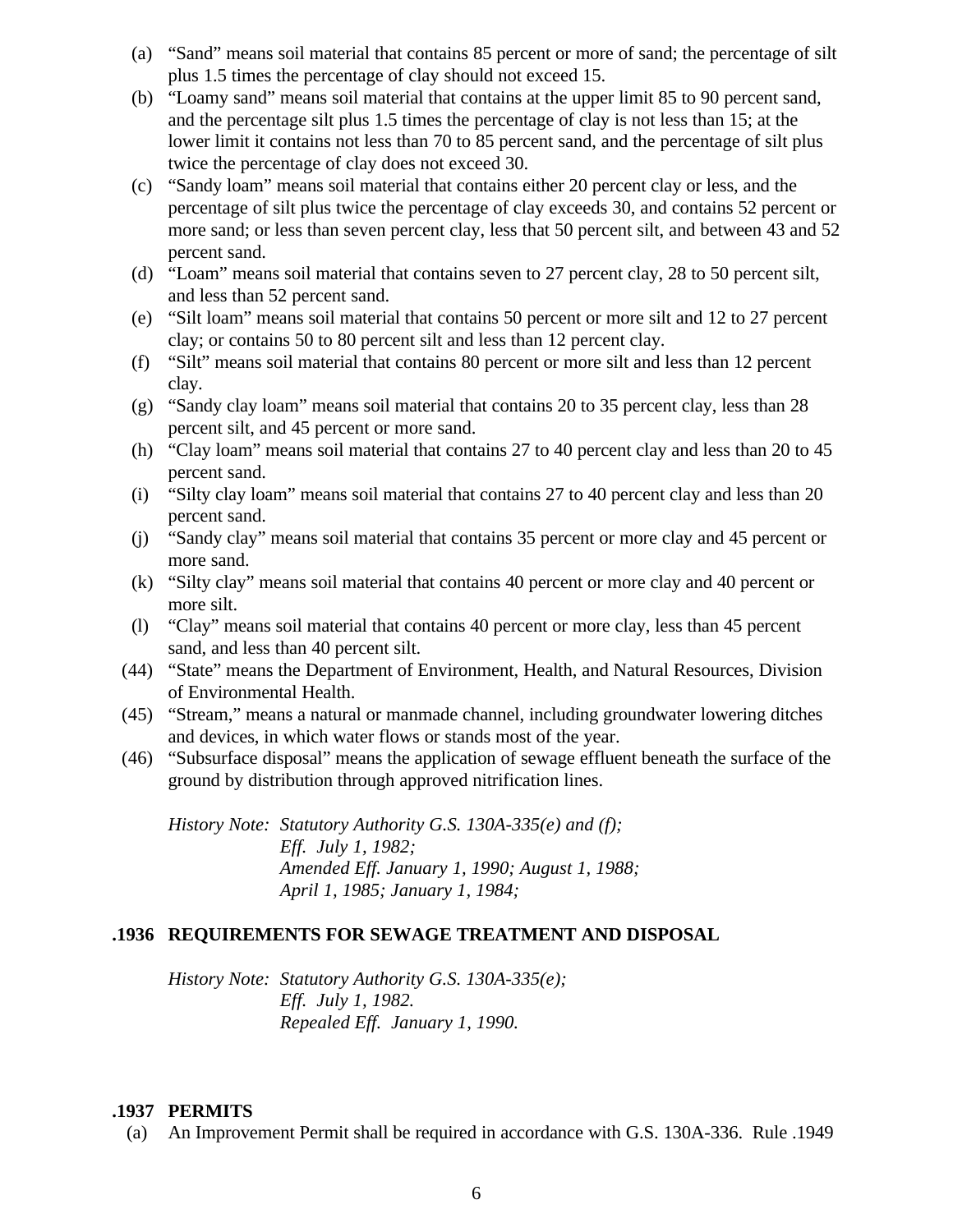(a) "Sand" means soil material that contains 85 percent or more of sand; the percentage of silt plus 1.5 times the percentage of clay should not exceed 15.

(b) "Loamy sand" means soil material that contains at the upper limit 85 to 90 percent sand, and the percentage silt plus 1.5 times the percentage of clay is not less than 15; at the lower limit it contains not less than 70 to 85 percent sand, and the percentage of silt plus twice the percentage of clay does not exceed 30.

(c) "Sandy loam" means soil material that contains either 20 percent clay or less, and the percentage of silt plus twice the percentage of clay exceeds 30, and contains 52 percent or more sand; or less than seven percent clay, less that 50 percent silt, and between 43 and 52 percent sand.

(d) "Loam" means soil material that contains seven to 27 percent clay, 28 to 50 percent silt, and less than 52 percent sand.

(e) "Silt loam" means soil material that contains 50 percent or more silt and 12 to 27 percent clay; or contains 50 to 80 percent silt and less than 12 percent clay.

(f) "Silt" means soil material that contains 80 percent or more silt and less than 12 percent clay.

(g) "Sandy clay loam" means soil material that contains 20 to 35 percent clay, less than 28 percent silt, and 45 percent or more sand.

(h) "Clay loam" means soil material that contains 27 to 40 percent clay and less than 20 to 45 percent sand.

(i) "Silty clay loam" means soil material that contains 27 to 40 percent clay and less than 20 percent sand.

(j) "Sandy clay" means soil material that contains 35 percent or more clay and 45 percent or more sand.

(k) "Silty clay" means soil material that contains 40 percent or more clay and 40 percent or more silt.

(l) "Clay" means soil material that contains 40 percent or more clay, less than 45 percent sand, and less than 40 percent silt.

(44) "State" means the Department of Environment, Health, and Natural Resources, Division of Environmental Health.

(45) "Stream," means a natural or manmade channel, including groundwater lowering ditches and devices, in which water flows or stands most of the year.

(46) "Subsurface disposal" means the application of sewage effluent beneath the surface of the ground by distribution through approved nitrification lines.

*History Note: Statutory Authority G.S. 130A-335(e) and (f);*
*Eff. July 1, 1982;*
*Amended Eff. January 1, 1990; August 1, 1988;*
*April 1, 1985; January 1, 1984;*

### .1936 REQUIREMENTS FOR SEWAGE TREATMENT AND DISPOSAL

*History Note: Statutory Authority G.S. 130A-335(e);*
*Eff. July 1, 1982.*
*Repealed Eff. January 1, 1990.*

### .1937 PERMITS

(a) An Improvement Permit shall be required in accordance with G.S. 130A-336. Rule .1949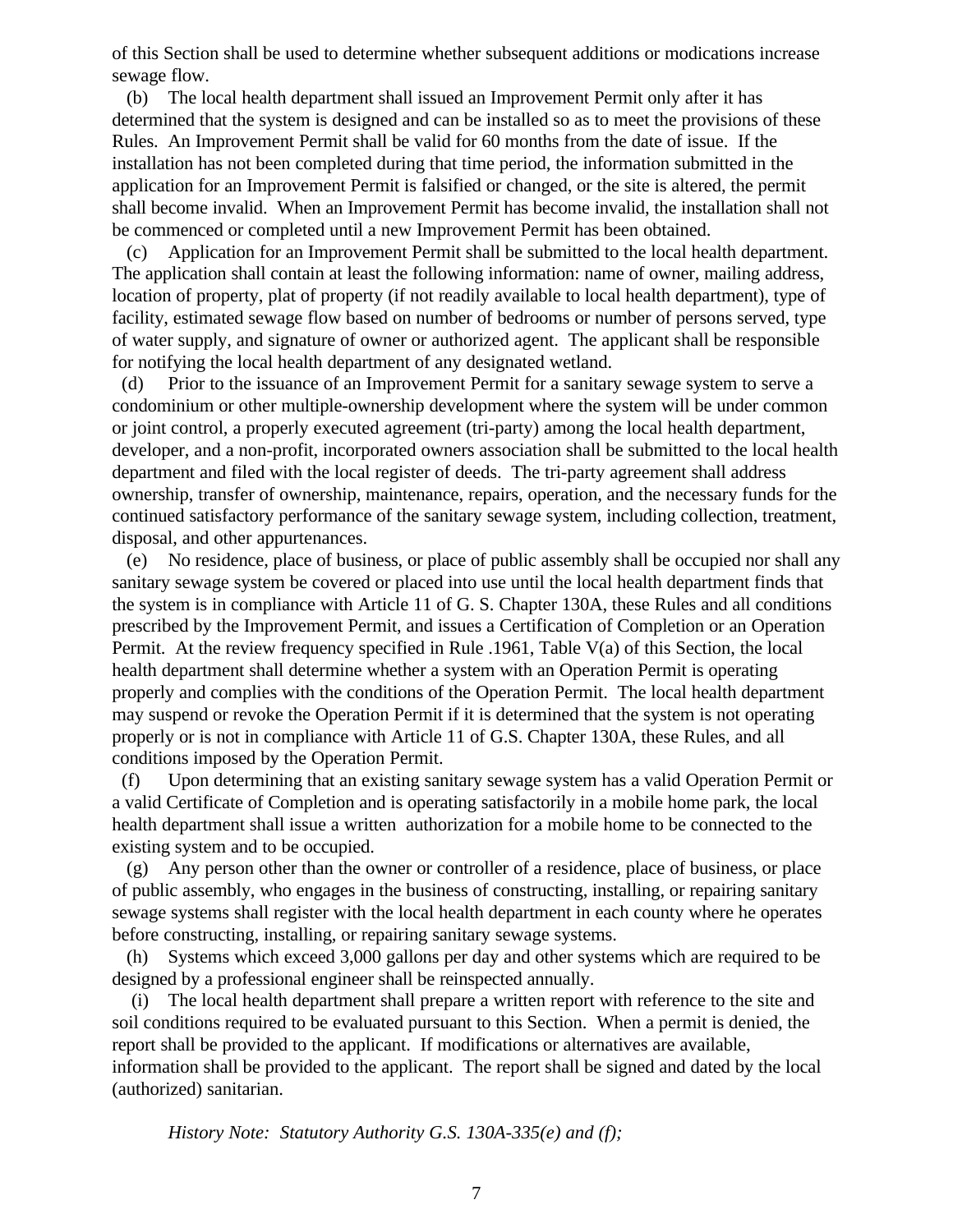of this Section shall be used to determine whether subsequent additions or modications increase sewage flow.

(b) The local health department shall issued an Improvement Permit only after it has determined that the system is designed and can be installed so as to meet the provisions of these Rules. An Improvement Permit shall be valid for 60 months from the date of issue. If the installation has not been completed during that time period, the information submitted in the application for an Improvement Permit is falsified or changed, or the site is altered, the permit shall become invalid. When an Improvement Permit has become invalid, the installation shall not be commenced or completed until a new Improvement Permit has been obtained.

(c) Application for an Improvement Permit shall be submitted to the local health department. The application shall contain at least the following information: name of owner, mailing address, location of property, plat of property (if not readily available to local health department), type of facility, estimated sewage flow based on number of bedrooms or number of persons served, type of water supply, and signature of owner or authorized agent. The applicant shall be responsible for notifying the local health department of any designated wetland.

(d) Prior to the issuance of an Improvement Permit for a sanitary sewage system to serve a condominium or other multiple-ownership development where the system will be under common or joint control, a properly executed agreement (tri-party) among the local health department, developer, and a non-profit, incorporated owners association shall be submitted to the local health department and filed with the local register of deeds. The tri-party agreement shall address ownership, transfer of ownership, maintenance, repairs, operation, and the necessary funds for the continued satisfactory performance of the sanitary sewage system, including collection, treatment, disposal, and other appurtenances.

(e) No residence, place of business, or place of public assembly shall be occupied nor shall any sanitary sewage system be covered or placed into use until the local health department finds that the system is in compliance with Article 11 of G. S. Chapter 130A, these Rules and all conditions prescribed by the Improvement Permit, and issues a Certification of Completion or an Operation Permit. At the review frequency specified in Rule .1961, Table V(a) of this Section, the local health department shall determine whether a system with an Operation Permit is operating properly and complies with the conditions of the Operation Permit. The local health department may suspend or revoke the Operation Permit if it is determined that the system is not operating properly or is not in compliance with Article 11 of G.S. Chapter 130A, these Rules, and all conditions imposed by the Operation Permit.

(f) Upon determining that an existing sanitary sewage system has a valid Operation Permit or a valid Certificate of Completion and is operating satisfactorily in a mobile home park, the local health department shall issue a written authorization for a mobile home to be connected to the existing system and to be occupied.

(g) Any person other than the owner or controller of a residence, place of business, or place of public assembly, who engages in the business of constructing, installing, or repairing sanitary sewage systems shall register with the local health department in each county where he operates before constructing, installing, or repairing sanitary sewage systems.

(h) Systems which exceed 3,000 gallons per day and other systems which are required to be designed by a professional engineer shall be reinspected annually.

(i) The local health department shall prepare a written report with reference to the site and soil conditions required to be evaluated pursuant to this Section. When a permit is denied, the report shall be provided to the applicant. If modifications or alternatives are available, information shall be provided to the applicant. The report shall be signed and dated by the local (authorized) sanitarian.

*History Note: Statutory Authority G.S. 130A-335(e) and (f);*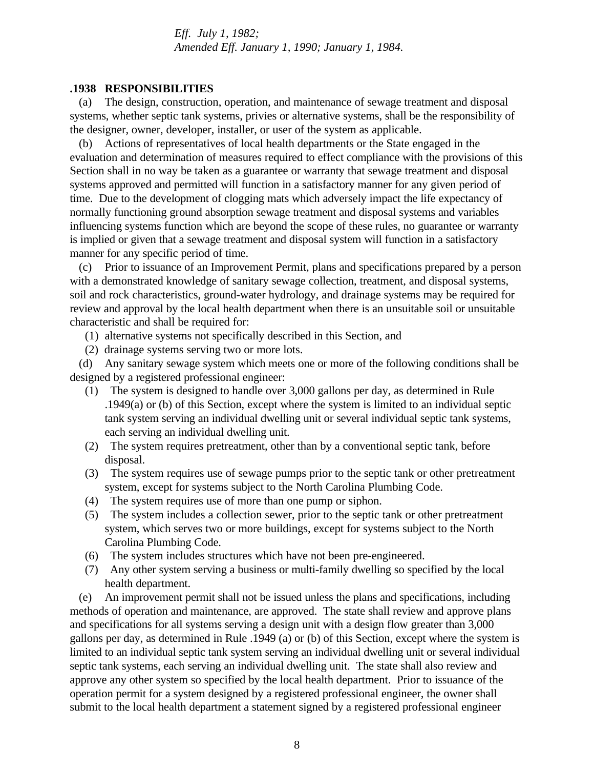*Eff. July 1, 1982;*
*Amended Eff. January 1, 1990; January 1, 1984.*

**.1938 RESPONSIBILITIES**

(a) The design, construction, operation, and maintenance of sewage treatment and disposal systems, whether septic tank systems, privies or alternative systems, shall be the responsibility of the designer, owner, developer, installer, or user of the system as applicable.

(b) Actions of representatives of local health departments or the State engaged in the evaluation and determination of measures required to effect compliance with the provisions of this Section shall in no way be taken as a guarantee or warranty that sewage treatment and disposal systems approved and permitted will function in a satisfactory manner for any given period of time. Due to the development of clogging mats which adversely impact the life expectancy of normally functioning ground absorption sewage treatment and disposal systems and variables influencing systems function which are beyond the scope of these rules, no guarantee or warranty is implied or given that a sewage treatment and disposal system will function in a satisfactory manner for any specific period of time.

(c) Prior to issuance of an Improvement Permit, plans and specifications prepared by a person with a demonstrated knowledge of sanitary sewage collection, treatment, and disposal systems, soil and rock characteristics, ground-water hydrology, and drainage systems may be required for review and approval by the local health department when there is an unsuitable soil or unsuitable characteristic and shall be required for:

(1) alternative systems not specifically described in this Section, and
(2) drainage systems serving two or more lots.

(d) Any sanitary sewage system which meets one or more of the following conditions shall be designed by a registered professional engineer:

(1) The system is designed to handle over 3,000 gallons per day, as determined in Rule .1949(a) or (b) of this Section, except where the system is limited to an individual septic tank system serving an individual dwelling unit or several individual septic tank systems, each serving an individual dwelling unit.
(2) The system requires pretreatment, other than by a conventional septic tank, before disposal.
(3) The system requires use of sewage pumps prior to the septic tank or other pretreatment system, except for systems subject to the North Carolina Plumbing Code.
(4) The system requires use of more than one pump or siphon.
(5) The system includes a collection sewer, prior to the septic tank or other pretreatment system, which serves two or more buildings, except for systems subject to the North Carolina Plumbing Code.
(6) The system includes structures which have not been pre-engineered.
(7) Any other system serving a business or multi-family dwelling so specified by the local health department.

(e) An improvement permit shall not be issued unless the plans and specifications, including methods of operation and maintenance, are approved. The state shall review and approve plans and specifications for all systems serving a design unit with a design flow greater than 3,000 gallons per day, as determined in Rule .1949 (a) or (b) of this Section, except where the system is limited to an individual septic tank system serving an individual dwelling unit or several individual septic tank systems, each serving an individual dwelling unit. The state shall also review and approve any other system so specified by the local health department. Prior to issuance of the operation permit for a system designed by a registered professional engineer, the owner shall submit to the local health department a statement signed by a registered professional engineer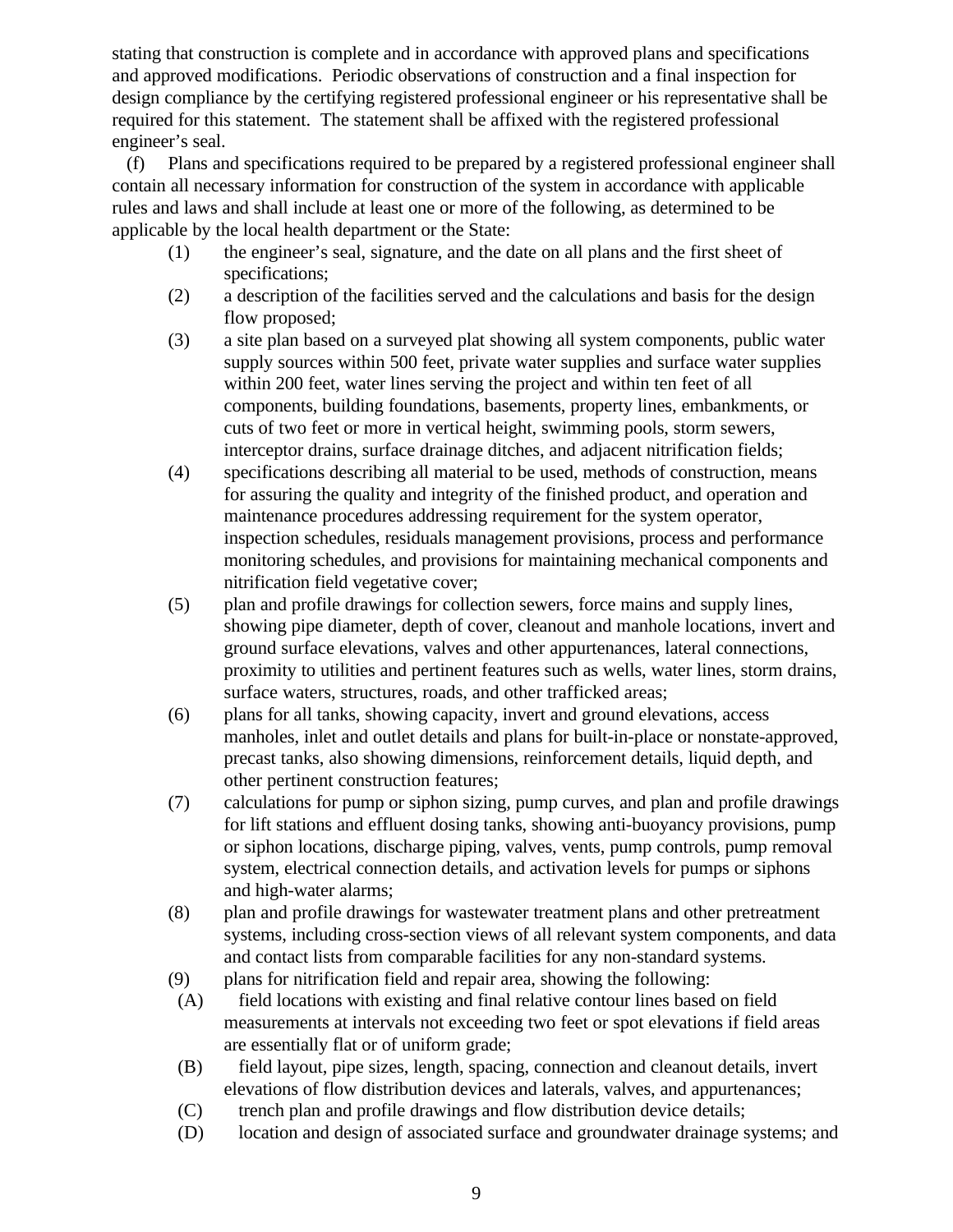stating that construction is complete and in accordance with approved plans and specifications and approved modifications. Periodic observations of construction and a final inspection for design compliance by the certifying registered professional engineer or his representative shall be required for this statement. The statement shall be affixed with the registered professional engineer's seal.

(f) Plans and specifications required to be prepared by a registered professional engineer shall contain all necessary information for construction of the system in accordance with applicable rules and laws and shall include at least one or more of the following, as determined to be applicable by the local health department or the State:

(1) the engineer's seal, signature, and the date on all plans and the first sheet of specifications;

(2) a description of the facilities served and the calculations and basis for the design flow proposed;

(3) a site plan based on a surveyed plat showing all system components, public water supply sources within 500 feet, private water supplies and surface water supplies within 200 feet, water lines serving the project and within ten feet of all components, building foundations, basements, property lines, embankments, or cuts of two feet or more in vertical height, swimming pools, storm sewers, interceptor drains, surface drainage ditches, and adjacent nitrification fields;

(4) specifications describing all material to be used, methods of construction, means for assuring the quality and integrity of the finished product, and operation and maintenance procedures addressing requirement for the system operator, inspection schedules, residuals management provisions, process and performance monitoring schedules, and provisions for maintaining mechanical components and nitrification field vegetative cover;

(5) plan and profile drawings for collection sewers, force mains and supply lines, showing pipe diameter, depth of cover, cleanout and manhole locations, invert and ground surface elevations, valves and other appurtenances, lateral connections, proximity to utilities and pertinent features such as wells, water lines, storm drains, surface waters, structures, roads, and other trafficked areas;

(6) plans for all tanks, showing capacity, invert and ground elevations, access manholes, inlet and outlet details and plans for built-in-place or nonstate-approved, precast tanks, also showing dimensions, reinforcement details, liquid depth, and other pertinent construction features;

(7) calculations for pump or siphon sizing, pump curves, and plan and profile drawings for lift stations and effluent dosing tanks, showing anti-buoyancy provisions, pump or siphon locations, discharge piping, valves, vents, pump controls, pump removal system, electrical connection details, and activation levels for pumps or siphons and high-water alarms;

(8) plan and profile drawings for wastewater treatment plans and other pretreatment systems, including cross-section views of all relevant system components, and data and contact lists from comparable facilities for any non-standard systems.

(9) plans for nitrification field and repair area, showing the following:

(A) field locations with existing and final relative contour lines based on field measurements at intervals not exceeding two feet or spot elevations if field areas are essentially flat or of uniform grade;

(B) field layout, pipe sizes, length, spacing, connection and cleanout details, invert elevations of flow distribution devices and laterals, valves, and appurtenances;

(C) trench plan and profile drawings and flow distribution device details;

(D) location and design of associated surface and groundwater drainage systems; and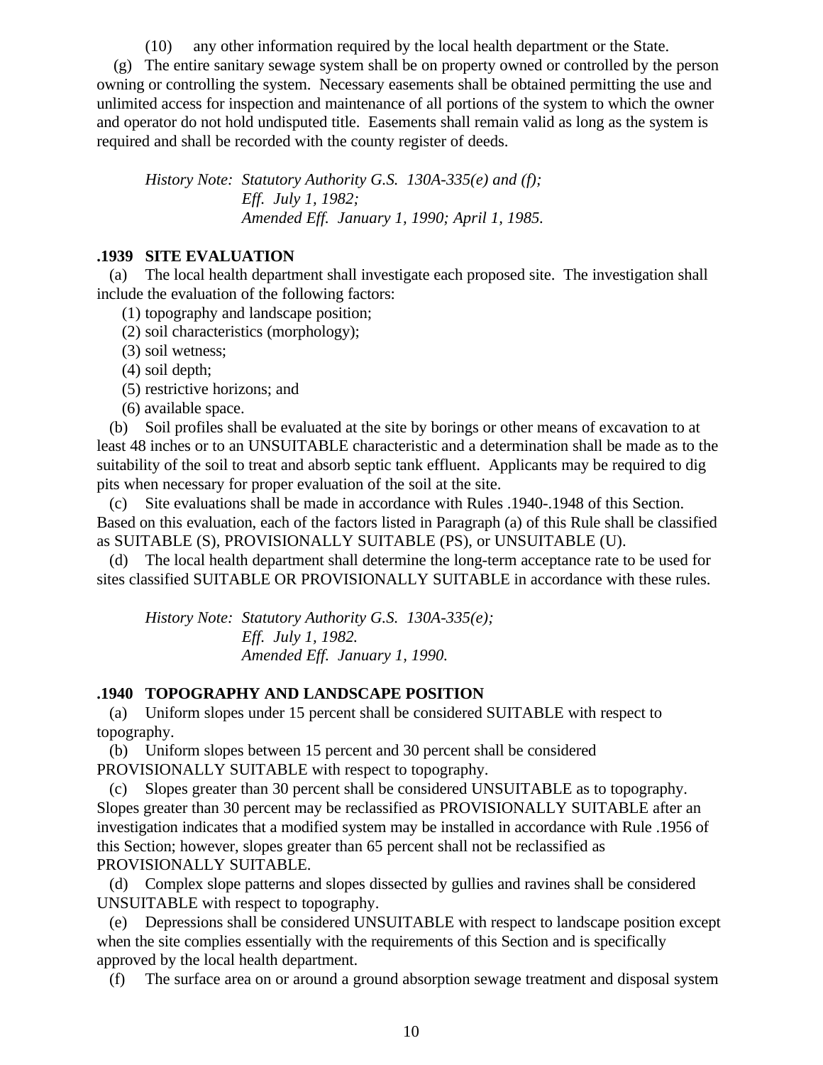(10) any other information required by the local health department or the State.

(g) The entire sanitary sewage system shall be on property owned or controlled by the person owning or controlling the system. Necessary easements shall be obtained permitting the use and unlimited access for inspection and maintenance of all portions of the system to which the owner and operator do not hold undisputed title. Easements shall remain valid as long as the system is required and shall be recorded with the county register of deeds.

*History Note: Statutory Authority G.S. 130A-335(e) and (f);*
*Eff. July 1, 1982;*
*Amended Eff. January 1, 1990; April 1, 1985.*

**.1939 SITE EVALUATION**

(a) The local health department shall investigate each proposed site. The investigation shall include the evaluation of the following factors:

(1) topography and landscape position;
(2) soil characteristics (morphology);
(3) soil wetness;
(4) soil depth;
(5) restrictive horizons; and
(6) available space.

(b) Soil profiles shall be evaluated at the site by borings or other means of excavation to at least 48 inches or to an UNSUITABLE characteristic and a determination shall be made as to the suitability of the soil to treat and absorb septic tank effluent. Applicants may be required to dig pits when necessary for proper evaluation of the soil at the site.

(c) Site evaluations shall be made in accordance with Rules .1940-.1948 of this Section. Based on this evaluation, each of the factors listed in Paragraph (a) of this Rule shall be classified as SUITABLE (S), PROVISIONALLY SUITABLE (PS), or UNSUITABLE (U).

(d) The local health department shall determine the long-term acceptance rate to be used for sites classified SUITABLE OR PROVISIONALLY SUITABLE in accordance with these rules.

*History Note: Statutory Authority G.S. 130A-335(e);*
*Eff. July 1, 1982.*
*Amended Eff. January 1, 1990.*

**.1940 TOPOGRAPHY AND LANDSCAPE POSITION**

(a) Uniform slopes under 15 percent shall be considered SUITABLE with respect to topography.

(b) Uniform slopes between 15 percent and 30 percent shall be considered PROVISIONALLY SUITABLE with respect to topography.

(c) Slopes greater than 30 percent shall be considered UNSUITABLE as to topography. Slopes greater than 30 percent may be reclassified as PROVISIONALLY SUITABLE after an investigation indicates that a modified system may be installed in accordance with Rule .1956 of this Section; however, slopes greater than 65 percent shall not be reclassified as PROVISIONALLY SUITABLE.

(d) Complex slope patterns and slopes dissected by gullies and ravines shall be considered UNSUITABLE with respect to topography.

(e) Depressions shall be considered UNSUITABLE with respect to landscape position except when the site complies essentially with the requirements of this Section and is specifically approved by the local health department.

(f) The surface area on or around a ground absorption sewage treatment and disposal system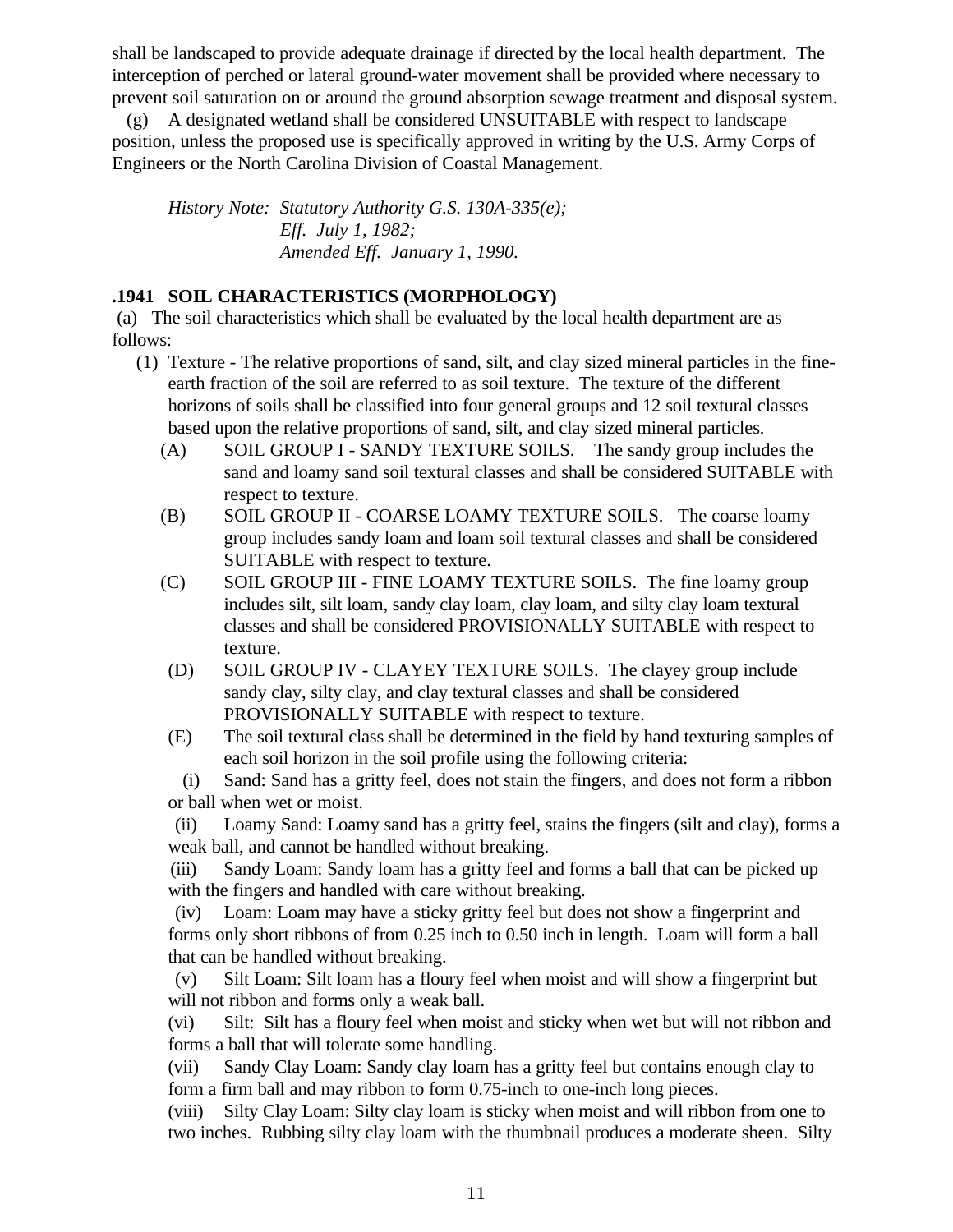shall be landscaped to provide adequate drainage if directed by the local health department. The interception of perched or lateral ground-water movement shall be provided where necessary to prevent soil saturation on or around the ground absorption sewage treatment and disposal system.

(g) A designated wetland shall be considered UNSUITABLE with respect to landscape position, unless the proposed use is specifically approved in writing by the U.S. Army Corps of Engineers or the North Carolina Division of Coastal Management.

*History Note: Statutory Authority G.S. 130A-335(e);*
*Eff. July 1, 1982;*
*Amended Eff. January 1, 1990.*

### .1941 SOIL CHARACTERISTICS (MORPHOLOGY)

(a) The soil characteristics which shall be evaluated by the local health department are as follows:

(1) Texture - The relative proportions of sand, silt, and clay sized mineral particles in the fine-earth fraction of the soil are referred to as soil texture. The texture of the different horizons of soils shall be classified into four general groups and 12 soil textural classes based upon the relative proportions of sand, silt, and clay sized mineral particles.

(A) SOIL GROUP I - SANDY TEXTURE SOILS. The sandy group includes the sand and loamy sand soil textural classes and shall be considered SUITABLE with respect to texture.

(B) SOIL GROUP II - COARSE LOAMY TEXTURE SOILS. The coarse loamy group includes sandy loam and loam soil textural classes and shall be considered SUITABLE with respect to texture.

(C) SOIL GROUP III - FINE LOAMY TEXTURE SOILS. The fine loamy group includes silt, silt loam, sandy clay loam, clay loam, and silty clay loam textural classes and shall be considered PROVISIONALLY SUITABLE with respect to texture.

(D) SOIL GROUP IV - CLAYEY TEXTURE SOILS. The clayey group include sandy clay, silty clay, and clay textural classes and shall be considered PROVISIONALLY SUITABLE with respect to texture.

(E) The soil textural class shall be determined in the field by hand texturing samples of each soil horizon in the soil profile using the following criteria:

(i) Sand: Sand has a gritty feel, does not stain the fingers, and does not form a ribbon or ball when wet or moist.

(ii) Loamy Sand: Loamy sand has a gritty feel, stains the fingers (silt and clay), forms a weak ball, and cannot be handled without breaking.

(iii) Sandy Loam: Sandy loam has a gritty feel and forms a ball that can be picked up with the fingers and handled with care without breaking.

(iv) Loam: Loam may have a sticky gritty feel but does not show a fingerprint and forms only short ribbons of from 0.25 inch to 0.50 inch in length. Loam will form a ball that can be handled without breaking.

(v) Silt Loam: Silt loam has a floury feel when moist and will show a fingerprint but will not ribbon and forms only a weak ball.

(vi) Silt: Silt has a floury feel when moist and sticky when wet but will not ribbon and forms a ball that will tolerate some handling.

(vii) Sandy Clay Loam: Sandy clay loam has a gritty feel but contains enough clay to form a firm ball and may ribbon to form 0.75-inch to one-inch long pieces.

(viii) Silty Clay Loam: Silty clay loam is sticky when moist and will ribbon from one to two inches. Rubbing silty clay loam with the thumbnail produces a moderate sheen. Silty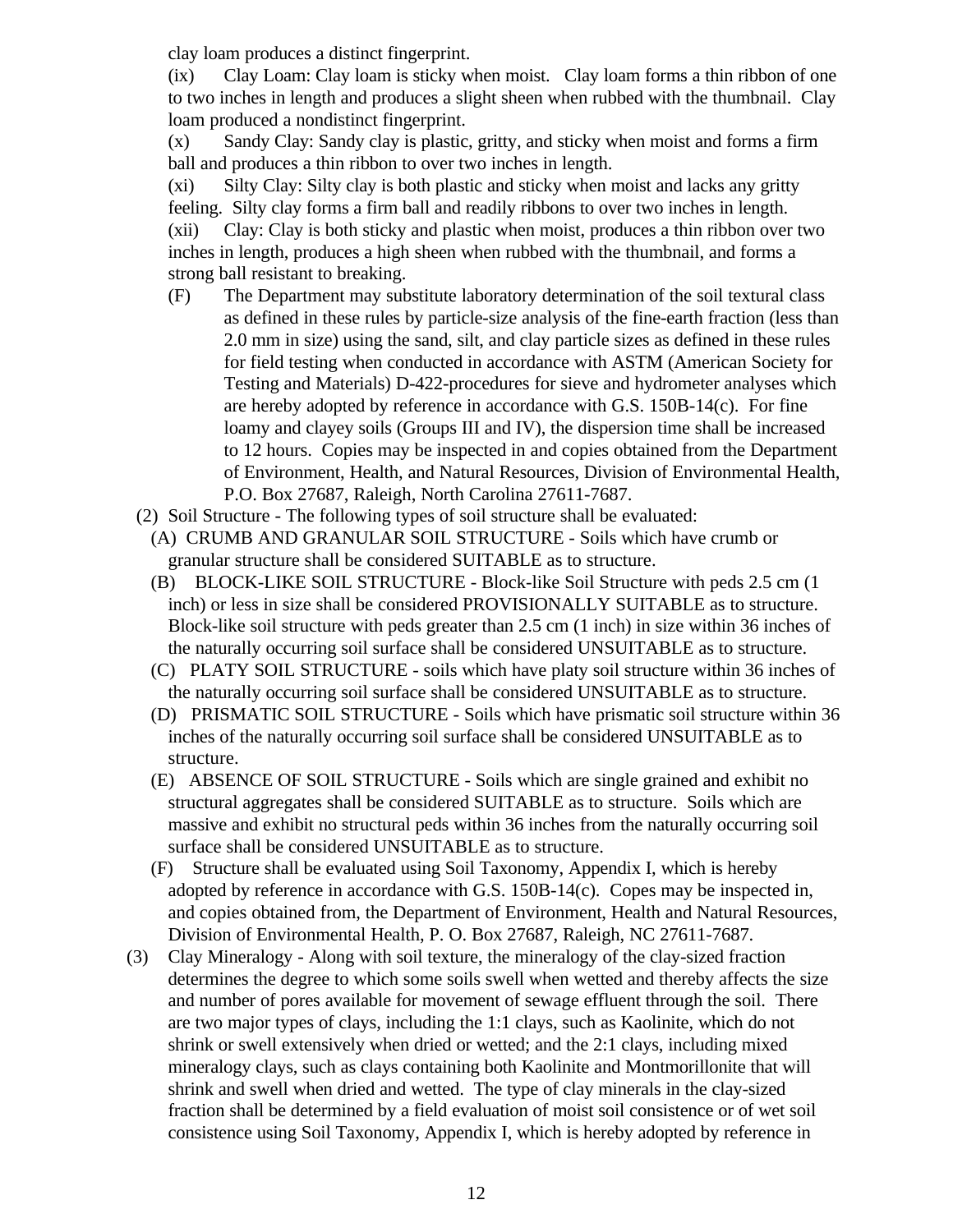clay loam produces a distinct fingerprint.

(ix) Clay Loam: Clay loam is sticky when moist. Clay loam forms a thin ribbon of one to two inches in length and produces a slight sheen when rubbed with the thumbnail. Clay loam produced a nondistinct fingerprint.

(x) Sandy Clay: Sandy clay is plastic, gritty, and sticky when moist and forms a firm ball and produces a thin ribbon to over two inches in length.

(xi) Silty Clay: Silty clay is both plastic and sticky when moist and lacks any gritty feeling. Silty clay forms a firm ball and readily ribbons to over two inches in length.

(xii) Clay: Clay is both sticky and plastic when moist, produces a thin ribbon over two inches in length, produces a high sheen when rubbed with the thumbnail, and forms a strong ball resistant to breaking.

(F) The Department may substitute laboratory determination of the soil textural class as defined in these rules by particle-size analysis of the fine-earth fraction (less than 2.0 mm in size) using the sand, silt, and clay particle sizes as defined in these rules for field testing when conducted in accordance with ASTM (American Society for Testing and Materials) D-422-procedures for sieve and hydrometer analyses which are hereby adopted by reference in accordance with G.S. 150B-14(c). For fine loamy and clayey soils (Groups III and IV), the dispersion time shall be increased to 12 hours. Copies may be inspected in and copies obtained from the Department of Environment, Health, and Natural Resources, Division of Environmental Health, P.O. Box 27687, Raleigh, North Carolina 27611-7687.

(2) Soil Structure - The following types of soil structure shall be evaluated:

(A) CRUMB AND GRANULAR SOIL STRUCTURE - Soils which have crumb or granular structure shall be considered SUITABLE as to structure.

(B) BLOCK-LIKE SOIL STRUCTURE - Block-like Soil Structure with peds 2.5 cm (1 inch) or less in size shall be considered PROVISIONALLY SUITABLE as to structure. Block-like soil structure with peds greater than 2.5 cm (1 inch) in size within 36 inches of the naturally occurring soil surface shall be considered UNSUITABLE as to structure.

(C) PLATY SOIL STRUCTURE - soils which have platy soil structure within 36 inches of the naturally occurring soil surface shall be considered UNSUITABLE as to structure.

(D) PRISMATIC SOIL STRUCTURE - Soils which have prismatic soil structure within 36 inches of the naturally occurring soil surface shall be considered UNSUITABLE as to structure.

(E) ABSENCE OF SOIL STRUCTURE - Soils which are single grained and exhibit no structural aggregates shall be considered SUITABLE as to structure. Soils which are massive and exhibit no structural peds within 36 inches from the naturally occurring soil surface shall be considered UNSUITABLE as to structure.

(F) Structure shall be evaluated using Soil Taxonomy, Appendix I, which is hereby adopted by reference in accordance with G.S. 150B-14(c). Copes may be inspected in, and copies obtained from, the Department of Environment, Health and Natural Resources, Division of Environmental Health, P. O. Box 27687, Raleigh, NC 27611-7687.

(3) Clay Mineralogy - Along with soil texture, the mineralogy of the clay-sized fraction determines the degree to which some soils swell when wetted and thereby affects the size and number of pores available for movement of sewage effluent through the soil. There are two major types of clays, including the 1:1 clays, such as Kaolinite, which do not shrink or swell extensively when dried or wetted; and the 2:1 clays, including mixed mineralogy clays, such as clays containing both Kaolinite and Montmorillonite that will shrink and swell when dried and wetted. The type of clay minerals in the clay-sized fraction shall be determined by a field evaluation of moist soil consistence or of wet soil consistence using Soil Taxonomy, Appendix I, which is hereby adopted by reference in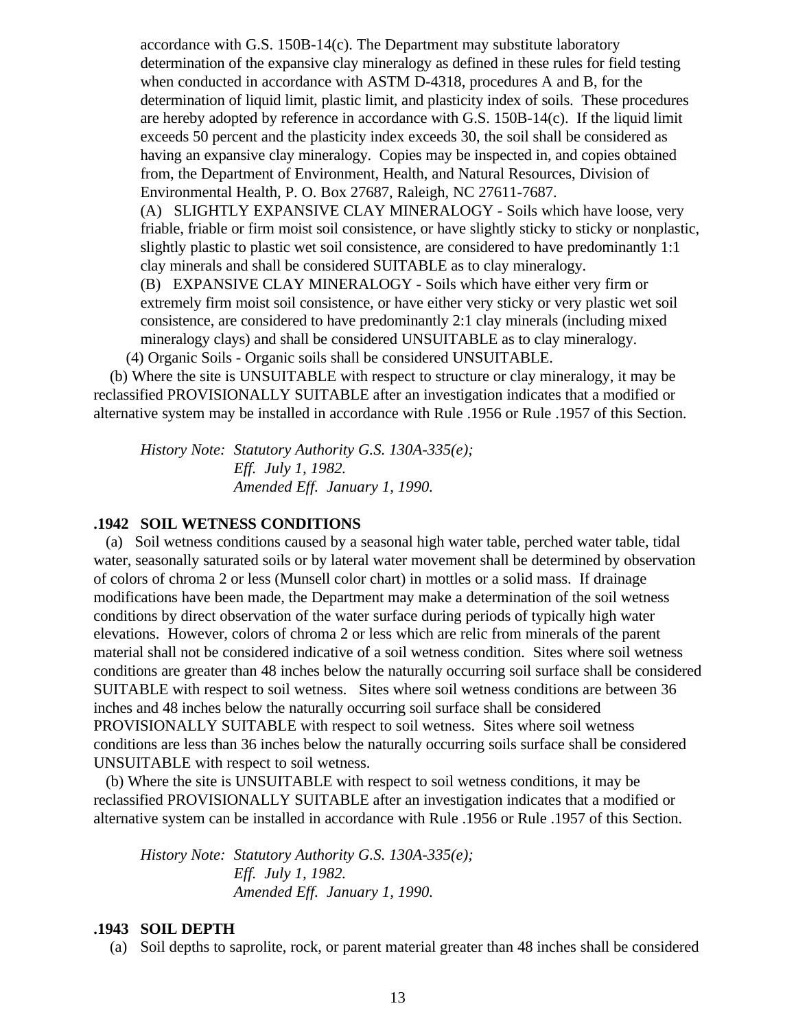accordance with G.S. 150B-14(c). The Department may substitute laboratory determination of the expansive clay mineralogy as defined in these rules for field testing when conducted in accordance with ASTM D-4318, procedures A and B, for the determination of liquid limit, plastic limit, and plasticity index of soils. These procedures are hereby adopted by reference in accordance with G.S. 150B-14(c). If the liquid limit exceeds 50 percent and the plasticity index exceeds 30, the soil shall be considered as having an expansive clay mineralogy. Copies may be inspected in, and copies obtained from, the Department of Environment, Health, and Natural Resources, Division of Environmental Health, P. O. Box 27687, Raleigh, NC 27611-7687.

(A) SLIGHTLY EXPANSIVE CLAY MINERALOGY - Soils which have loose, very friable, friable or firm moist soil consistence, or have slightly sticky to sticky or nonplastic, slightly plastic to plastic wet soil consistence, are considered to have predominantly 1:1 clay minerals and shall be considered SUITABLE as to clay mineralogy.

(B) EXPANSIVE CLAY MINERALOGY - Soils which have either very firm or extremely firm moist soil consistence, or have either very sticky or very plastic wet soil consistence, are considered to have predominantly 2:1 clay minerals (including mixed mineralogy clays) and shall be considered UNSUITABLE as to clay mineralogy.

(4) Organic Soils - Organic soils shall be considered UNSUITABLE.

(b) Where the site is UNSUITABLE with respect to structure or clay mineralogy, it may be reclassified PROVISIONALLY SUITABLE after an investigation indicates that a modified or alternative system may be installed in accordance with Rule .1956 or Rule .1957 of this Section.

*History Note: Statutory Authority G.S. 130A-335(e);*
*Eff. July 1, 1982.*
*Amended Eff. January 1, 1990.*

**.1942 SOIL WETNESS CONDITIONS**

(a) Soil wetness conditions caused by a seasonal high water table, perched water table, tidal water, seasonally saturated soils or by lateral water movement shall be determined by observation of colors of chroma 2 or less (Munsell color chart) in mottles or a solid mass. If drainage modifications have been made, the Department may make a determination of the soil wetness conditions by direct observation of the water surface during periods of typically high water elevations. However, colors of chroma 2 or less which are relic from minerals of the parent material shall not be considered indicative of a soil wetness condition. Sites where soil wetness conditions are greater than 48 inches below the naturally occurring soil surface shall be considered SUITABLE with respect to soil wetness. Sites where soil wetness conditions are between 36 inches and 48 inches below the naturally occurring soil surface shall be considered PROVISIONALLY SUITABLE with respect to soil wetness. Sites where soil wetness conditions are less than 36 inches below the naturally occurring soils surface shall be considered UNSUITABLE with respect to soil wetness.

(b) Where the site is UNSUITABLE with respect to soil wetness conditions, it may be reclassified PROVISIONALLY SUITABLE after an investigation indicates that a modified or alternative system can be installed in accordance with Rule .1956 or Rule .1957 of this Section.

*History Note: Statutory Authority G.S. 130A-335(e);*
*Eff. July 1, 1982.*
*Amended Eff. January 1, 1990.*

**.1943 SOIL DEPTH**

(a) Soil depths to saprolite, rock, or parent material greater than 48 inches shall be considered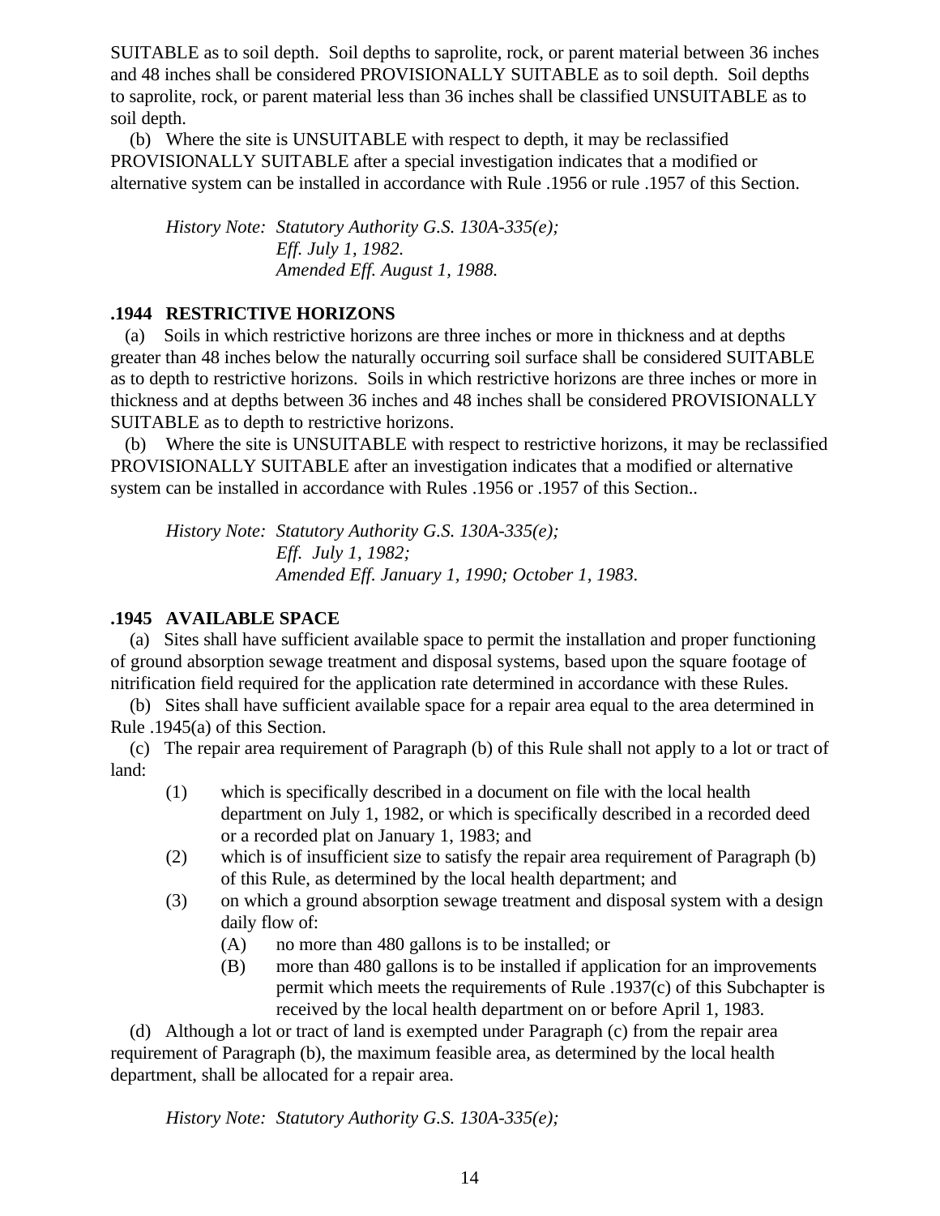SUITABLE as to soil depth. Soil depths to saprolite, rock, or parent material between 36 inches and 48 inches shall be considered PROVISIONALLY SUITABLE as to soil depth. Soil depths to saprolite, rock, or parent material less than 36 inches shall be classified UNSUITABLE as to soil depth.

(b) Where the site is UNSUITABLE with respect to depth, it may be reclassified PROVISIONALLY SUITABLE after a special investigation indicates that a modified or alternative system can be installed in accordance with Rule .1956 or rule .1957 of this Section.

*History Note: Statutory Authority G.S. 130A-335(e);*
*Eff. July 1, 1982.*
*Amended Eff. August 1, 1988.*

**.1944 RESTRICTIVE HORIZONS**

(a) Soils in which restrictive horizons are three inches or more in thickness and at depths greater than 48 inches below the naturally occurring soil surface shall be considered SUITABLE as to depth to restrictive horizons. Soils in which restrictive horizons are three inches or more in thickness and at depths between 36 inches and 48 inches shall be considered PROVISIONALLY SUITABLE as to depth to restrictive horizons.

(b) Where the site is UNSUITABLE with respect to restrictive horizons, it may be reclassified PROVISIONALLY SUITABLE after an investigation indicates that a modified or alternative system can be installed in accordance with Rules .1956 or .1957 of this Section..

*History Note: Statutory Authority G.S. 130A-335(e);*
*Eff. July 1, 1982;*
*Amended Eff. January 1, 1990; October 1, 1983.*

**.1945 AVAILABLE SPACE**

(a) Sites shall have sufficient available space to permit the installation and proper functioning of ground absorption sewage treatment and disposal systems, based upon the square footage of nitrification field required for the application rate determined in accordance with these Rules.

(b) Sites shall have sufficient available space for a repair area equal to the area determined in Rule .1945(a) of this Section.

(c) The repair area requirement of Paragraph (b) of this Rule shall not apply to a lot or tract of land:

(1) which is specifically described in a document on file with the local health department on July 1, 1982, or which is specifically described in a recorded deed or a recorded plat on January 1, 1983; and

(2) which is of insufficient size to satisfy the repair area requirement of Paragraph (b) of this Rule, as determined by the local health department; and

(3) on which a ground absorption sewage treatment and disposal system with a design daily flow of:

(A) no more than 480 gallons is to be installed; or

(B) more than 480 gallons is to be installed if application for an improvements permit which meets the requirements of Rule .1937(c) of this Subchapter is received by the local health department on or before April 1, 1983.

(d) Although a lot or tract of land is exempted under Paragraph (c) from the repair area requirement of Paragraph (b), the maximum feasible area, as determined by the local health department, shall be allocated for a repair area.

*History Note: Statutory Authority G.S. 130A-335(e);*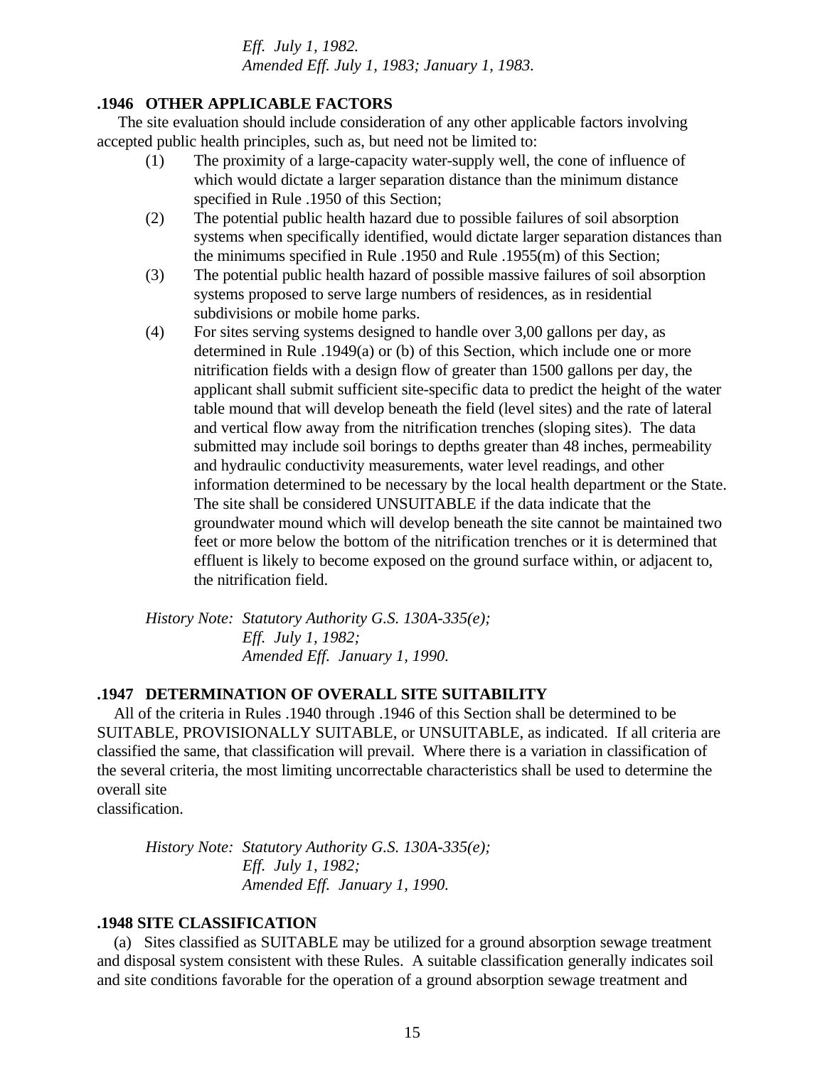*Eff. July 1, 1982.*
*Amended Eff. July 1, 1983; January 1, 1983.*

**.1946 OTHER APPLICABLE FACTORS**

The site evaluation should include consideration of any other applicable factors involving accepted public health principles, such as, but need not be limited to:

(1) The proximity of a large-capacity water-supply well, the cone of influence of which would dictate a larger separation distance than the minimum distance specified in Rule .1950 of this Section;

(2) The potential public health hazard due to possible failures of soil absorption systems when specifically identified, would dictate larger separation distances than the minimums specified in Rule .1950 and Rule .1955(m) of this Section;

(3) The potential public health hazard of possible massive failures of soil absorption systems proposed to serve large numbers of residences, as in residential subdivisions or mobile home parks.

(4) For sites serving systems designed to handle over 3,00 gallons per day, as determined in Rule .1949(a) or (b) of this Section, which include one or more nitrification fields with a design flow of greater than 1500 gallons per day, the applicant shall submit sufficient site-specific data to predict the height of the water table mound that will develop beneath the field (level sites) and the rate of lateral and vertical flow away from the nitrification trenches (sloping sites). The data submitted may include soil borings to depths greater than 48 inches, permeability and hydraulic conductivity measurements, water level readings, and other information determined to be necessary by the local health department or the State. The site shall be considered UNSUITABLE if the data indicate that the groundwater mound which will develop beneath the site cannot be maintained two feet or more below the bottom of the nitrification trenches or it is determined that effluent is likely to become exposed on the ground surface within, or adjacent to, the nitrification field.

*History Note: Statutory Authority G.S. 130A-335(e);*
*Eff. July 1, 1982;*
*Amended Eff. January 1, 1990.*

**.1947 DETERMINATION OF OVERALL SITE SUITABILITY**

All of the criteria in Rules .1940 through .1946 of this Section shall be determined to be SUITABLE, PROVISIONALLY SUITABLE, or UNSUITABLE, as indicated. If all criteria are classified the same, that classification will prevail. Where there is a variation in classification of the several criteria, the most limiting uncorrectable characteristics shall be used to determine the overall site
classification.

*History Note: Statutory Authority G.S. 130A-335(e);*
*Eff. July 1, 1982;*
*Amended Eff. January 1, 1990.*

**.1948 SITE CLASSIFICATION**

(a) Sites classified as SUITABLE may be utilized for a ground absorption sewage treatment and disposal system consistent with these Rules. A suitable classification generally indicates soil and site conditions favorable for the operation of a ground absorption sewage treatment and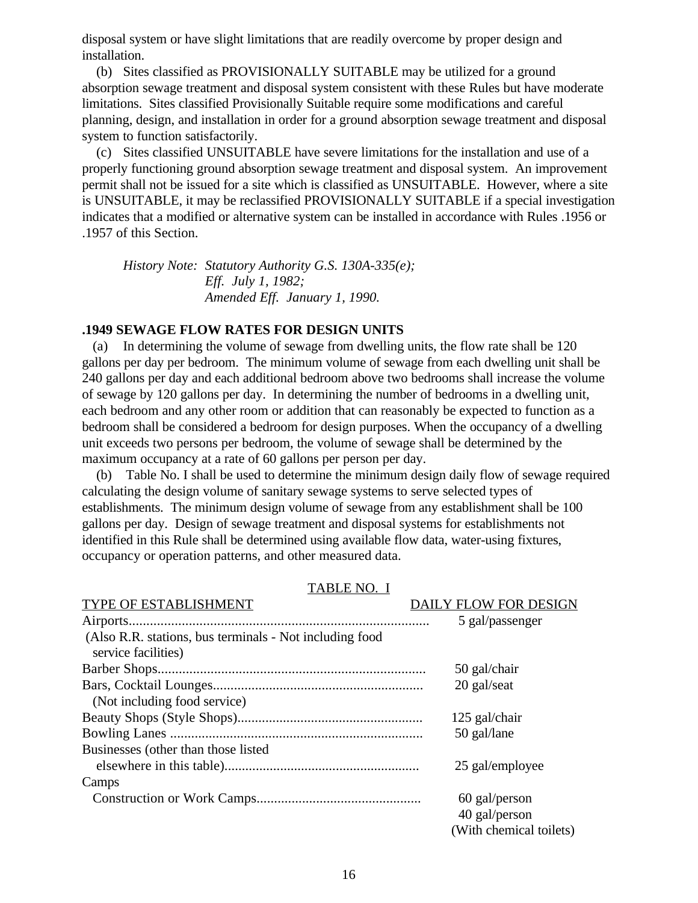disposal system or have slight limitations that are readily overcome by proper design and installation.

(b) Sites classified as PROVISIONALLY SUITABLE may be utilized for a ground absorption sewage treatment and disposal system consistent with these Rules but have moderate limitations. Sites classified Provisionally Suitable require some modifications and careful planning, design, and installation in order for a ground absorption sewage treatment and disposal system to function satisfactorily.

(c) Sites classified UNSUITABLE have severe limitations for the installation and use of a properly functioning ground absorption sewage treatment and disposal system. An improvement permit shall not be issued for a site which is classified as UNSUITABLE. However, where a site is UNSUITABLE, it may be reclassified PROVISIONALLY SUITABLE if a special investigation indicates that a modified or alternative system can be installed in accordance with Rules .1956 or .1957 of this Section.

*History Note: Statutory Authority G.S. 130A-335(e);*
*Eff. July 1, 1982;*
*Amended Eff. January 1, 1990.*

**.1949 SEWAGE FLOW RATES FOR DESIGN UNITS**

(a) In determining the volume of sewage from dwelling units, the flow rate shall be 120 gallons per day per bedroom. The minimum volume of sewage from each dwelling unit shall be 240 gallons per day and each additional bedroom above two bedrooms shall increase the volume of sewage by 120 gallons per day. In determining the number of bedrooms in a dwelling unit, each bedroom and any other room or addition that can reasonably be expected to function as a bedroom shall be considered a bedroom for design purposes. When the occupancy of a dwelling unit exceeds two persons per bedroom, the volume of sewage shall be determined by the maximum occupancy at a rate of 60 gallons per person per day.

(b) Table No. I shall be used to determine the minimum design daily flow of sewage required calculating the design volume of sanitary sewage systems to serve selected types of establishments. The minimum design volume of sewage from any establishment shall be 100 gallons per day. Design of sewage treatment and disposal systems for establishments not identified in this Rule shall be determined using available flow data, water-using fixtures, occupancy or operation patterns, and other measured data.

TABLE NO. I

| TYPE OF ESTABLISHMENT | DAILY FLOW FOR DESIGN |
|---|---|
| Airports (Also R.R. stations, bus terminals - Not including food service facilities) | 5 gal/passenger |
| Barber Shops | 50 gal/chair |
| Bars, Cocktail Lounges (Not including food service) | 20 gal/seat |
| Beauty Shops (Style Shops) | 125 gal/chair |
| Bowling Lanes | 50 gal/lane |
| Businesses (other than those listed elsewhere in this table) | 25 gal/employee |
| Camps | |
| Construction or Work Camps | 60 gal/person |
| | 40 gal/person (With chemical toilets) |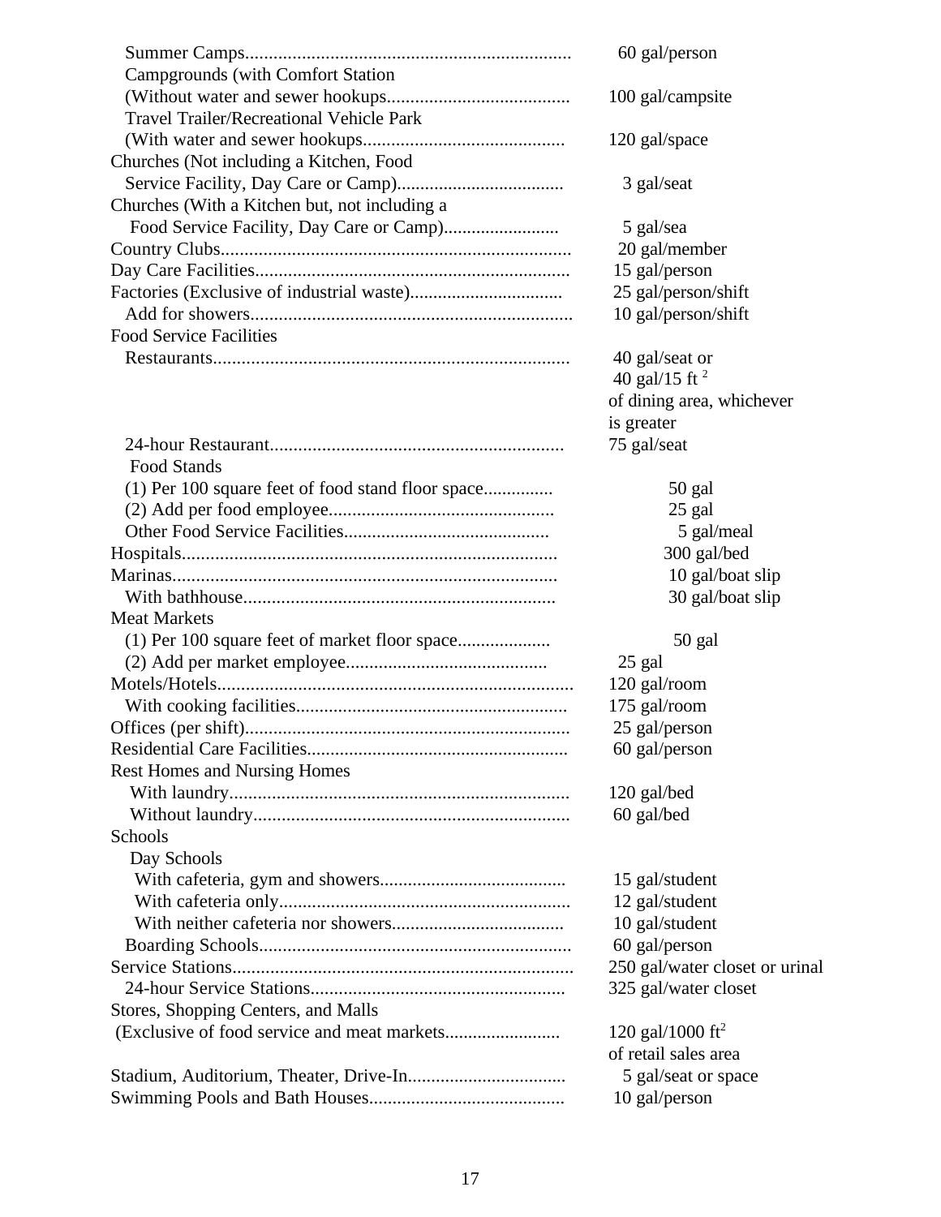| Establishment | Flow |
|---|---|
| Summer Camps | 60 gal/person |
| Campgrounds (with Comfort Station (Without water and sewer hookups | 100 gal/campsite |
| Travel Trailer/Recreational Vehicle Park (With water and sewer hookups | 120 gal/space |
| Churches (Not including a Kitchen, Food Service Facility, Day Care or Camp) | 3 gal/seat |
| Churches (With a Kitchen but, not including a Food Service Facility, Day Care or Camp) | 5 gal/sea |
| Country Clubs | 20 gal/member |
| Day Care Facilities | 15 gal/person |
| Factories (Exclusive of industrial waste) | 25 gal/person/shift |
| Add for showers | 10 gal/person/shift |
| Food Service Facilities | |
| Restaurants | 40 gal/seat or 40 gal/15 $ft^2$ of dining area, whichever is greater |
| 24-hour Restaurant | 75 gal/seat |
| Food Stands | |
| (1) Per 100 square feet of food stand floor space | 50 gal |
| (2) Add per food employee | 25 gal |
| Other Food Service Facilities | 5 gal/meal |
| Hospitals | 300 gal/bed |
| Marinas | 10 gal/boat slip |
| With bathhouse | 30 gal/boat slip |
| Meat Markets | |
| (1) Per 100 square feet of market floor space | 50 gal |
| (2) Add per market employee | 25 gal |
| Motels/Hotels | 120 gal/room |
| With cooking facilities | 175 gal/room |
| Offices (per shift) | 25 gal/person |
| Residential Care Facilities | 60 gal/person |
| Rest Homes and Nursing Homes | |
| With laundry | 120 gal/bed |
| Without laundry | 60 gal/bed |
| Schools | |
| Day Schools | |
| With cafeteria, gym and showers | 15 gal/student |
| With cafeteria only | 12 gal/student |
| With neither cafeteria nor showers | 10 gal/student |
| Boarding Schools | 60 gal/person |
| Service Stations | 250 gal/water closet or urinal |
| 24-hour Service Stations | 325 gal/water closet |
| Stores, Shopping Centers, and Malls (Exclusive of food service and meat markets | 120 gal/1000 $ft^2$ of retail sales area |
| Stadium, Auditorium, Theater, Drive-In | 5 gal/seat or space |
| Swimming Pools and Bath Houses | 10 gal/person |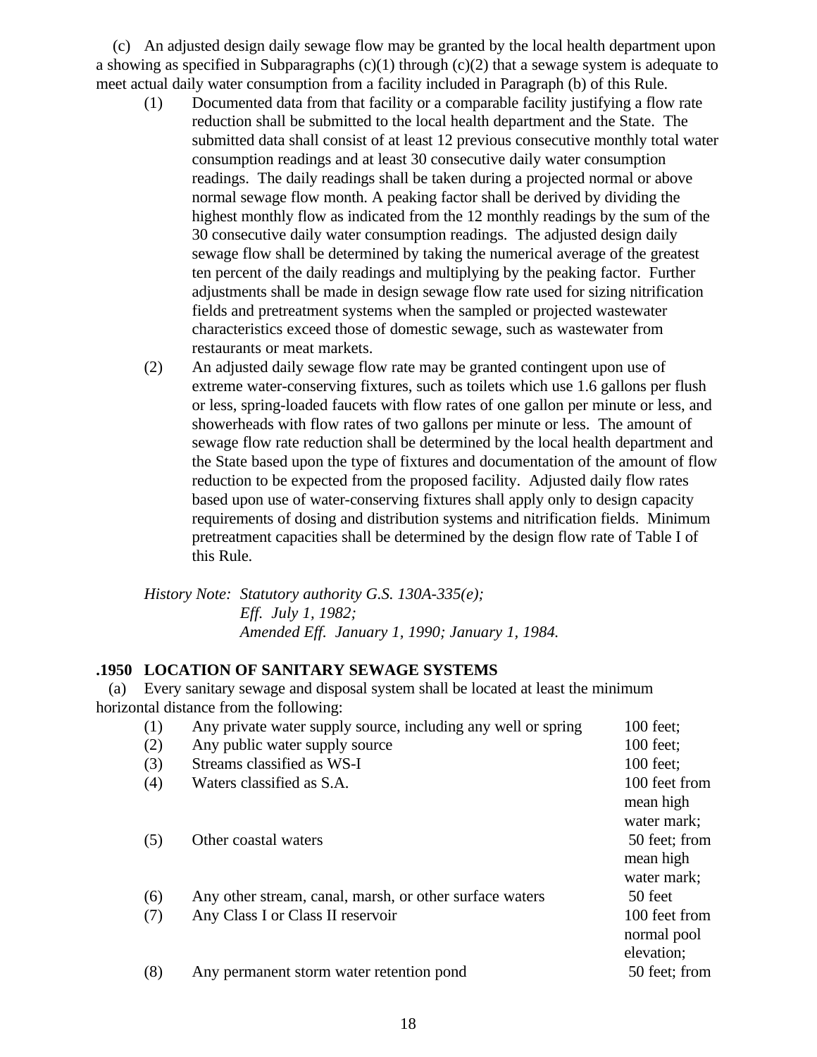(c) An adjusted design daily sewage flow may be granted by the local health department upon a showing as specified in Subparagraphs (c)(1) through (c)(2) that a sewage system is adequate to meet actual daily water consumption from a facility included in Paragraph (b) of this Rule.

(1) Documented data from that facility or a comparable facility justifying a flow rate reduction shall be submitted to the local health department and the State. The submitted data shall consist of at least 12 previous consecutive monthly total water consumption readings and at least 30 consecutive daily water consumption readings. The daily readings shall be taken during a projected normal or above normal sewage flow month. A peaking factor shall be derived by dividing the highest monthly flow as indicated from the 12 monthly readings by the sum of the 30 consecutive daily water consumption readings. The adjusted design daily sewage flow shall be determined by taking the numerical average of the greatest ten percent of the daily readings and multiplying by the peaking factor. Further adjustments shall be made in design sewage flow rate used for sizing nitrification fields and pretreatment systems when the sampled or projected wastewater characteristics exceed those of domestic sewage, such as wastewater from restaurants or meat markets.

(2) An adjusted daily sewage flow rate may be granted contingent upon use of extreme water-conserving fixtures, such as toilets which use 1.6 gallons per flush or less, spring-loaded faucets with flow rates of one gallon per minute or less, and showerheads with flow rates of two gallons per minute or less. The amount of sewage flow rate reduction shall be determined by the local health department and the State based upon the type of fixtures and documentation of the amount of flow reduction to be expected from the proposed facility. Adjusted daily flow rates based upon use of water-conserving fixtures shall apply only to design capacity requirements of dosing and distribution systems and nitrification fields. Minimum pretreatment capacities shall be determined by the design flow rate of Table I of this Rule.

*History Note: Statutory authority G.S. 130A-335(e);*
*Eff. July 1, 1982;*
*Amended Eff. January 1, 1990; January 1, 1984.*

## .1950 LOCATION OF SANITARY SEWAGE SYSTEMS

(a) Every sanitary sewage and disposal system shall be located at least the minimum horizontal distance from the following:

| | | |
|---|---|---|
| (1) | Any private water supply source, including any well or spring | 100 feet; |
| (2) | Any public water supply source | 100 feet; |
| (3) | Streams classified as WS-I | 100 feet; |
| (4) | Waters classified as S.A. | 100 feet from mean high water mark; |
| (5) | Other coastal waters | 50 feet; from mean high water mark; |
| (6) | Any other stream, canal, marsh, or other surface waters | 50 feet |
| (7) | Any Class I or Class II reservoir | 100 feet from normal pool elevation; |
| (8) | Any permanent storm water retention pond | 50 feet; from |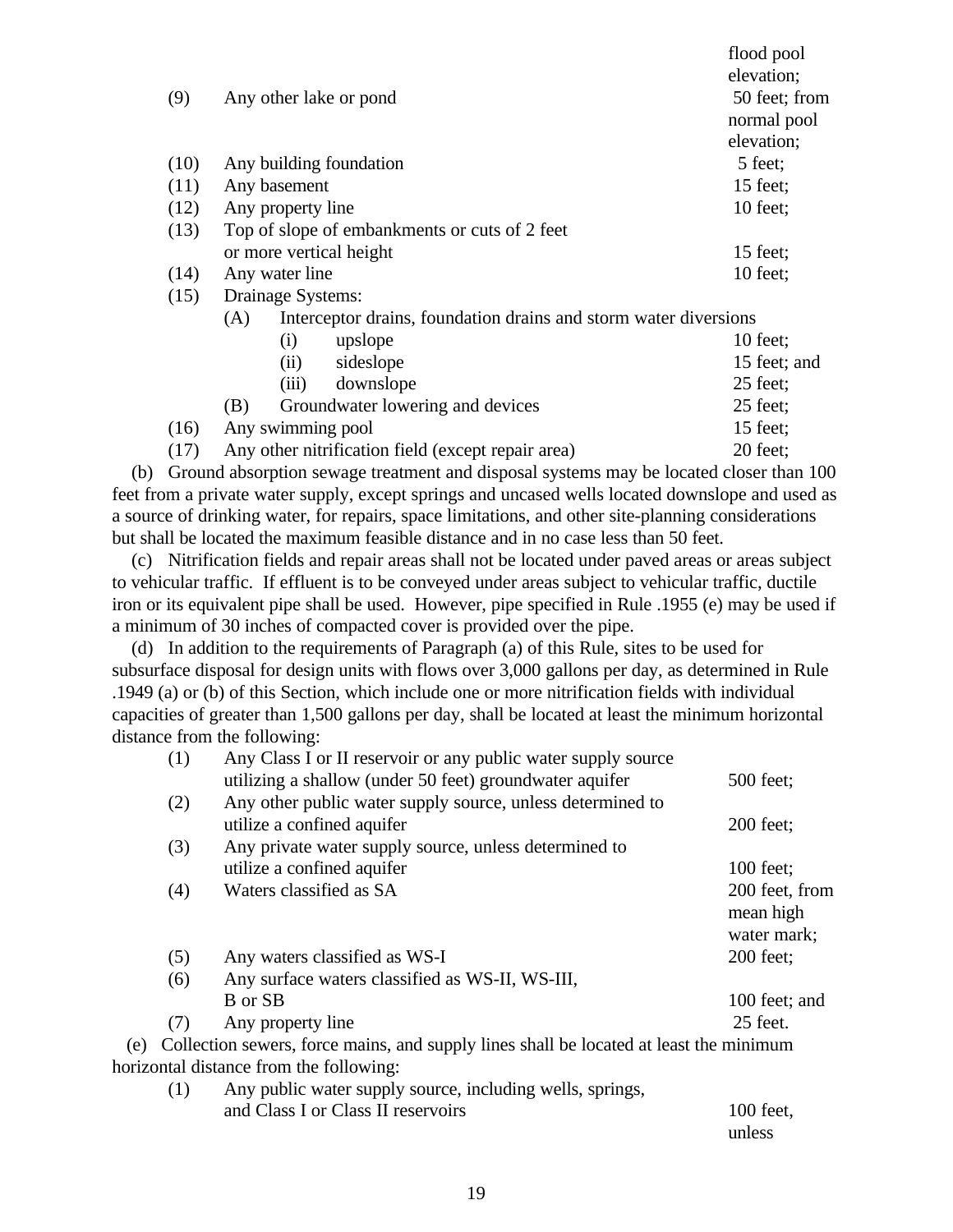| | | |
|---|---|---|
| | | flood pool elevation; |
| (9) | Any other lake or pond | 50 feet; from normal pool elevation; |
| (10) | Any building foundation | 5 feet; |
| (11) | Any basement | 15 feet; |
| (12) | Any property line | 10 feet; |
| (13) | Top of slope of embankments or cuts of 2 feet or more vertical height | 15 feet; |
| (14) | Any water line | 10 feet; |
| (15) | Drainage Systems: | |
| | (A) Interceptor drains, foundation drains and storm water diversions | |
| | (i) upslope | 10 feet; |
| | (ii) sideslope | 15 feet; and |
| | (iii) downslope | 25 feet; |
| | (B) Groundwater lowering and devices | 25 feet; |
| (16) | Any swimming pool | 15 feet; |
| (17) | Any other nitrification field (except repair area) | 20 feet; |

(b) Ground absorption sewage treatment and disposal systems may be located closer than 100 feet from a private water supply, except springs and uncased wells located downslope and used as a source of drinking water, for repairs, space limitations, and other site-planning considerations but shall be located the maximum feasible distance and in no case less than 50 feet.

(c) Nitrification fields and repair areas shall not be located under paved areas or areas subject to vehicular traffic. If effluent is to be conveyed under areas subject to vehicular traffic, ductile iron or its equivalent pipe shall be used. However, pipe specified in Rule .1955 (e) may be used if a minimum of 30 inches of compacted cover is provided over the pipe.

(d) In addition to the requirements of Paragraph (a) of this Rule, sites to be used for subsurface disposal for design units with flows over 3,000 gallons per day, as determined in Rule .1949 (a) or (b) of this Section, which include one or more nitrification fields with individual capacities of greater than 1,500 gallons per day, shall be located at least the minimum horizontal distance from the following:

| | | |
|---|---|---|
| (1) | Any Class I or II reservoir or any public water supply source utilizing a shallow (under 50 feet) groundwater aquifer | 500 feet; |
| (2) | Any other public water supply source, unless determined to utilize a confined aquifer | 200 feet; |
| (3) | Any private water supply source, unless determined to utilize a confined aquifer | 100 feet; |
| (4) | Waters classified as SA | 200 feet, from mean high water mark; |
| (5) | Any waters classified as WS-I | 200 feet; |
| (6) | Any surface waters classified as WS-II, WS-III, B or SB | 100 feet; and |
| (7) | Any property line | 25 feet. |

(e) Collection sewers, force mains, and supply lines shall be located at least the minimum horizontal distance from the following:

| | | |
|---|---|---|
| (1) | Any public water supply source, including wells, springs, and Class I or Class II reservoirs | 100 feet, unless |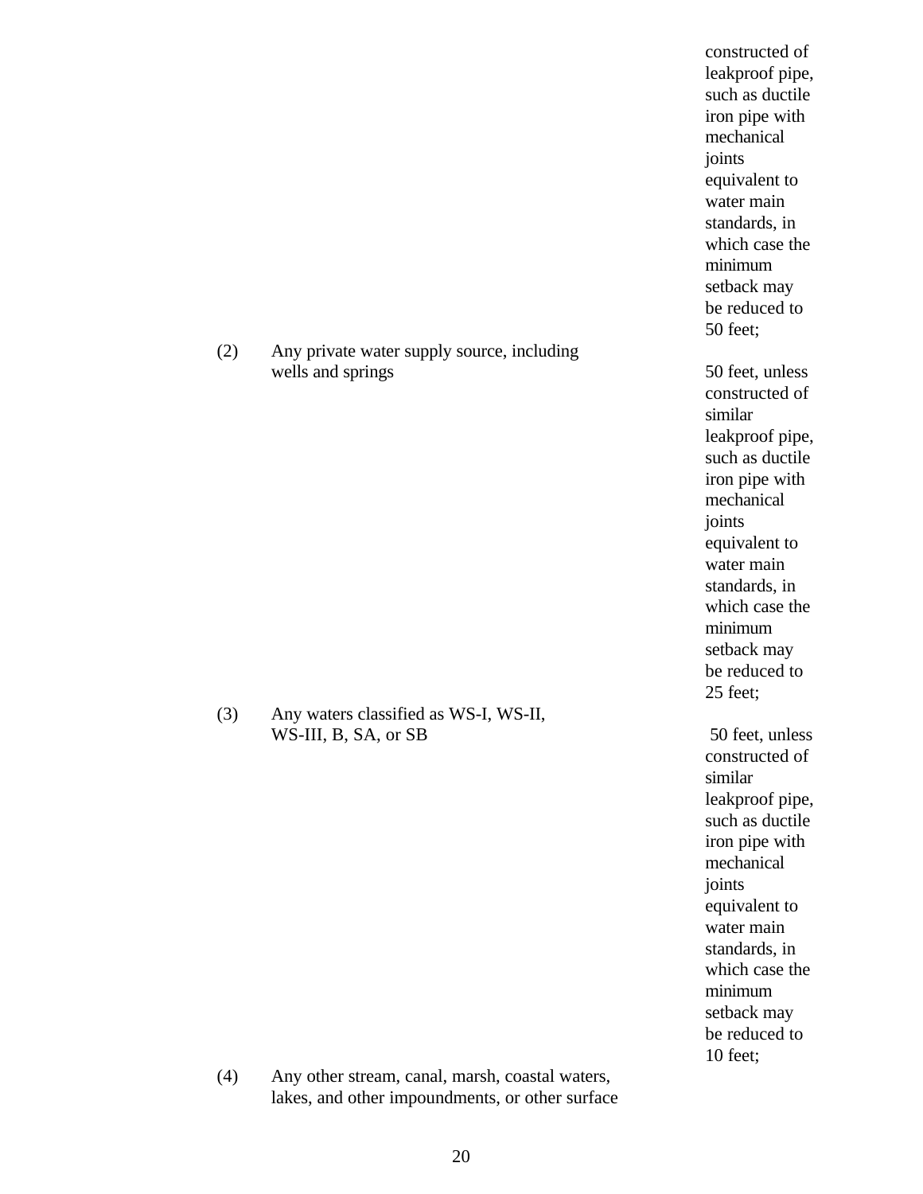constructed of leakproof pipe, such as ductile iron pipe with mechanical joints equivalent to water main standards, in which case the minimum setback may be reduced to 50 feet;

| | | |
|---|---|---|
| (2) | Any private water supply source, including wells and springs | 50 feet, unless constructed of similar leakproof pipe, such as ductile iron pipe with mechanical joints equivalent to water main standards, in which case the minimum setback may be reduced to 25 feet; |
| (3) | Any waters classified as WS-I, WS-II, WS-III, B, SA, or SB | 50 feet, unless constructed of similar leakproof pipe, such as ductile iron pipe with mechanical joints equivalent to water main standards, in which case the minimum setback may be reduced to 10 feet; |
| (4) | Any other stream, canal, marsh, coastal waters, lakes, and other impoundments, or other surface | |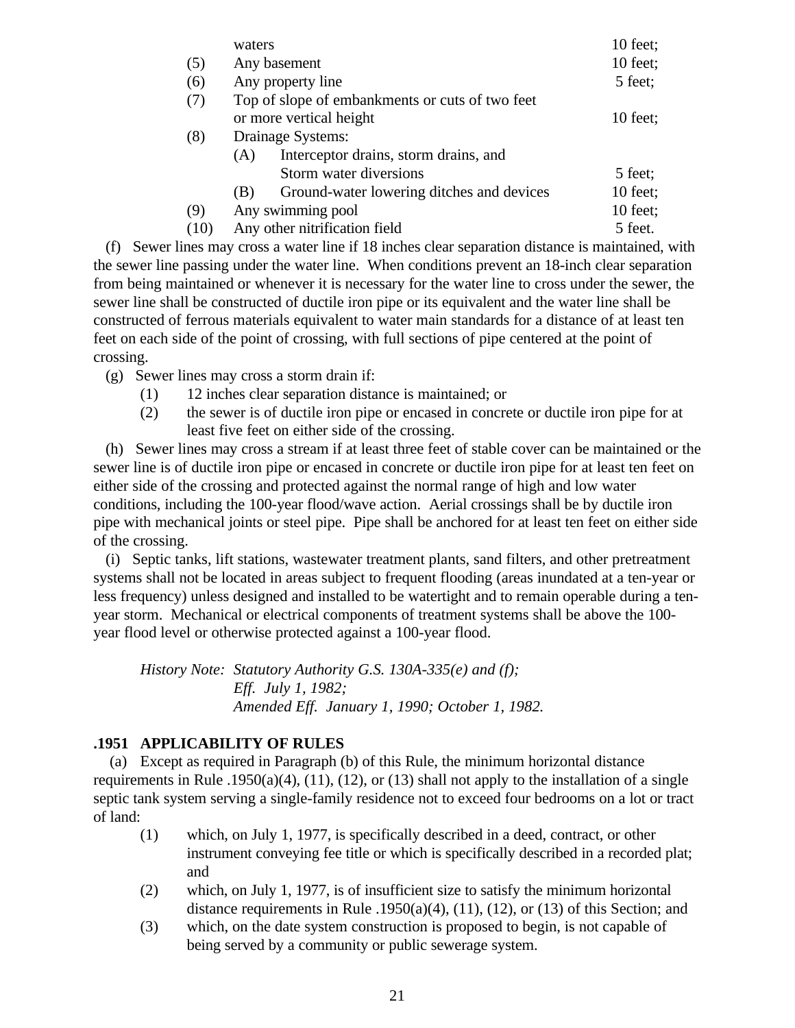| | | |
|---|---|---|
| | waters | 10 feet; |
| (5) | Any basement | 10 feet; |
| (6) | Any property line | 5 feet; |
| (7) | Top of slope of embankments or cuts of two feet or more vertical height | 10 feet; |
| (8) | Drainage Systems: | |
| | (A) Interceptor drains, storm drains, and Storm water diversions | 5 feet; |
| | (B) Ground-water lowering ditches and devices | 10 feet; |
| (9) | Any swimming pool | 10 feet; |
| (10) | Any other nitrification field | 5 feet. |

(f) Sewer lines may cross a water line if 18 inches clear separation distance is maintained, with the sewer line passing under the water line. When conditions prevent an 18-inch clear separation from being maintained or whenever it is necessary for the water line to cross under the sewer, the sewer line shall be constructed of ductile iron pipe or its equivalent and the water line shall be constructed of ferrous materials equivalent to water main standards for a distance of at least ten feet on each side of the point of crossing, with full sections of pipe centered at the point of crossing.

(g) Sewer lines may cross a storm drain if:

(1) 12 inches clear separation distance is maintained; or

(2) the sewer is of ductile iron pipe or encased in concrete or ductile iron pipe for at least five feet on either side of the crossing.

(h) Sewer lines may cross a stream if at least three feet of stable cover can be maintained or the sewer line is of ductile iron pipe or encased in concrete or ductile iron pipe for at least ten feet on either side of the crossing and protected against the normal range of high and low water conditions, including the 100-year flood/wave action. Aerial crossings shall be by ductile iron pipe with mechanical joints or steel pipe. Pipe shall be anchored for at least ten feet on either side of the crossing.

(i) Septic tanks, lift stations, wastewater treatment plants, sand filters, and other pretreatment systems shall not be located in areas subject to frequent flooding (areas inundated at a ten-year or less frequency) unless designed and installed to be watertight and to remain operable during a ten-year storm. Mechanical or electrical components of treatment systems shall be above the 100-year flood level or otherwise protected against a 100-year flood.

*History Note: Statutory Authority G.S. 130A-335(e) and (f);*
*Eff. July 1, 1982;*
*Amended Eff. January 1, 1990; October 1, 1982.*

**.1951 APPLICABILITY OF RULES**

(a) Except as required in Paragraph (b) of this Rule, the minimum horizontal distance requirements in Rule .1950(a)(4), (11), (12), or (13) shall not apply to the installation of a single septic tank system serving a single-family residence not to exceed four bedrooms on a lot or tract of land:

(1) which, on July 1, 1977, is specifically described in a deed, contract, or other instrument conveying fee title or which is specifically described in a recorded plat; and

(2) which, on July 1, 1977, is of insufficient size to satisfy the minimum horizontal distance requirements in Rule .1950(a)(4), (11), (12), or (13) of this Section; and

(3) which, on the date system construction is proposed to begin, is not capable of being served by a community or public sewerage system.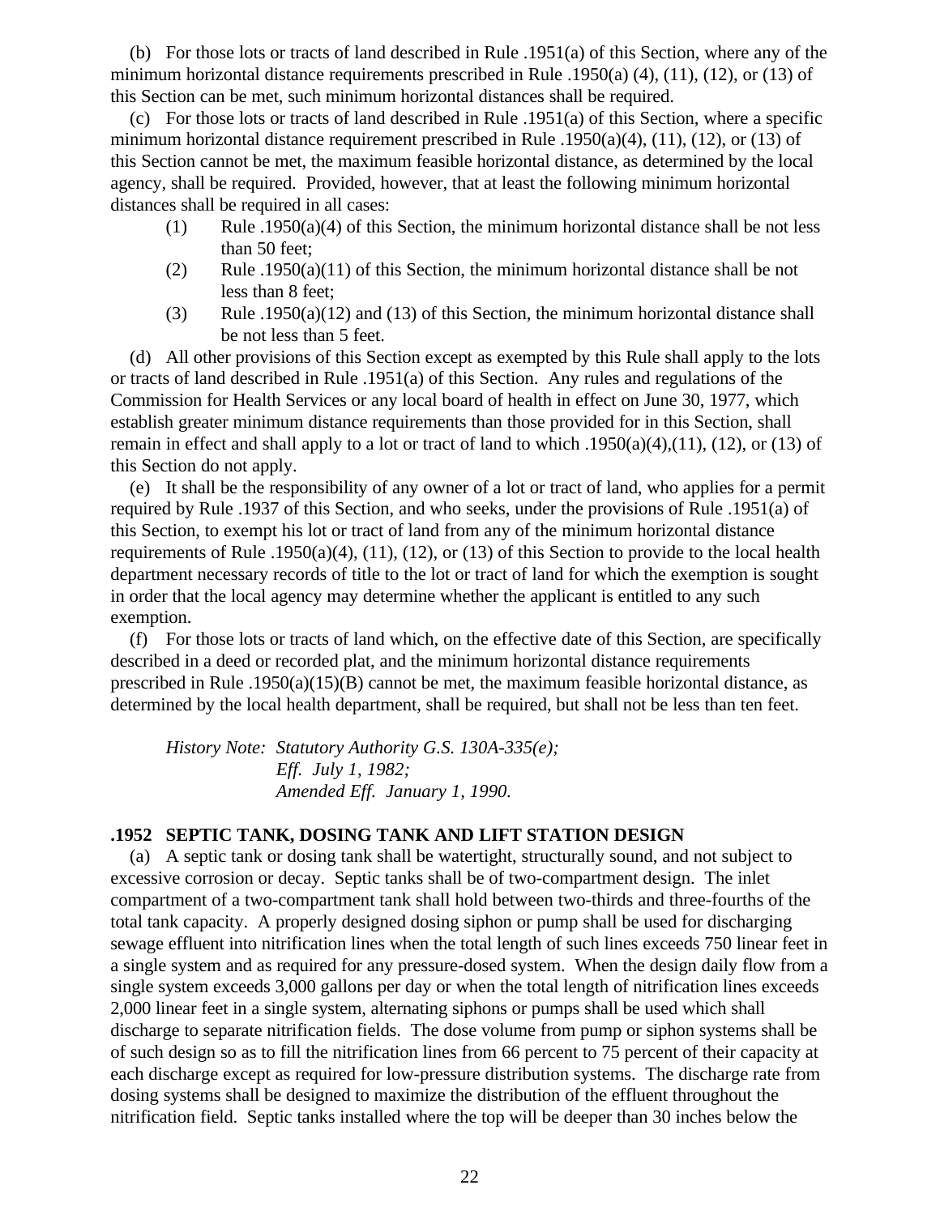(b) For those lots or tracts of land described in Rule .1951(a) of this Section, where any of the minimum horizontal distance requirements prescribed in Rule .1950(a) (4), (11), (12), or (13) of this Section can be met, such minimum horizontal distances shall be required.

(c) For those lots or tracts of land described in Rule .1951(a) of this Section, where a specific minimum horizontal distance requirement prescribed in Rule .1950(a)(4), (11), (12), or (13) of this Section cannot be met, the maximum feasible horizontal distance, as determined by the local agency, shall be required. Provided, however, that at least the following minimum horizontal distances shall be required in all cases:

(1) Rule .1950(a)(4) of this Section, the minimum horizontal distance shall be not less than 50 feet;

(2) Rule .1950(a)(11) of this Section, the minimum horizontal distance shall be not less than 8 feet;

(3) Rule .1950(a)(12) and (13) of this Section, the minimum horizontal distance shall be not less than 5 feet.

(d) All other provisions of this Section except as exempted by this Rule shall apply to the lots or tracts of land described in Rule .1951(a) of this Section. Any rules and regulations of the Commission for Health Services or any local board of health in effect on June 30, 1977, which establish greater minimum distance requirements than those provided for in this Section, shall remain in effect and shall apply to a lot or tract of land to which .1950(a)(4),(11), (12), or (13) of this Section do not apply.

(e) It shall be the responsibility of any owner of a lot or tract of land, who applies for a permit required by Rule .1937 of this Section, and who seeks, under the provisions of Rule .1951(a) of this Section, to exempt his lot or tract of land from any of the minimum horizontal distance requirements of Rule .1950(a)(4), (11), (12), or (13) of this Section to provide to the local health department necessary records of title to the lot or tract of land for which the exemption is sought in order that the local agency may determine whether the applicant is entitled to any such exemption.

(f) For those lots or tracts of land which, on the effective date of this Section, are specifically described in a deed or recorded plat, and the minimum horizontal distance requirements prescribed in Rule .1950(a)(15)(B) cannot be met, the maximum feasible horizontal distance, as determined by the local health department, shall be required, but shall not be less than ten feet.

*History Note: Statutory Authority G.S. 130A-335(e);*
*Eff. July 1, 1982;*
*Amended Eff. January 1, 1990.*

### .1952 SEPTIC TANK, DOSING TANK AND LIFT STATION DESIGN

(a) A septic tank or dosing tank shall be watertight, structurally sound, and not subject to excessive corrosion or decay. Septic tanks shall be of two-compartment design. The inlet compartment of a two-compartment tank shall hold between two-thirds and three-fourths of the total tank capacity. A properly designed dosing siphon or pump shall be used for discharging sewage effluent into nitrification lines when the total length of such lines exceeds 750 linear feet in a single system and as required for any pressure-dosed system. When the design daily flow from a single system exceeds 3,000 gallons per day or when the total length of nitrification lines exceeds 2,000 linear feet in a single system, alternating siphons or pumps shall be used which shall discharge to separate nitrification fields. The dose volume from pump or siphon systems shall be of such design so as to fill the nitrification lines from 66 percent to 75 percent of their capacity at each discharge except as required for low-pressure distribution systems. The discharge rate from dosing systems shall be designed to maximize the distribution of the effluent throughout the nitrification field. Septic tanks installed where the top will be deeper than 30 inches below the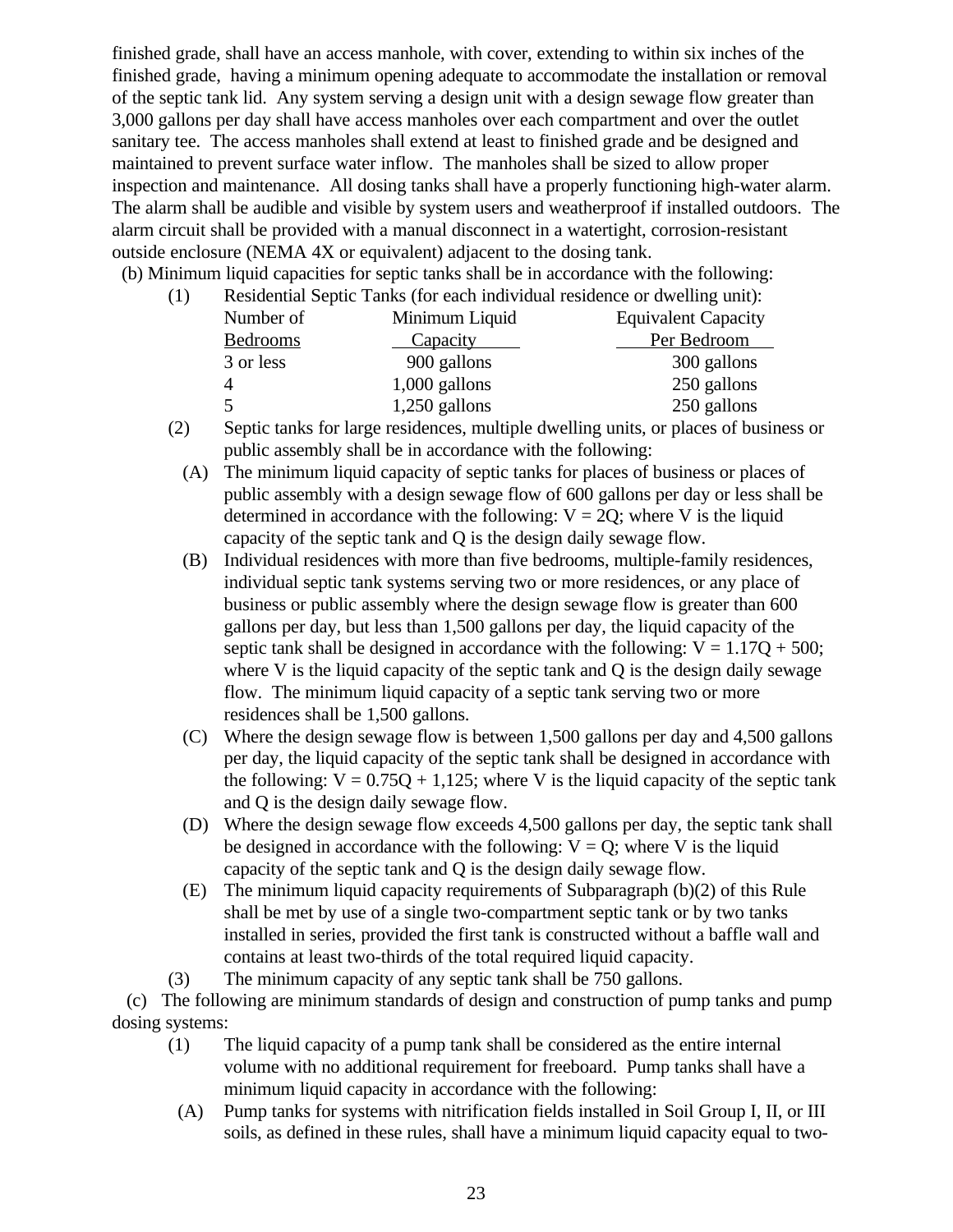finished grade, shall have an access manhole, with cover, extending to within six inches of the finished grade, having a minimum opening adequate to accommodate the installation or removal of the septic tank lid. Any system serving a design unit with a design sewage flow greater than 3,000 gallons per day shall have access manholes over each compartment and over the outlet sanitary tee. The access manholes shall extend at least to finished grade and be designed and maintained to prevent surface water inflow. The manholes shall be sized to allow proper inspection and maintenance. All dosing tanks shall have a properly functioning high-water alarm. The alarm shall be audible and visible by system users and weatherproof if installed outdoors. The alarm circuit shall be provided with a manual disconnect in a watertight, corrosion-resistant outside enclosure (NEMA 4X or equivalent) adjacent to the dosing tank.

(b) Minimum liquid capacities for septic tanks shall be in accordance with the following:

(1) Residential Septic Tanks (for each individual residence or dwelling unit):

| Number of Bedrooms | Minimum Liquid Capacity | Equivalent Capacity Per Bedroom |
|---|---|---|
| 3 or less | 900 gallons | 300 gallons |
| 4 | 1,000 gallons | 250 gallons |
| 5 | 1,250 gallons | 250 gallons |

(2) Septic tanks for large residences, multiple dwelling units, or places of business or public assembly shall be in accordance with the following:

(A) The minimum liquid capacity of septic tanks for places of business or places of public assembly with a design sewage flow of 600 gallons per day or less shall be determined in accordance with the following: $V = 2Q$; where V is the liquid capacity of the septic tank and Q is the design daily sewage flow.

(B) Individual residences with more than five bedrooms, multiple-family residences, individual septic tank systems serving two or more residences, or any place of business or public assembly where the design sewage flow is greater than 600 gallons per day, but less than 1,500 gallons per day, the liquid capacity of the septic tank shall be designed in accordance with the following: $V = 1.17Q + 500$; where V is the liquid capacity of the septic tank and Q is the design daily sewage flow. The minimum liquid capacity of a septic tank serving two or more residences shall be 1,500 gallons.

(C) Where the design sewage flow is between 1,500 gallons per day and 4,500 gallons per day, the liquid capacity of the septic tank shall be designed in accordance with the following: $V = 0.75Q + 1{,}125$; where V is the liquid capacity of the septic tank and Q is the design daily sewage flow.

(D) Where the design sewage flow exceeds 4,500 gallons per day, the septic tank shall be designed in accordance with the following: $V = Q$; where V is the liquid capacity of the septic tank and Q is the design daily sewage flow.

(E) The minimum liquid capacity requirements of Subparagraph (b)(2) of this Rule shall be met by use of a single two-compartment septic tank or by two tanks installed in series, provided the first tank is constructed without a baffle wall and contains at least two-thirds of the total required liquid capacity.

(3) The minimum capacity of any septic tank shall be 750 gallons.

(c) The following are minimum standards of design and construction of pump tanks and pump dosing systems:

(1) The liquid capacity of a pump tank shall be considered as the entire internal volume with no additional requirement for freeboard. Pump tanks shall have a minimum liquid capacity in accordance with the following:

(A) Pump tanks for systems with nitrification fields installed in Soil Group I, II, or III soils, as defined in these rules, shall have a minimum liquid capacity equal to two-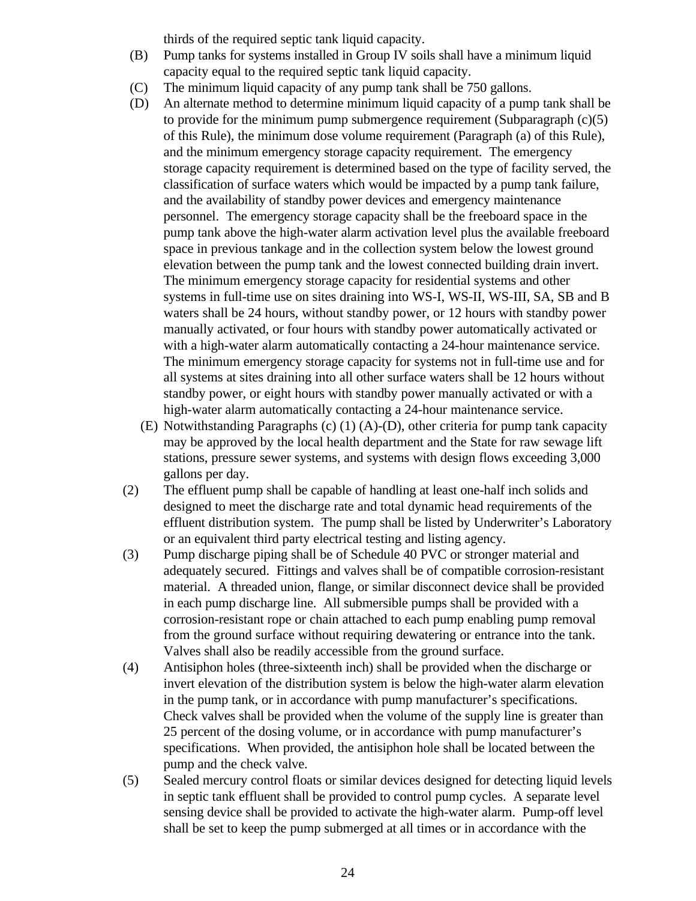thirds of the required septic tank liquid capacity.

(B) Pump tanks for systems installed in Group IV soils shall have a minimum liquid capacity equal to the required septic tank liquid capacity.

(C) The minimum liquid capacity of any pump tank shall be 750 gallons.

(D) An alternate method to determine minimum liquid capacity of a pump tank shall be to provide for the minimum pump submergence requirement (Subparagraph (c)(5) of this Rule), the minimum dose volume requirement (Paragraph (a) of this Rule), and the minimum emergency storage capacity requirement. The emergency storage capacity requirement is determined based on the type of facility served, the classification of surface waters which would be impacted by a pump tank failure, and the availability of standby power devices and emergency maintenance personnel. The emergency storage capacity shall be the freeboard space in the pump tank above the high-water alarm activation level plus the available freeboard space in previous tankage and in the collection system below the lowest ground elevation between the pump tank and the lowest connected building drain invert. The minimum emergency storage capacity for residential systems and other systems in full-time use on sites draining into WS-I, WS-II, WS-III, SA, SB and B waters shall be 24 hours, without standby power, or 12 hours with standby power manually activated, or four hours with standby power automatically activated or with a high-water alarm automatically contacting a 24-hour maintenance service. The minimum emergency storage capacity for systems not in full-time use and for all systems at sites draining into all other surface waters shall be 12 hours without standby power, or eight hours with standby power manually activated or with a high-water alarm automatically contacting a 24-hour maintenance service.

(E) Notwithstanding Paragraphs (c) (1) (A)-(D), other criteria for pump tank capacity may be approved by the local health department and the State for raw sewage lift stations, pressure sewer systems, and systems with design flows exceeding 3,000 gallons per day.

(2) The effluent pump shall be capable of handling at least one-half inch solids and designed to meet the discharge rate and total dynamic head requirements of the effluent distribution system. The pump shall be listed by Underwriter's Laboratory or an equivalent third party electrical testing and listing agency.

(3) Pump discharge piping shall be of Schedule 40 PVC or stronger material and adequately secured. Fittings and valves shall be of compatible corrosion-resistant material. A threaded union, flange, or similar disconnect device shall be provided in each pump discharge line. All submersible pumps shall be provided with a corrosion-resistant rope or chain attached to each pump enabling pump removal from the ground surface without requiring dewatering or entrance into the tank. Valves shall also be readily accessible from the ground surface.

(4) Antisiphon holes (three-sixteenth inch) shall be provided when the discharge or invert elevation of the distribution system is below the high-water alarm elevation in the pump tank, or in accordance with pump manufacturer's specifications. Check valves shall be provided when the volume of the supply line is greater than 25 percent of the dosing volume, or in accordance with pump manufacturer's specifications. When provided, the antisiphon hole shall be located between the pump and the check valve.

(5) Sealed mercury control floats or similar devices designed for detecting liquid levels in septic tank effluent shall be provided to control pump cycles. A separate level sensing device shall be provided to activate the high-water alarm. Pump-off level shall be set to keep the pump submerged at all times or in accordance with the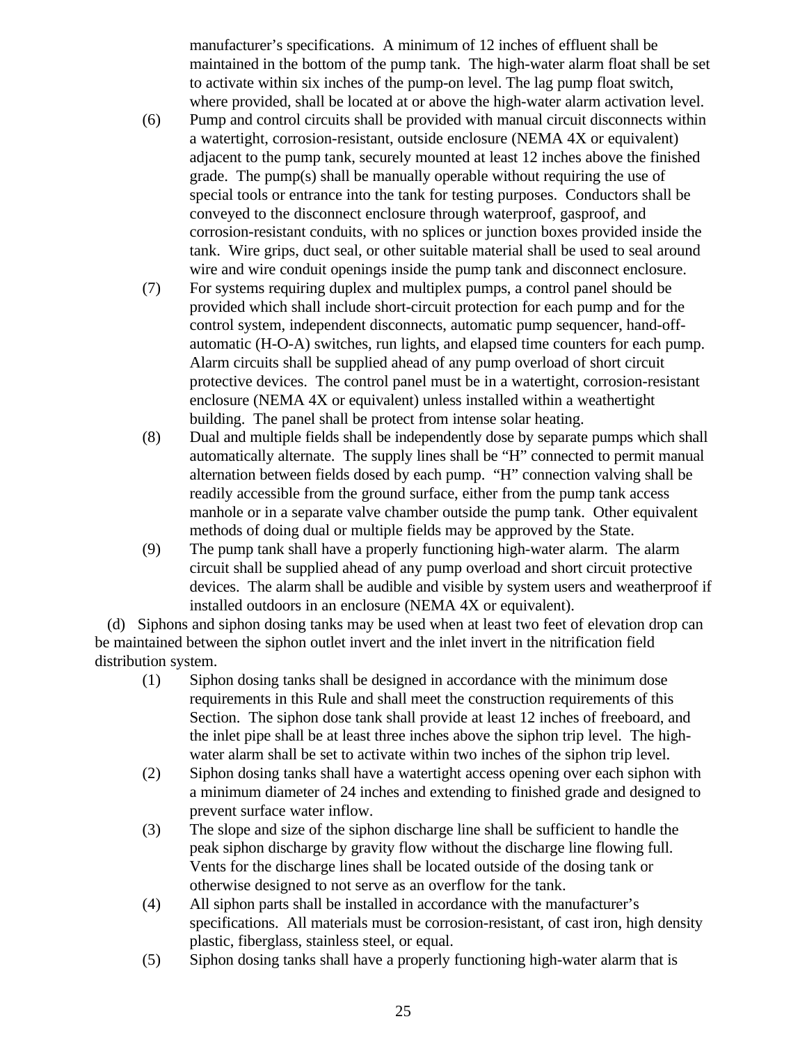manufacturer's specifications. A minimum of 12 inches of effluent shall be maintained in the bottom of the pump tank. The high-water alarm float shall be set to activate within six inches of the pump-on level. The lag pump float switch, where provided, shall be located at or above the high-water alarm activation level.

(6) Pump and control circuits shall be provided with manual circuit disconnects within a watertight, corrosion-resistant, outside enclosure (NEMA 4X or equivalent) adjacent to the pump tank, securely mounted at least 12 inches above the finished grade. The pump(s) shall be manually operable without requiring the use of special tools or entrance into the tank for testing purposes. Conductors shall be conveyed to the disconnect enclosure through waterproof, gasproof, and corrosion-resistant conduits, with no splices or junction boxes provided inside the tank. Wire grips, duct seal, or other suitable material shall be used to seal around wire and wire conduit openings inside the pump tank and disconnect enclosure.

(7) For systems requiring duplex and multiplex pumps, a control panel should be provided which shall include short-circuit protection for each pump and for the control system, independent disconnects, automatic pump sequencer, hand-off-automatic (H-O-A) switches, run lights, and elapsed time counters for each pump. Alarm circuits shall be supplied ahead of any pump overload of short circuit protective devices. The control panel must be in a watertight, corrosion-resistant enclosure (NEMA 4X or equivalent) unless installed within a weathertight building. The panel shall be protect from intense solar heating.

(8) Dual and multiple fields shall be independently dose by separate pumps which shall automatically alternate. The supply lines shall be "H" connected to permit manual alternation between fields dosed by each pump. "H" connection valving shall be readily accessible from the ground surface, either from the pump tank access manhole or in a separate valve chamber outside the pump tank. Other equivalent methods of doing dual or multiple fields may be approved by the State.

(9) The pump tank shall have a properly functioning high-water alarm. The alarm circuit shall be supplied ahead of any pump overload and short circuit protective devices. The alarm shall be audible and visible by system users and weatherproof if installed outdoors in an enclosure (NEMA 4X or equivalent).

(d) Siphons and siphon dosing tanks may be used when at least two feet of elevation drop can be maintained between the siphon outlet invert and the inlet invert in the nitrification field distribution system.

(1) Siphon dosing tanks shall be designed in accordance with the minimum dose requirements in this Rule and shall meet the construction requirements of this Section. The siphon dose tank shall provide at least 12 inches of freeboard, and the inlet pipe shall be at least three inches above the siphon trip level. The high-water alarm shall be set to activate within two inches of the siphon trip level.

(2) Siphon dosing tanks shall have a watertight access opening over each siphon with a minimum diameter of 24 inches and extending to finished grade and designed to prevent surface water inflow.

(3) The slope and size of the siphon discharge line shall be sufficient to handle the peak siphon discharge by gravity flow without the discharge line flowing full. Vents for the discharge lines shall be located outside of the dosing tank or otherwise designed to not serve as an overflow for the tank.

(4) All siphon parts shall be installed in accordance with the manufacturer's specifications. All materials must be corrosion-resistant, of cast iron, high density plastic, fiberglass, stainless steel, or equal.

(5) Siphon dosing tanks shall have a properly functioning high-water alarm that is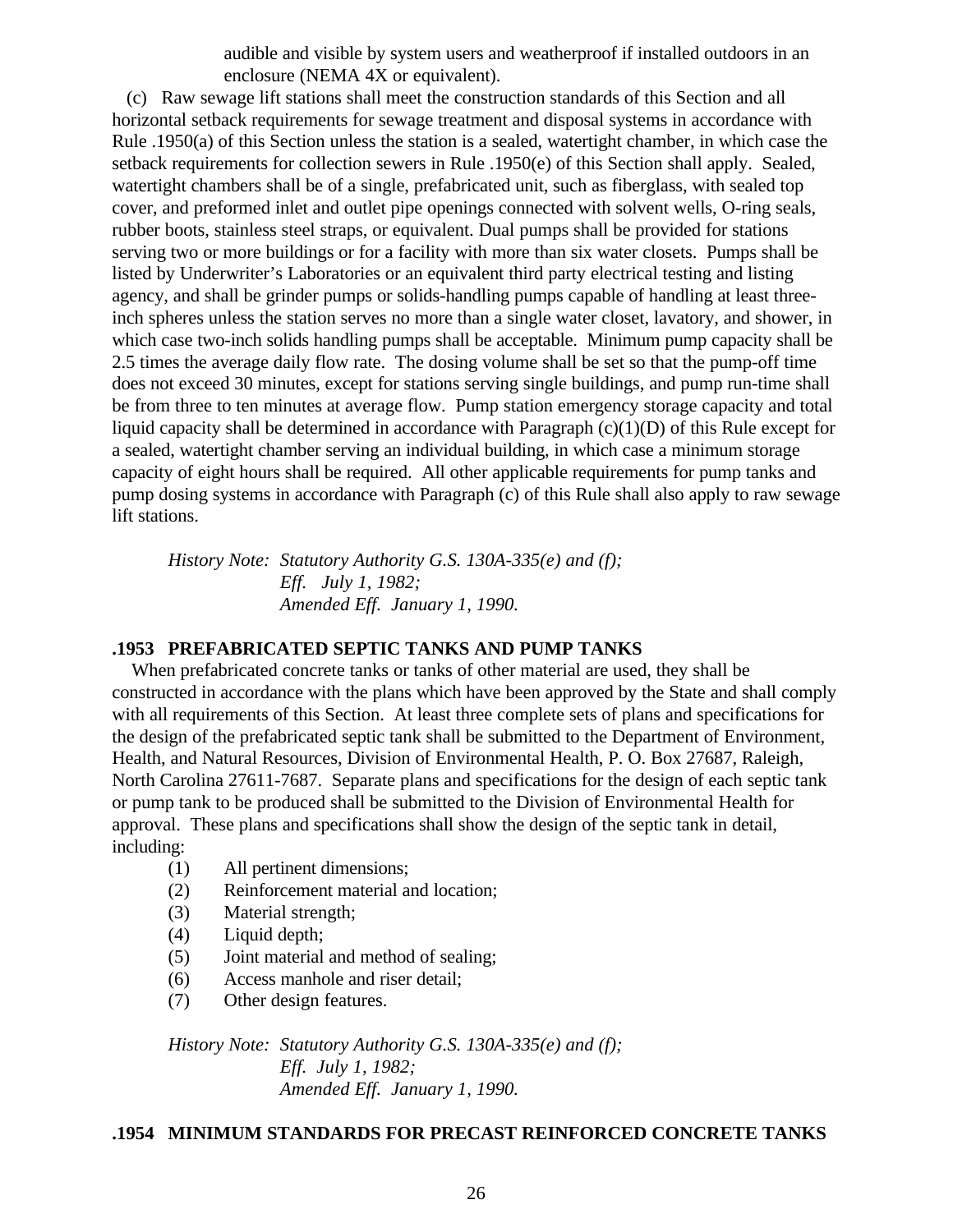audible and visible by system users and weatherproof if installed outdoors in an enclosure (NEMA 4X or equivalent).

(c) Raw sewage lift stations shall meet the construction standards of this Section and all horizontal setback requirements for sewage treatment and disposal systems in accordance with Rule .1950(a) of this Section unless the station is a sealed, watertight chamber, in which case the setback requirements for collection sewers in Rule .1950(e) of this Section shall apply. Sealed, watertight chambers shall be of a single, prefabricated unit, such as fiberglass, with sealed top cover, and preformed inlet and outlet pipe openings connected with solvent wells, O-ring seals, rubber boots, stainless steel straps, or equivalent. Dual pumps shall be provided for stations serving two or more buildings or for a facility with more than six water closets. Pumps shall be listed by Underwriter's Laboratories or an equivalent third party electrical testing and listing agency, and shall be grinder pumps or solids-handling pumps capable of handling at least three-inch spheres unless the station serves no more than a single water closet, lavatory, and shower, in which case two-inch solids handling pumps shall be acceptable. Minimum pump capacity shall be 2.5 times the average daily flow rate. The dosing volume shall be set so that the pump-off time does not exceed 30 minutes, except for stations serving single buildings, and pump run-time shall be from three to ten minutes at average flow. Pump station emergency storage capacity and total liquid capacity shall be determined in accordance with Paragraph (c)(1)(D) of this Rule except for a sealed, watertight chamber serving an individual building, in which case a minimum storage capacity of eight hours shall be required. All other applicable requirements for pump tanks and pump dosing systems in accordance with Paragraph (c) of this Rule shall also apply to raw sewage lift stations.

*History Note: Statutory Authority G.S. 130A-335(e) and (f);*
*Eff. July 1, 1982;*
*Amended Eff. January 1, 1990.*

## .1953 PREFABRICATED SEPTIC TANKS AND PUMP TANKS

When prefabricated concrete tanks or tanks of other material are used, they shall be constructed in accordance with the plans which have been approved by the State and shall comply with all requirements of this Section. At least three complete sets of plans and specifications for the design of the prefabricated septic tank shall be submitted to the Department of Environment, Health, and Natural Resources, Division of Environmental Health, P. O. Box 27687, Raleigh, North Carolina 27611-7687. Separate plans and specifications for the design of each septic tank or pump tank to be produced shall be submitted to the Division of Environmental Health for approval. These plans and specifications shall show the design of the septic tank in detail, including:

(1) All pertinent dimensions;
(2) Reinforcement material and location;
(3) Material strength;
(4) Liquid depth;
(5) Joint material and method of sealing;
(6) Access manhole and riser detail;
(7) Other design features.

*History Note: Statutory Authority G.S. 130A-335(e) and (f);*
*Eff. July 1, 1982;*
*Amended Eff. January 1, 1990.*

## .1954 MINIMUM STANDARDS FOR PRECAST REINFORCED CONCRETE TANKS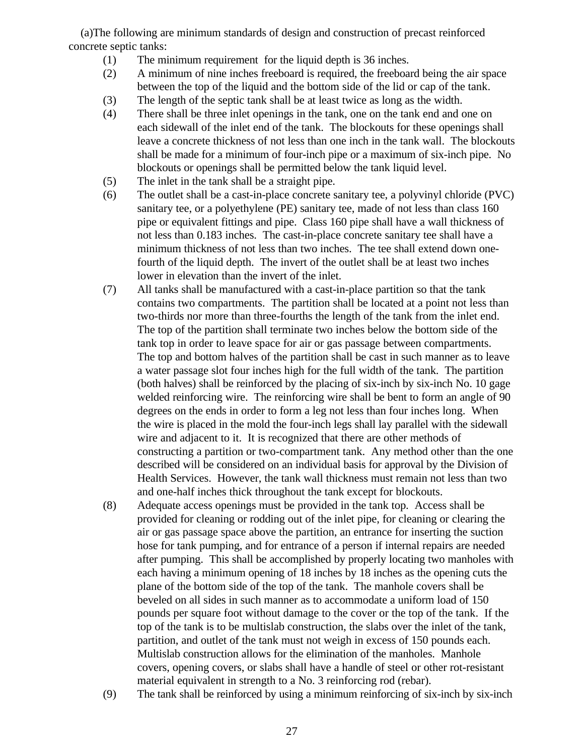(a)The following are minimum standards of design and construction of precast reinforced concrete septic tanks:

(1) The minimum requirement for the liquid depth is 36 inches.

(2) A minimum of nine inches freeboard is required, the freeboard being the air space between the top of the liquid and the bottom side of the lid or cap of the tank.

(3) The length of the septic tank shall be at least twice as long as the width.

(4) There shall be three inlet openings in the tank, one on the tank end and one on each sidewall of the inlet end of the tank. The blockouts for these openings shall leave a concrete thickness of not less than one inch in the tank wall. The blockouts shall be made for a minimum of four-inch pipe or a maximum of six-inch pipe. No blockouts or openings shall be permitted below the tank liquid level.

(5) The inlet in the tank shall be a straight pipe.

(6) The outlet shall be a cast-in-place concrete sanitary tee, a polyvinyl chloride (PVC) sanitary tee, or a polyethylene (PE) sanitary tee, made of not less than class 160 pipe or equivalent fittings and pipe. Class 160 pipe shall have a wall thickness of not less than 0.183 inches. The cast-in-place concrete sanitary tee shall have a minimum thickness of not less than two inches. The tee shall extend down one-fourth of the liquid depth. The invert of the outlet shall be at least two inches lower in elevation than the invert of the inlet.

(7) All tanks shall be manufactured with a cast-in-place partition so that the tank contains two compartments. The partition shall be located at a point not less than two-thirds nor more than three-fourths the length of the tank from the inlet end. The top of the partition shall terminate two inches below the bottom side of the tank top in order to leave space for air or gas passage between compartments. The top and bottom halves of the partition shall be cast in such manner as to leave a water passage slot four inches high for the full width of the tank. The partition (both halves) shall be reinforced by the placing of six-inch by six-inch No. 10 gage welded reinforcing wire. The reinforcing wire shall be bent to form an angle of 90 degrees on the ends in order to form a leg not less than four inches long. When the wire is placed in the mold the four-inch legs shall lay parallel with the sidewall wire and adjacent to it. It is recognized that there are other methods of constructing a partition or two-compartment tank. Any method other than the one described will be considered on an individual basis for approval by the Division of Health Services. However, the tank wall thickness must remain not less than two and one-half inches thick throughout the tank except for blockouts.

(8) Adequate access openings must be provided in the tank top. Access shall be provided for cleaning or rodding out of the inlet pipe, for cleaning or clearing the air or gas passage space above the partition, an entrance for inserting the suction hose for tank pumping, and for entrance of a person if internal repairs are needed after pumping. This shall be accomplished by properly locating two manholes with each having a minimum opening of 18 inches by 18 inches as the opening cuts the plane of the bottom side of the top of the tank. The manhole covers shall be beveled on all sides in such manner as to accommodate a uniform load of 150 pounds per square foot without damage to the cover or the top of the tank. If the top of the tank is to be multislab construction, the slabs over the inlet of the tank, partition, and outlet of the tank must not weigh in excess of 150 pounds each. Multislab construction allows for the elimination of the manholes. Manhole covers, opening covers, or slabs shall have a handle of steel or other rot-resistant material equivalent in strength to a No. 3 reinforcing rod (rebar).

(9) The tank shall be reinforced by using a minimum reinforcing of six-inch by six-inch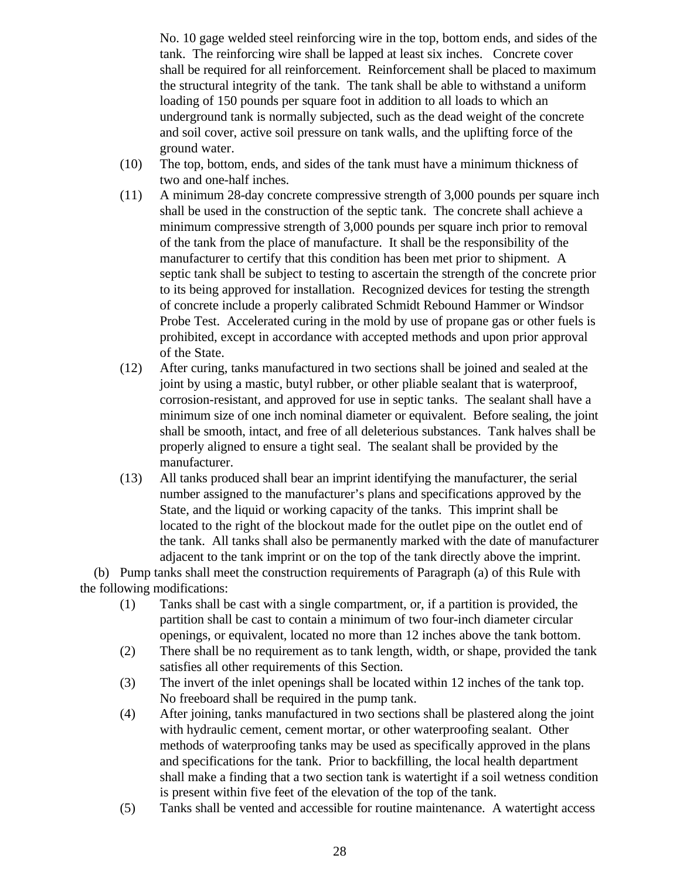No. 10 gage welded steel reinforcing wire in the top, bottom ends, and sides of the tank. The reinforcing wire shall be lapped at least six inches. Concrete cover shall be required for all reinforcement. Reinforcement shall be placed to maximum the structural integrity of the tank. The tank shall be able to withstand a uniform loading of 150 pounds per square foot in addition to all loads to which an underground tank is normally subjected, such as the dead weight of the concrete and soil cover, active soil pressure on tank walls, and the uplifting force of the ground water.

(10) The top, bottom, ends, and sides of the tank must have a minimum thickness of two and one-half inches.

(11) A minimum 28-day concrete compressive strength of 3,000 pounds per square inch shall be used in the construction of the septic tank. The concrete shall achieve a minimum compressive strength of 3,000 pounds per square inch prior to removal of the tank from the place of manufacture. It shall be the responsibility of the manufacturer to certify that this condition has been met prior to shipment. A septic tank shall be subject to testing to ascertain the strength of the concrete prior to its being approved for installation. Recognized devices for testing the strength of concrete include a properly calibrated Schmidt Rebound Hammer or Windsor Probe Test. Accelerated curing in the mold by use of propane gas or other fuels is prohibited, except in accordance with accepted methods and upon prior approval of the State.

(12) After curing, tanks manufactured in two sections shall be joined and sealed at the joint by using a mastic, butyl rubber, or other pliable sealant that is waterproof, corrosion-resistant, and approved for use in septic tanks. The sealant shall have a minimum size of one inch nominal diameter or equivalent. Before sealing, the joint shall be smooth, intact, and free of all deleterious substances. Tank halves shall be properly aligned to ensure a tight seal. The sealant shall be provided by the manufacturer.

(13) All tanks produced shall bear an imprint identifying the manufacturer, the serial number assigned to the manufacturer's plans and specifications approved by the State, and the liquid or working capacity of the tanks. This imprint shall be located to the right of the blockout made for the outlet pipe on the outlet end of the tank. All tanks shall also be permanently marked with the date of manufacturer adjacent to the tank imprint or on the top of the tank directly above the imprint.

(b) Pump tanks shall meet the construction requirements of Paragraph (a) of this Rule with the following modifications:

(1) Tanks shall be cast with a single compartment, or, if a partition is provided, the partition shall be cast to contain a minimum of two four-inch diameter circular openings, or equivalent, located no more than 12 inches above the tank bottom.

(2) There shall be no requirement as to tank length, width, or shape, provided the tank satisfies all other requirements of this Section.

(3) The invert of the inlet openings shall be located within 12 inches of the tank top. No freeboard shall be required in the pump tank.

(4) After joining, tanks manufactured in two sections shall be plastered along the joint with hydraulic cement, cement mortar, or other waterproofing sealant. Other methods of waterproofing tanks may be used as specifically approved in the plans and specifications for the tank. Prior to backfilling, the local health department shall make a finding that a two section tank is watertight if a soil wetness condition is present within five feet of the elevation of the top of the tank.

(5) Tanks shall be vented and accessible for routine maintenance. A watertight access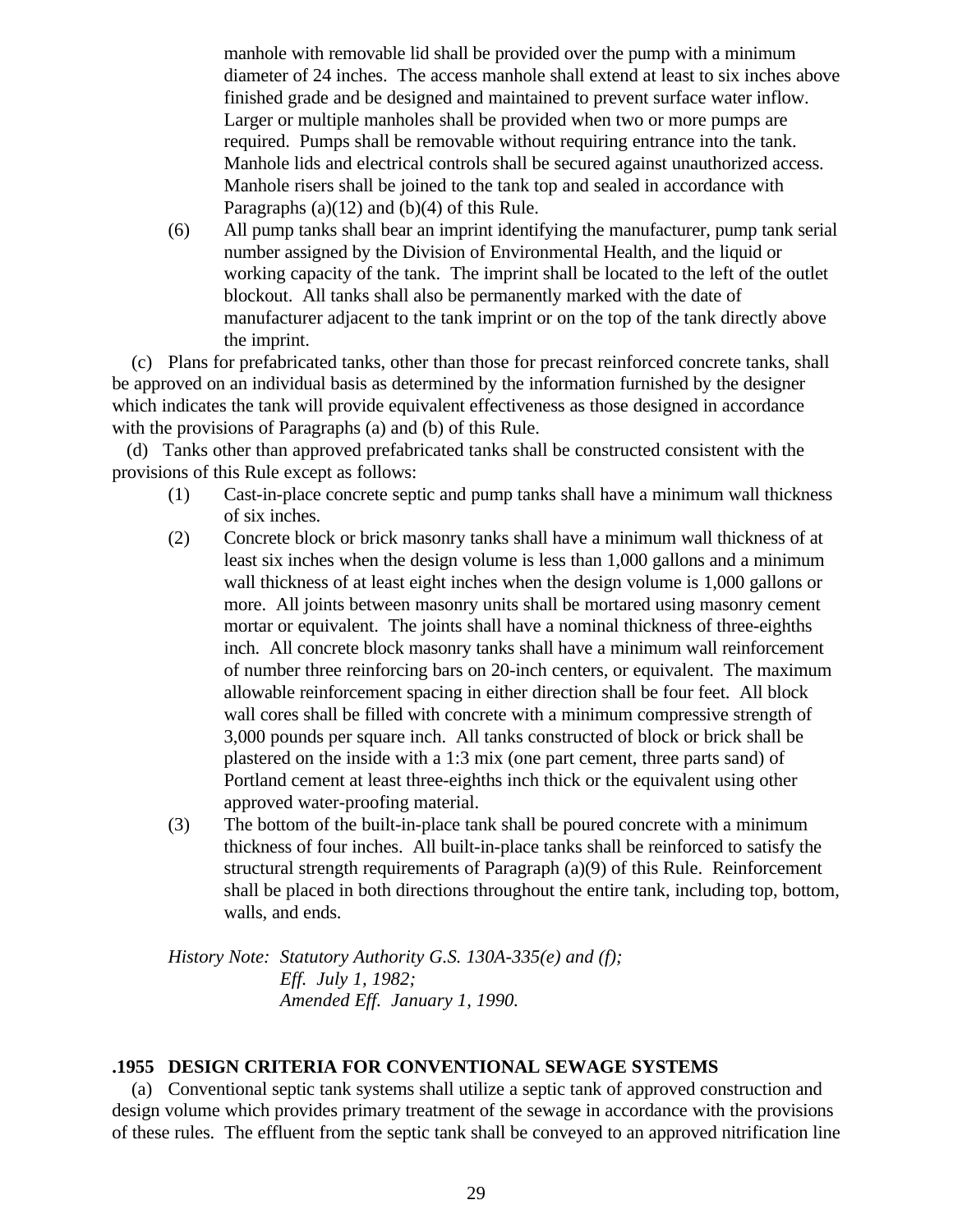manhole with removable lid shall be provided over the pump with a minimum diameter of 24 inches. The access manhole shall extend at least to six inches above finished grade and be designed and maintained to prevent surface water inflow. Larger or multiple manholes shall be provided when two or more pumps are required. Pumps shall be removable without requiring entrance into the tank. Manhole lids and electrical controls shall be secured against unauthorized access. Manhole risers shall be joined to the tank top and sealed in accordance with Paragraphs (a)(12) and (b)(4) of this Rule.

(6) All pump tanks shall bear an imprint identifying the manufacturer, pump tank serial number assigned by the Division of Environmental Health, and the liquid or working capacity of the tank. The imprint shall be located to the left of the outlet blockout. All tanks shall also be permanently marked with the date of manufacturer adjacent to the tank imprint or on the top of the tank directly above the imprint.

(c) Plans for prefabricated tanks, other than those for precast reinforced concrete tanks, shall be approved on an individual basis as determined by the information furnished by the designer which indicates the tank will provide equivalent effectiveness as those designed in accordance with the provisions of Paragraphs (a) and (b) of this Rule.

(d) Tanks other than approved prefabricated tanks shall be constructed consistent with the provisions of this Rule except as follows:

(1) Cast-in-place concrete septic and pump tanks shall have a minimum wall thickness of six inches.

(2) Concrete block or brick masonry tanks shall have a minimum wall thickness of at least six inches when the design volume is less than 1,000 gallons and a minimum wall thickness of at least eight inches when the design volume is 1,000 gallons or more. All joints between masonry units shall be mortared using masonry cement mortar or equivalent. The joints shall have a nominal thickness of three-eighths inch. All concrete block masonry tanks shall have a minimum wall reinforcement of number three reinforcing bars on 20-inch centers, or equivalent. The maximum allowable reinforcement spacing in either direction shall be four feet. All block wall cores shall be filled with concrete with a minimum compressive strength of 3,000 pounds per square inch. All tanks constructed of block or brick shall be plastered on the inside with a 1:3 mix (one part cement, three parts sand) of Portland cement at least three-eighths inch thick or the equivalent using other approved water-proofing material.

(3) The bottom of the built-in-place tank shall be poured concrete with a minimum thickness of four inches. All built-in-place tanks shall be reinforced to satisfy the structural strength requirements of Paragraph (a)(9) of this Rule. Reinforcement shall be placed in both directions throughout the entire tank, including top, bottom, walls, and ends.

*History Note: Statutory Authority G.S. 130A-335(e) and (f);*
*Eff. July 1, 1982;*
*Amended Eff. January 1, 1990.*

**.1955 DESIGN CRITERIA FOR CONVENTIONAL SEWAGE SYSTEMS**

(a) Conventional septic tank systems shall utilize a septic tank of approved construction and design volume which provides primary treatment of the sewage in accordance with the provisions of these rules. The effluent from the septic tank shall be conveyed to an approved nitrification line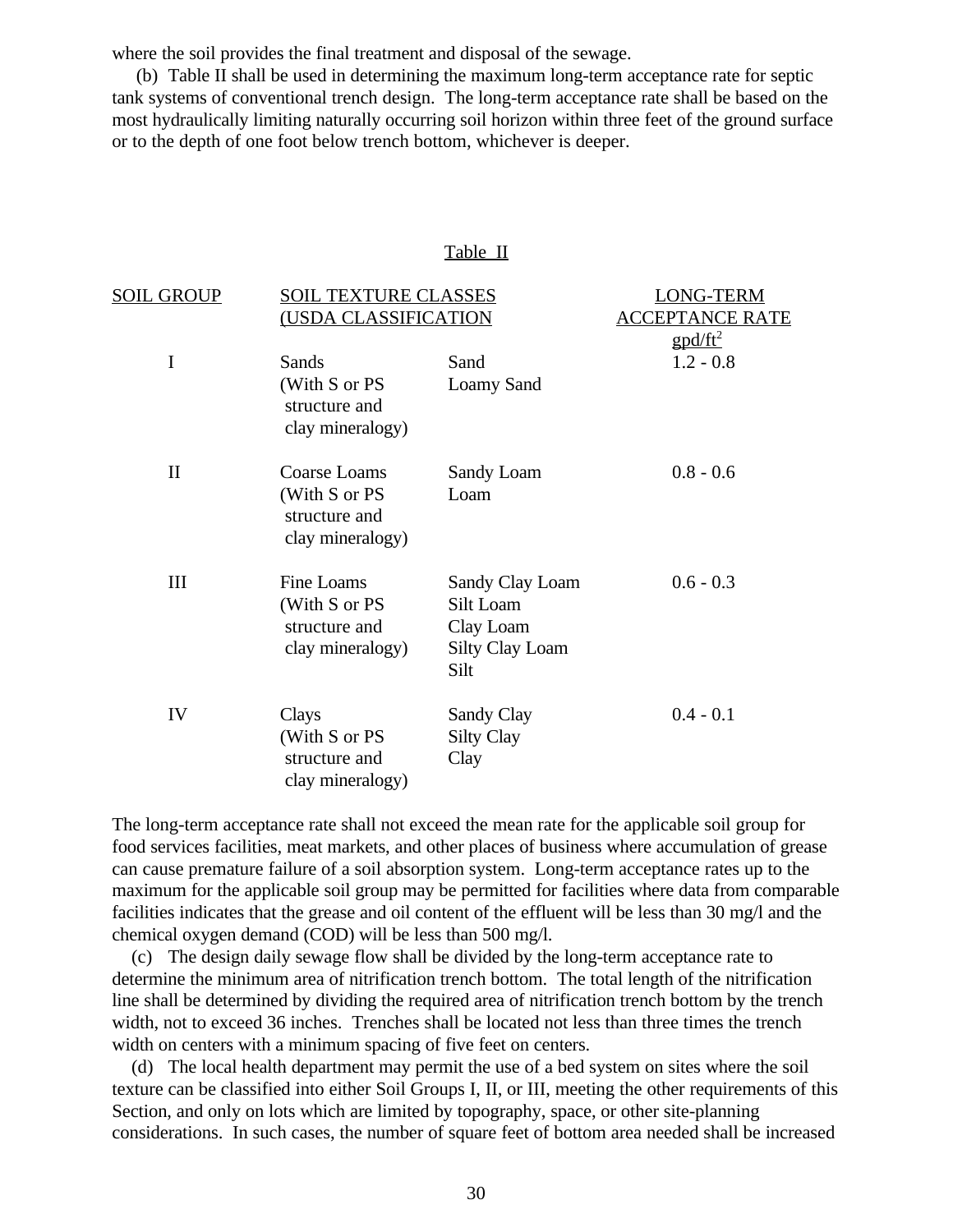where the soil provides the final treatment and disposal of the sewage.

(b) Table II shall be used in determining the maximum long-term acceptance rate for septic tank systems of conventional trench design. The long-term acceptance rate shall be based on the most hydraulically limiting naturally occurring soil horizon within three feet of the ground surface or to the depth of one foot below trench bottom, whichever is deeper.

Table II

| SOIL GROUP | SOIL TEXTURE CLASSES (USDA CLASSIFICATION | | LONG-TERM ACCEPTANCE RATE gpd/ft$^2$ |
|---|---|---|---|
| I | Sands (With S or PS structure and clay mineralogy) | Sand<br>Loamy Sand | 1.2 - 0.8 |
| II | Coarse Loams (With S or PS structure and clay mineralogy) | Sandy Loam<br>Loam | 0.8 - 0.6 |
| III | Fine Loams (With S or PS structure and clay mineralogy) | Sandy Clay Loam<br>Silt Loam<br>Clay Loam<br>Silty Clay Loam<br>Silt | 0.6 - 0.3 |
| IV | Clays (With S or PS structure and clay mineralogy) | Sandy Clay<br>Silty Clay<br>Clay | 0.4 - 0.1 |

The long-term acceptance rate shall not exceed the mean rate for the applicable soil group for food services facilities, meat markets, and other places of business where accumulation of grease can cause premature failure of a soil absorption system. Long-term acceptance rates up to the maximum for the applicable soil group may be permitted for facilities where data from comparable facilities indicates that the grease and oil content of the effluent will be less than 30 mg/l and the chemical oxygen demand (COD) will be less than 500 mg/l.

(c) The design daily sewage flow shall be divided by the long-term acceptance rate to determine the minimum area of nitrification trench bottom. The total length of the nitrification line shall be determined by dividing the required area of nitrification trench bottom by the trench width, not to exceed 36 inches. Trenches shall be located not less than three times the trench width on centers with a minimum spacing of five feet on centers.

(d) The local health department may permit the use of a bed system on sites where the soil texture can be classified into either Soil Groups I, II, or III, meeting the other requirements of this Section, and only on lots which are limited by topography, space, or other site-planning considerations. In such cases, the number of square feet of bottom area needed shall be increased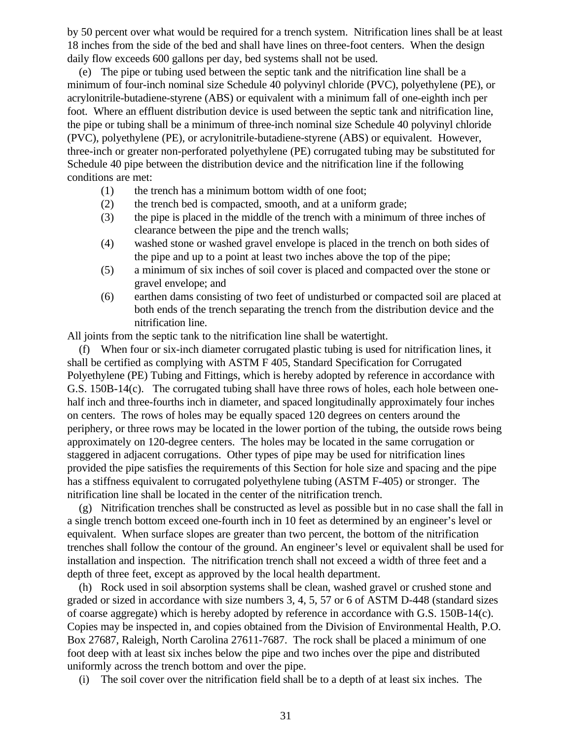by 50 percent over what would be required for a trench system. Nitrification lines shall be at least 18 inches from the side of the bed and shall have lines on three-foot centers. When the design daily flow exceeds 600 gallons per day, bed systems shall not be used.

(e) The pipe or tubing used between the septic tank and the nitrification line shall be a minimum of four-inch nominal size Schedule 40 polyvinyl chloride (PVC), polyethylene (PE), or acrylonitrile-butadiene-styrene (ABS) or equivalent with a minimum fall of one-eighth inch per foot. Where an effluent distribution device is used between the septic tank and nitrification line, the pipe or tubing shall be a minimum of three-inch nominal size Schedule 40 polyvinyl chloride (PVC), polyethylene (PE), or acrylonitrile-butadiene-styrene (ABS) or equivalent. However, three-inch or greater non-perforated polyethylene (PE) corrugated tubing may be substituted for Schedule 40 pipe between the distribution device and the nitrification line if the following conditions are met:

(1) the trench has a minimum bottom width of one foot;
(2) the trench bed is compacted, smooth, and at a uniform grade;
(3) the pipe is placed in the middle of the trench with a minimum of three inches of clearance between the pipe and the trench walls;
(4) washed stone or washed gravel envelope is placed in the trench on both sides of the pipe and up to a point at least two inches above the top of the pipe;
(5) a minimum of six inches of soil cover is placed and compacted over the stone or gravel envelope; and
(6) earthen dams consisting of two feet of undisturbed or compacted soil are placed at both ends of the trench separating the trench from the distribution device and the nitrification line.

All joints from the septic tank to the nitrification line shall be watertight.

(f) When four or six-inch diameter corrugated plastic tubing is used for nitrification lines, it shall be certified as complying with ASTM F 405, Standard Specification for Corrugated Polyethylene (PE) Tubing and Fittings, which is hereby adopted by reference in accordance with G.S. 150B-14(c). The corrugated tubing shall have three rows of holes, each hole between one-half inch and three-fourths inch in diameter, and spaced longitudinally approximately four inches on centers. The rows of holes may be equally spaced 120 degrees on centers around the periphery, or three rows may be located in the lower portion of the tubing, the outside rows being approximately on 120-degree centers. The holes may be located in the same corrugation or staggered in adjacent corrugations. Other types of pipe may be used for nitrification lines provided the pipe satisfies the requirements of this Section for hole size and spacing and the pipe has a stiffness equivalent to corrugated polyethylene tubing (ASTM F-405) or stronger. The nitrification line shall be located in the center of the nitrification trench.

(g) Nitrification trenches shall be constructed as level as possible but in no case shall the fall in a single trench bottom exceed one-fourth inch in 10 feet as determined by an engineer's level or equivalent. When surface slopes are greater than two percent, the bottom of the nitrification trenches shall follow the contour of the ground. An engineer's level or equivalent shall be used for installation and inspection. The nitrification trench shall not exceed a width of three feet and a depth of three feet, except as approved by the local health department.

(h) Rock used in soil absorption systems shall be clean, washed gravel or crushed stone and graded or sized in accordance with size numbers 3, 4, 5, 57 or 6 of ASTM D-448 (standard sizes of coarse aggregate) which is hereby adopted by reference in accordance with G.S. 150B-14(c). Copies may be inspected in, and copies obtained from the Division of Environmental Health, P.O. Box 27687, Raleigh, North Carolina 27611-7687. The rock shall be placed a minimum of one foot deep with at least six inches below the pipe and two inches over the pipe and distributed uniformly across the trench bottom and over the pipe.

(i) The soil cover over the nitrification field shall be to a depth of at least six inches. The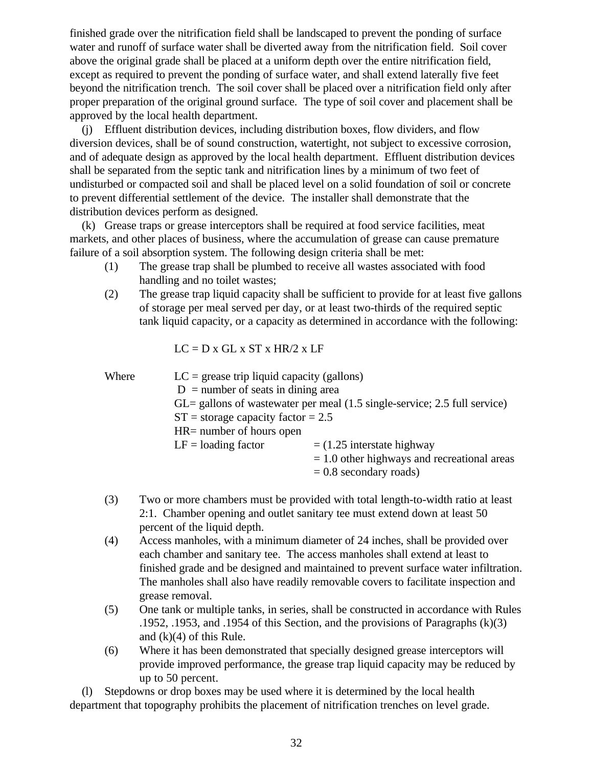finished grade over the nitrification field shall be landscaped to prevent the ponding of surface water and runoff of surface water shall be diverted away from the nitrification field. Soil cover above the original grade shall be placed at a uniform depth over the entire nitrification field, except as required to prevent the ponding of surface water, and shall extend laterally five feet beyond the nitrification trench. The soil cover shall be placed over a nitrification field only after proper preparation of the original ground surface. The type of soil cover and placement shall be approved by the local health department.

(j) Effluent distribution devices, including distribution boxes, flow dividers, and flow diversion devices, shall be of sound construction, watertight, not subject to excessive corrosion, and of adequate design as approved by the local health department. Effluent distribution devices shall be separated from the septic tank and nitrification lines by a minimum of two feet of undisturbed or compacted soil and shall be placed level on a solid foundation of soil or concrete to prevent differential settlement of the device. The installer shall demonstrate that the distribution devices perform as designed.

(k) Grease traps or grease interceptors shall be required at food service facilities, meat markets, and other places of business, where the accumulation of grease can cause premature failure of a soil absorption system. The following design criteria shall be met:

(1) The grease trap shall be plumbed to receive all wastes associated with food handling and no toilet wastes;

(2) The grease trap liquid capacity shall be sufficient to provide for at least five gallons of storage per meal served per day, or at least two-thirds of the required septic tank liquid capacity, or a capacity as determined in accordance with the following:

$$LC = D \times GL \times ST \times HR/2 \times LF$$

Where
- LC = grease trip liquid capacity (gallons)
- D = number of seats in dining area
- GL= gallons of wastewater per meal (1.5 single-service; 2.5 full service)
- ST = storage capacity factor = 2.5
- HR= number of hours open
- LF = loading factor = (1.25 interstate highway
  = 1.0 other highways and recreational areas
  = 0.8 secondary roads)

(3) Two or more chambers must be provided with total length-to-width ratio at least 2:1. Chamber opening and outlet sanitary tee must extend down at least 50 percent of the liquid depth.

(4) Access manholes, with a minimum diameter of 24 inches, shall be provided over each chamber and sanitary tee. The access manholes shall extend at least to finished grade and be designed and maintained to prevent surface water infiltration. The manholes shall also have readily removable covers to facilitate inspection and grease removal.

(5) One tank or multiple tanks, in series, shall be constructed in accordance with Rules .1952, .1953, and .1954 of this Section, and the provisions of Paragraphs (k)(3) and (k)(4) of this Rule.

(6) Where it has been demonstrated that specially designed grease interceptors will provide improved performance, the grease trap liquid capacity may be reduced by up to 50 percent.

(l) Stepdowns or drop boxes may be used where it is determined by the local health department that topography prohibits the placement of nitrification trenches on level grade.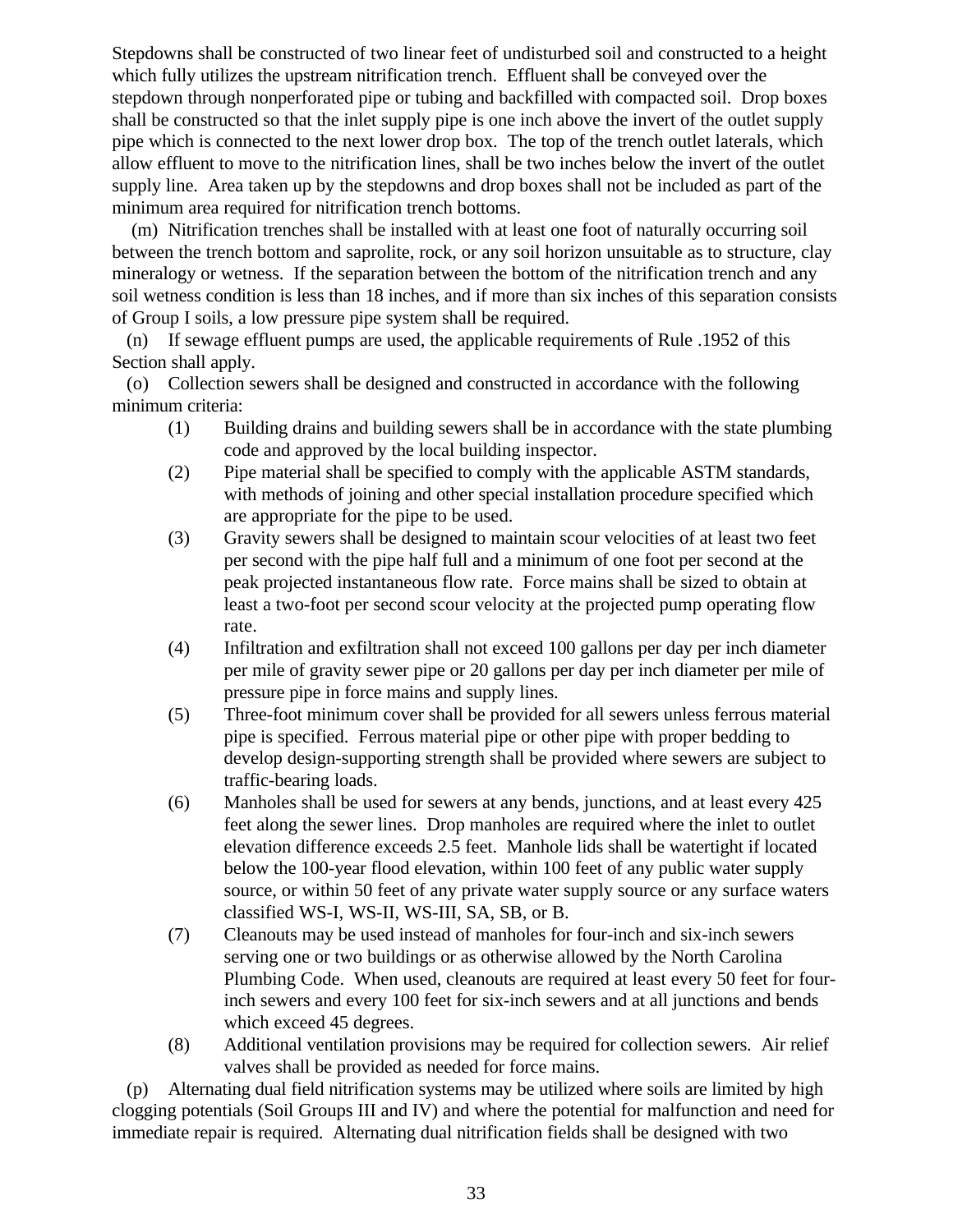Stepdowns shall be constructed of two linear feet of undisturbed soil and constructed to a height which fully utilizes the upstream nitrification trench. Effluent shall be conveyed over the stepdown through nonperforated pipe or tubing and backfilled with compacted soil. Drop boxes shall be constructed so that the inlet supply pipe is one inch above the invert of the outlet supply pipe which is connected to the next lower drop box. The top of the trench outlet laterals, which allow effluent to move to the nitrification lines, shall be two inches below the invert of the outlet supply line. Area taken up by the stepdowns and drop boxes shall not be included as part of the minimum area required for nitrification trench bottoms.

(m) Nitrification trenches shall be installed with at least one foot of naturally occurring soil between the trench bottom and saprolite, rock, or any soil horizon unsuitable as to structure, clay mineralogy or wetness. If the separation between the bottom of the nitrification trench and any soil wetness condition is less than 18 inches, and if more than six inches of this separation consists of Group I soils, a low pressure pipe system shall be required.

(n) If sewage effluent pumps are used, the applicable requirements of Rule .1952 of this Section shall apply.

(o) Collection sewers shall be designed and constructed in accordance with the following minimum criteria:

(1) Building drains and building sewers shall be in accordance with the state plumbing code and approved by the local building inspector.

(2) Pipe material shall be specified to comply with the applicable ASTM standards, with methods of joining and other special installation procedure specified which are appropriate for the pipe to be used.

(3) Gravity sewers shall be designed to maintain scour velocities of at least two feet per second with the pipe half full and a minimum of one foot per second at the peak projected instantaneous flow rate. Force mains shall be sized to obtain at least a two-foot per second scour velocity at the projected pump operating flow rate.

(4) Infiltration and exfiltration shall not exceed 100 gallons per day per inch diameter per mile of gravity sewer pipe or 20 gallons per day per inch diameter per mile of pressure pipe in force mains and supply lines.

(5) Three-foot minimum cover shall be provided for all sewers unless ferrous material pipe is specified. Ferrous material pipe or other pipe with proper bedding to develop design-supporting strength shall be provided where sewers are subject to traffic-bearing loads.

(6) Manholes shall be used for sewers at any bends, junctions, and at least every 425 feet along the sewer lines. Drop manholes are required where the inlet to outlet elevation difference exceeds 2.5 feet. Manhole lids shall be watertight if located below the 100-year flood elevation, within 100 feet of any public water supply source, or within 50 feet of any private water supply source or any surface waters classified WS-I, WS-II, WS-III, SA, SB, or B.

(7) Cleanouts may be used instead of manholes for four-inch and six-inch sewers serving one or two buildings or as otherwise allowed by the North Carolina Plumbing Code. When used, cleanouts are required at least every 50 feet for four-inch sewers and every 100 feet for six-inch sewers and at all junctions and bends which exceed 45 degrees.

(8) Additional ventilation provisions may be required for collection sewers. Air relief valves shall be provided as needed for force mains.

(p) Alternating dual field nitrification systems may be utilized where soils are limited by high clogging potentials (Soil Groups III and IV) and where the potential for malfunction and need for immediate repair is required. Alternating dual nitrification fields shall be designed with two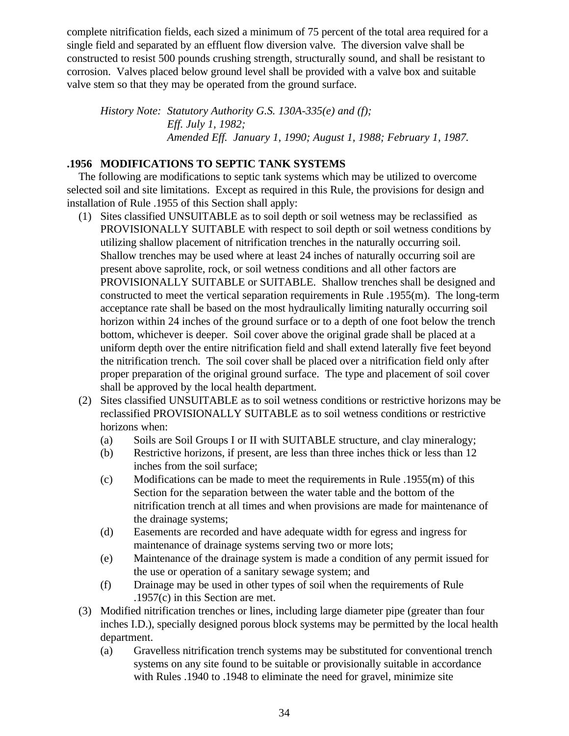complete nitrification fields, each sized a minimum of 75 percent of the total area required for a single field and separated by an effluent flow diversion valve. The diversion valve shall be constructed to resist 500 pounds crushing strength, structurally sound, and shall be resistant to corrosion. Valves placed below ground level shall be provided with a valve box and suitable valve stem so that they may be operated from the ground surface.

*History Note: Statutory Authority G.S. 130A-335(e) and (f); Eff. July 1, 1982; Amended Eff. January 1, 1990; August 1, 1988; February 1, 1987.*

### .1956 MODIFICATIONS TO SEPTIC TANK SYSTEMS

The following are modifications to septic tank systems which may be utilized to overcome selected soil and site limitations. Except as required in this Rule, the provisions for design and installation of Rule .1955 of this Section shall apply:

(1) Sites classified UNSUITABLE as to soil depth or soil wetness may be reclassified as PROVISIONALLY SUITABLE with respect to soil depth or soil wetness conditions by utilizing shallow placement of nitrification trenches in the naturally occurring soil. Shallow trenches may be used where at least 24 inches of naturally occurring soil are present above saprolite, rock, or soil wetness conditions and all other factors are PROVISIONALLY SUITABLE or SUITABLE. Shallow trenches shall be designed and constructed to meet the vertical separation requirements in Rule .1955(m). The long-term acceptance rate shall be based on the most hydraulically limiting naturally occurring soil horizon within 24 inches of the ground surface or to a depth of one foot below the trench bottom, whichever is deeper. Soil cover above the original grade shall be placed at a uniform depth over the entire nitrification field and shall extend laterally five feet beyond the nitrification trench. The soil cover shall be placed over a nitrification field only after proper preparation of the original ground surface. The type and placement of soil cover shall be approved by the local health department.

(2) Sites classified UNSUITABLE as to soil wetness conditions or restrictive horizons may be reclassified PROVISIONALLY SUITABLE as to soil wetness conditions or restrictive horizons when:

   (a) Soils are Soil Groups I or II with SUITABLE structure, and clay mineralogy;
   (b) Restrictive horizons, if present, are less than three inches thick or less than 12 inches from the soil surface;
   (c) Modifications can be made to meet the requirements in Rule .1955(m) of this Section for the separation between the water table and the bottom of the nitrification trench at all times and when provisions are made for maintenance of the drainage systems;
   (d) Easements are recorded and have adequate width for egress and ingress for maintenance of drainage systems serving two or more lots;
   (e) Maintenance of the drainage system is made a condition of any permit issued for the use or operation of a sanitary sewage system; and
   (f) Drainage may be used in other types of soil when the requirements of Rule .1957(c) in this Section are met.

(3) Modified nitrification trenches or lines, including large diameter pipe (greater than four inches I.D.), specially designed porous block systems may be permitted by the local health department.

   (a) Gravelless nitrification trench systems may be substituted for conventional trench systems on any site found to be suitable or provisionally suitable in accordance with Rules .1940 to .1948 to eliminate the need for gravel, minimize site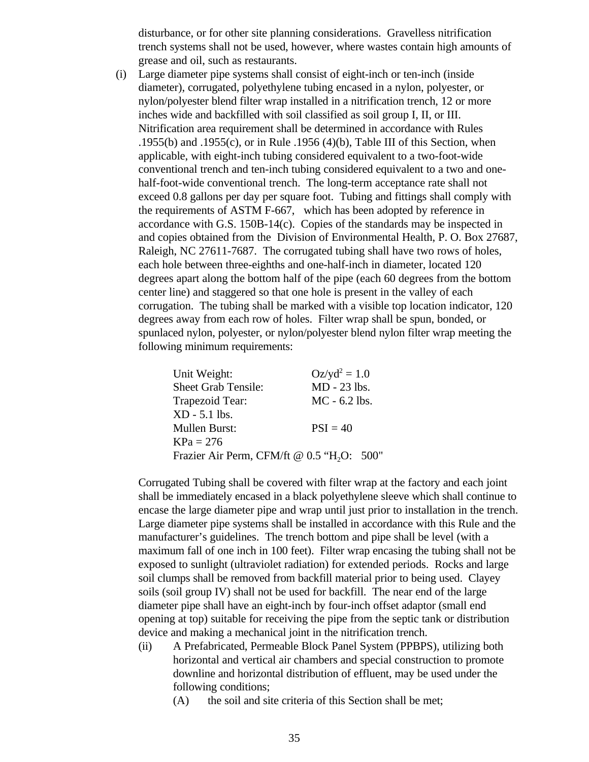disturbance, or for other site planning considerations. Gravelless nitrification trench systems shall not be used, however, where wastes contain high amounts of grease and oil, such as restaurants.

(i) Large diameter pipe systems shall consist of eight-inch or ten-inch (inside diameter), corrugated, polyethylene tubing encased in a nylon, polyester, or nylon/polyester blend filter wrap installed in a nitrification trench, 12 or more inches wide and backfilled with soil classified as soil group I, II, or III. Nitrification area requirement shall be determined in accordance with Rules .1955(b) and .1955(c), or in Rule .1956 (4)(b), Table III of this Section, when applicable, with eight-inch tubing considered equivalent to a two-foot-wide conventional trench and ten-inch tubing considered equivalent to a two and one-half-foot-wide conventional trench. The long-term acceptance rate shall not exceed 0.8 gallons per day per square foot. Tubing and fittings shall comply with the requirements of ASTM F-667, which has been adopted by reference in accordance with G.S. 150B-14(c). Copies of the standards may be inspected in and copies obtained from the Division of Environmental Health, P. O. Box 27687, Raleigh, NC 27611-7687. The corrugated tubing shall have two rows of holes, each hole between three-eighths and one-half-inch in diameter, located 120 degrees apart along the bottom half of the pipe (each 60 degrees from the bottom center line) and staggered so that one hole is present in the valley of each corrugation. The tubing shall be marked with a visible top location indicator, 120 degrees away from each row of holes. Filter wrap shall be spun, bonded, or spunlaced nylon, polyester, or nylon/polyester blend nylon filter wrap meeting the following minimum requirements:

| | |
|---|---|
| Unit Weight: | $Oz/yd^2 = 1.0$ |
| Sheet Grab Tensile: | MD - 23 lbs. |
| Trapezoid Tear: | MC - 6.2 lbs. |
| XD - 5.1 lbs. | |
| Mullen Burst: | PSI = 40 |
| KPa = 276 | |
| Frazier Air Perm, CFM/ft @ 0.5 "$H_2O$: 500" | |

Corrugated Tubing shall be covered with filter wrap at the factory and each joint shall be immediately encased in a black polyethylene sleeve which shall continue to encase the large diameter pipe and wrap until just prior to installation in the trench. Large diameter pipe systems shall be installed in accordance with this Rule and the manufacturer's guidelines. The trench bottom and pipe shall be level (with a maximum fall of one inch in 100 feet). Filter wrap encasing the tubing shall not be exposed to sunlight (ultraviolet radiation) for extended periods. Rocks and large soil clumps shall be removed from backfill material prior to being used. Clayey soils (soil group IV) shall not be used for backfill. The near end of the large diameter pipe shall have an eight-inch by four-inch offset adaptor (small end opening at top) suitable for receiving the pipe from the septic tank or distribution device and making a mechanical joint in the nitrification trench.

(ii) A Prefabricated, Permeable Block Panel System (PPBPS), utilizing both horizontal and vertical air chambers and special construction to promote downline and horizontal distribution of effluent, may be used under the following conditions;

(A) the soil and site criteria of this Section shall be met;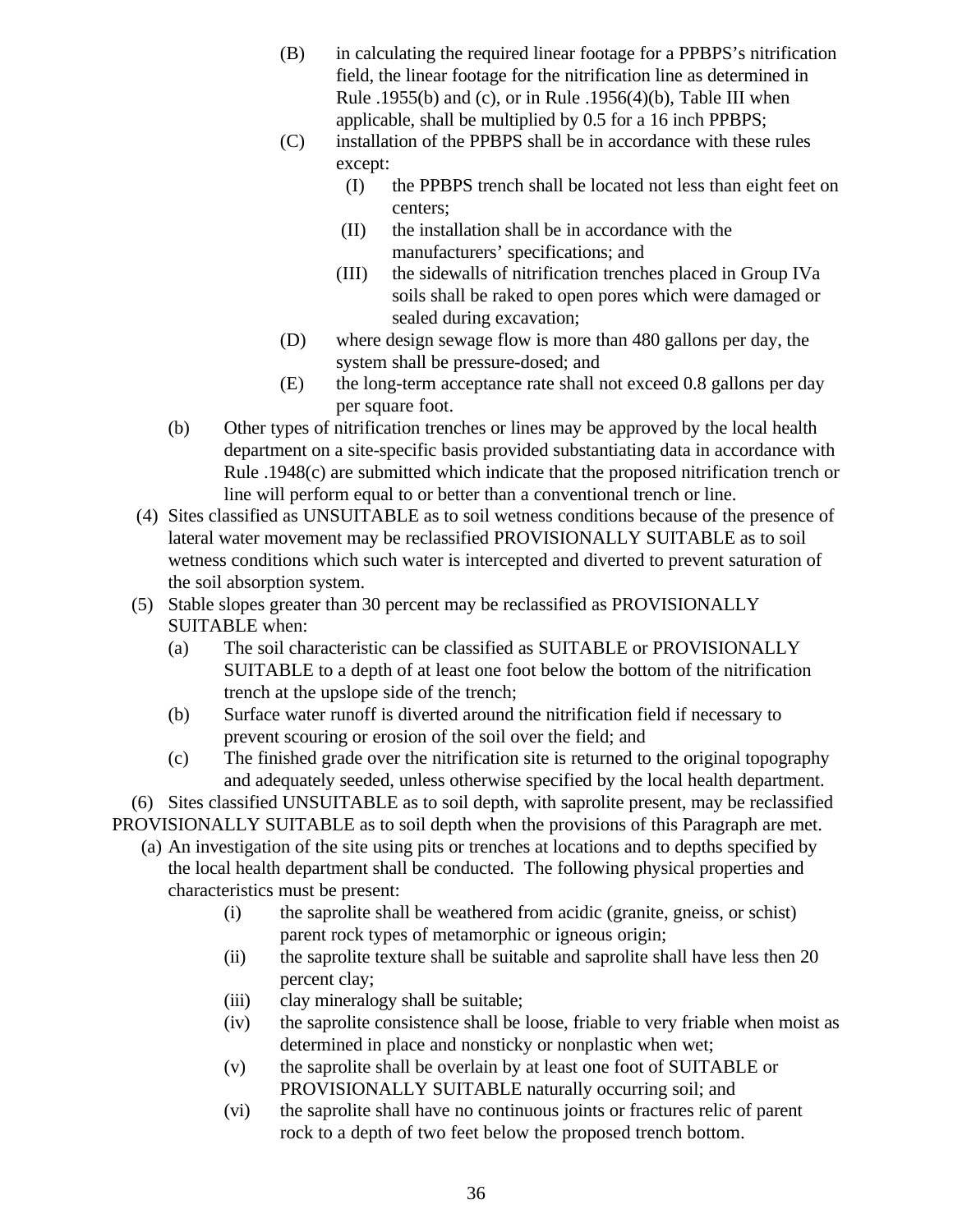(B) in calculating the required linear footage for a PPBPS's nitrification field, the linear footage for the nitrification line as determined in Rule .1955(b) and (c), or in Rule .1956(4)(b), Table III when applicable, shall be multiplied by 0.5 for a 16 inch PPBPS;

(C) installation of the PPBPS shall be in accordance with these rules except:

(I) the PPBPS trench shall be located not less than eight feet on centers;

(II) the installation shall be in accordance with the manufacturers' specifications; and

(III) the sidewalls of nitrification trenches placed in Group IVa soils shall be raked to open pores which were damaged or sealed during excavation;

(D) where design sewage flow is more than 480 gallons per day, the system shall be pressure-dosed; and

(E) the long-term acceptance rate shall not exceed 0.8 gallons per day per square foot.

(b) Other types of nitrification trenches or lines may be approved by the local health department on a site-specific basis provided substantiating data in accordance with Rule .1948(c) are submitted which indicate that the proposed nitrification trench or line will perform equal to or better than a conventional trench or line.

(4) Sites classified as UNSUITABLE as to soil wetness conditions because of the presence of lateral water movement may be reclassified PROVISIONALLY SUITABLE as to soil wetness conditions which such water is intercepted and diverted to prevent saturation of the soil absorption system.

(5) Stable slopes greater than 30 percent may be reclassified as PROVISIONALLY SUITABLE when:

(a) The soil characteristic can be classified as SUITABLE or PROVISIONALLY SUITABLE to a depth of at least one foot below the bottom of the nitrification trench at the upslope side of the trench;

(b) Surface water runoff is diverted around the nitrification field if necessary to prevent scouring or erosion of the soil over the field; and

(c) The finished grade over the nitrification site is returned to the original topography and adequately seeded, unless otherwise specified by the local health department.

(6) Sites classified UNSUITABLE as to soil depth, with saprolite present, may be reclassified PROVISIONALLY SUITABLE as to soil depth when the provisions of this Paragraph are met.

(a) An investigation of the site using pits or trenches at locations and to depths specified by the local health department shall be conducted. The following physical properties and characteristics must be present:

(i) the saprolite shall be weathered from acidic (granite, gneiss, or schist) parent rock types of metamorphic or igneous origin;

(ii) the saprolite texture shall be suitable and saprolite shall have less then 20 percent clay;

(iii) clay mineralogy shall be suitable;

(iv) the saprolite consistence shall be loose, friable to very friable when moist as determined in place and nonsticky or nonplastic when wet;

(v) the saprolite shall be overlain by at least one foot of SUITABLE or PROVISIONALLY SUITABLE naturally occurring soil; and

(vi) the saprolite shall have no continuous joints or fractures relic of parent rock to a depth of two feet below the proposed trench bottom.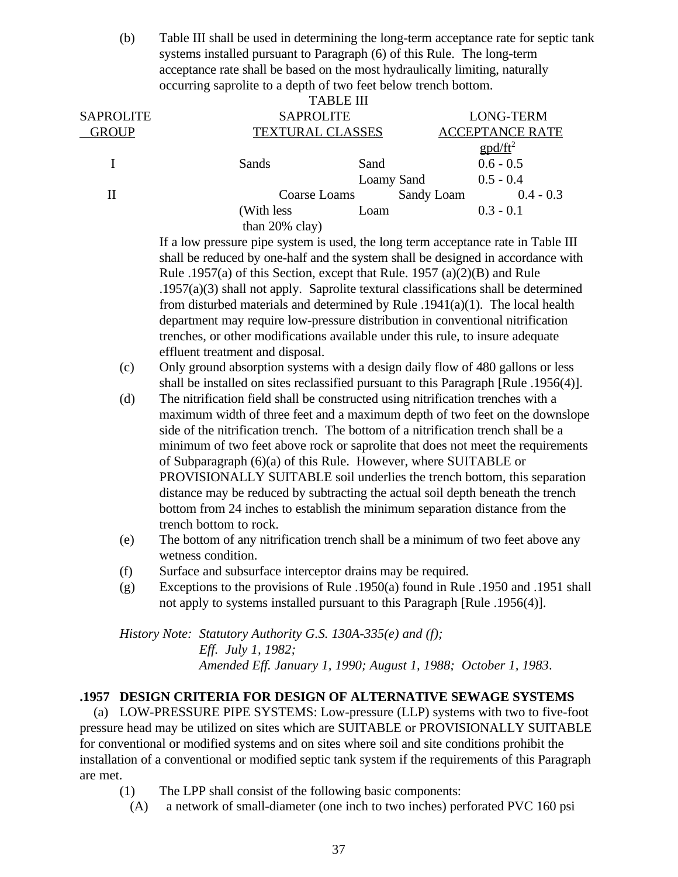(b) Table III shall be used in determining the long-term acceptance rate for septic tank systems installed pursuant to Paragraph (6) of this Rule. The long-term acceptance rate shall be based on the most hydraulically limiting, naturally occurring saprolite to a depth of two feet below trench bottom.

TABLE III

| SAPROLITE GROUP | SAPROLITE TEXTURAL CLASSES | | LONG-TERM ACCEPTANCE RATE gpd/ft$^2$ |
|---|---|---|---|
| I | Sands | Sand | 0.6 - 0.5 |
| | | Loamy Sand | 0.5 - 0.4 |
| II | Coarse Loams | Sandy Loam | 0.4 - 0.3 |
| | (With less than 20% clay) | Loam | 0.3 - 0.1 |

If a low pressure pipe system is used, the long term acceptance rate in Table III shall be reduced by one-half and the system shall be designed in accordance with Rule .1957(a) of this Section, except that Rule. 1957 (a)(2)(B) and Rule .1957(a)(3) shall not apply. Saprolite textural classifications shall be determined from disturbed materials and determined by Rule .1941(a)(1). The local health department may require low-pressure distribution in conventional nitrification trenches, or other modifications available under this rule, to insure adequate effluent treatment and disposal.

(c) Only ground absorption systems with a design daily flow of 480 gallons or less shall be installed on sites reclassified pursuant to this Paragraph [Rule .1956(4)].

(d) The nitrification field shall be constructed using nitrification trenches with a maximum width of three feet and a maximum depth of two feet on the downslope side of the nitrification trench. The bottom of a nitrification trench shall be a minimum of two feet above rock or saprolite that does not meet the requirements of Subparagraph (6)(a) of this Rule. However, where SUITABLE or PROVISIONALLY SUITABLE soil underlies the trench bottom, this separation distance may be reduced by subtracting the actual soil depth beneath the trench bottom from 24 inches to establish the minimum separation distance from the trench bottom to rock.

(e) The bottom of any nitrification trench shall be a minimum of two feet above any wetness condition.

(f) Surface and subsurface interceptor drains may be required.

(g) Exceptions to the provisions of Rule .1950(a) found in Rule .1950 and .1951 shall not apply to systems installed pursuant to this Paragraph [Rule .1956(4)].

*History Note: Statutory Authority G.S. 130A-335(e) and (f);*
*Eff. July 1, 1982;*
*Amended Eff. January 1, 1990; August 1, 1988; October 1, 1983.*

### .1957 DESIGN CRITERIA FOR DESIGN OF ALTERNATIVE SEWAGE SYSTEMS

(a) LOW-PRESSURE PIPE SYSTEMS: Low-pressure (LLP) systems with two to five-foot pressure head may be utilized on sites which are SUITABLE or PROVISIONALLY SUITABLE for conventional or modified systems and on sites where soil and site conditions prohibit the installation of a conventional or modified septic tank system if the requirements of this Paragraph are met.

(1) The LPP shall consist of the following basic components:

(A) a network of small-diameter (one inch to two inches) perforated PVC 160 psi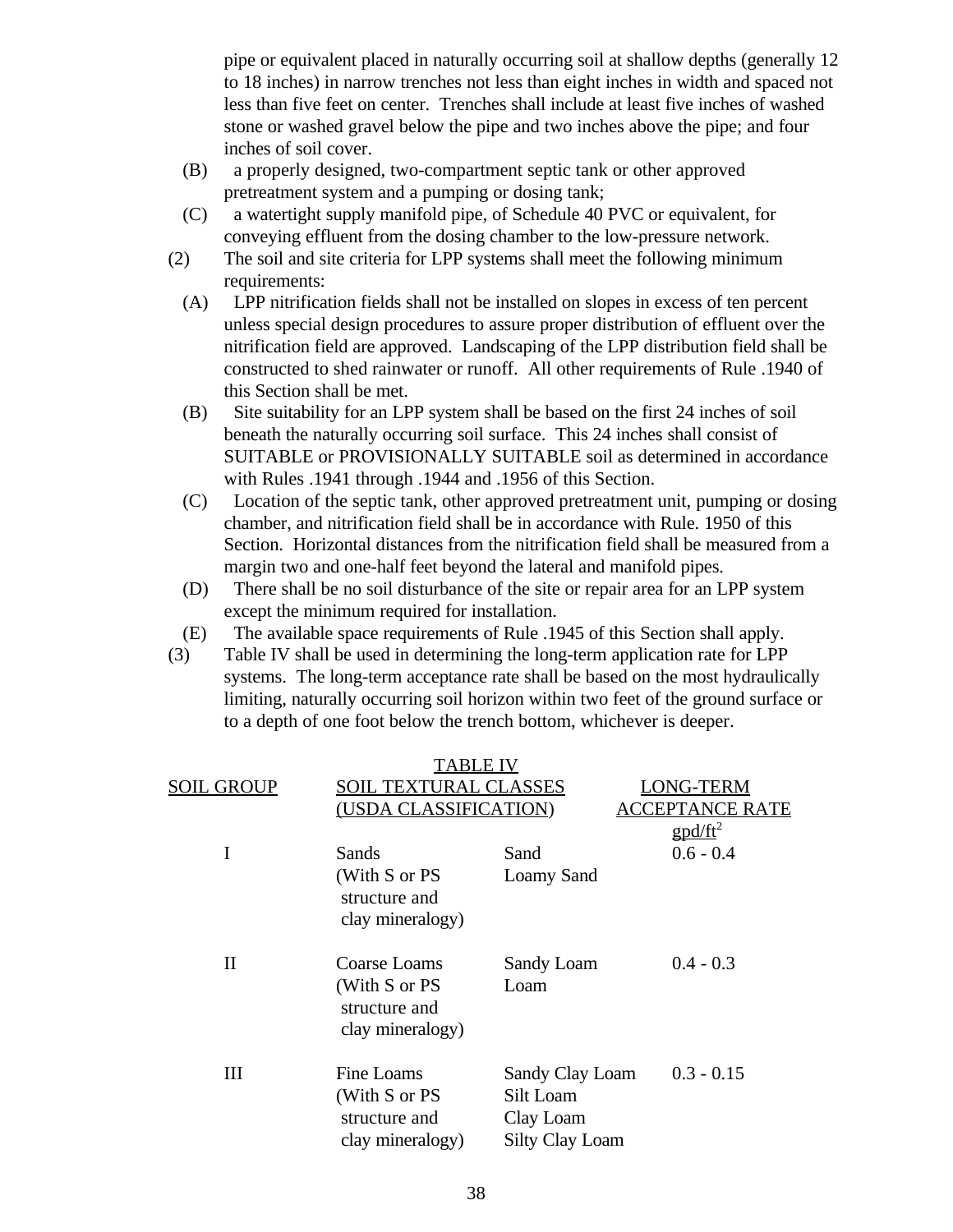pipe or equivalent placed in naturally occurring soil at shallow depths (generally 12 to 18 inches) in narrow trenches not less than eight inches in width and spaced not less than five feet on center. Trenches shall include at least five inches of washed stone or washed gravel below the pipe and two inches above the pipe; and four inches of soil cover.

(B) a properly designed, two-compartment septic tank or other approved pretreatment system and a pumping or dosing tank;

(C) a watertight supply manifold pipe, of Schedule 40 PVC or equivalent, for conveying effluent from the dosing chamber to the low-pressure network.

(2) The soil and site criteria for LPP systems shall meet the following minimum requirements:

(A) LPP nitrification fields shall not be installed on slopes in excess of ten percent unless special design procedures to assure proper distribution of effluent over the nitrification field are approved. Landscaping of the LPP distribution field shall be constructed to shed rainwater or runoff. All other requirements of Rule .1940 of this Section shall be met.

(B) Site suitability for an LPP system shall be based on the first 24 inches of soil beneath the naturally occurring soil surface. This 24 inches shall consist of SUITABLE or PROVISIONALLY SUITABLE soil as determined in accordance with Rules .1941 through .1944 and .1956 of this Section.

(C) Location of the septic tank, other approved pretreatment unit, pumping or dosing chamber, and nitrification field shall be in accordance with Rule. 1950 of this Section. Horizontal distances from the nitrification field shall be measured from a margin two and one-half feet beyond the lateral and manifold pipes.

(D) There shall be no soil disturbance of the site or repair area for an LPP system except the minimum required for installation.

(E) The available space requirements of Rule .1945 of this Section shall apply.

(3) Table IV shall be used in determining the long-term application rate for LPP systems. The long-term acceptance rate shall be based on the most hydraulically limiting, naturally occurring soil horizon within two feet of the ground surface or to a depth of one foot below the trench bottom, whichever is deeper.

TABLE IV

| SOIL GROUP | SOIL TEXTURAL CLASSES (USDA CLASSIFICATION) | | LONG-TERM ACCEPTANCE RATE gpd/ft$^2$ |
|---|---|---|---|
| I | Sands (With S or PS structure and clay mineralogy) | Sand<br>Loamy Sand | 0.6 - 0.4 |
| II | Coarse Loams (With S or PS structure and clay mineralogy) | Sandy Loam<br>Loam | 0.4 - 0.3 |
| III | Fine Loams (With S or PS structure and clay mineralogy) | Sandy Clay Loam<br>Silt Loam<br>Clay Loam<br>Silty Clay Loam | 0.3 - 0.15 |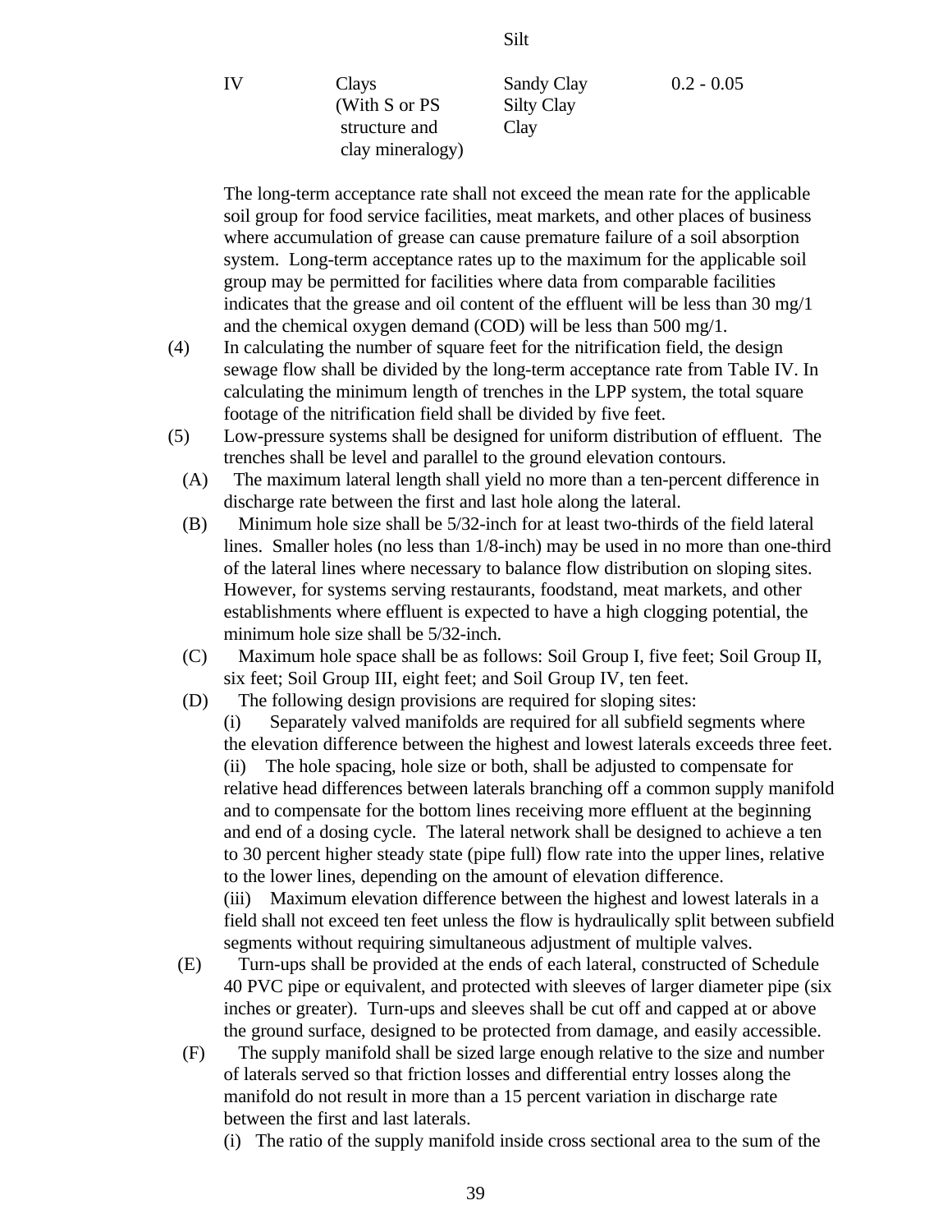| | | Silt | |
|---|---|---|---|
| IV | Clays (With S or PS structure and clay mineralogy) | Sandy Clay Silty Clay Clay | 0.2 - 0.05 |

The long-term acceptance rate shall not exceed the mean rate for the applicable soil group for food service facilities, meat markets, and other places of business where accumulation of grease can cause premature failure of a soil absorption system. Long-term acceptance rates up to the maximum for the applicable soil group may be permitted for facilities where data from comparable facilities indicates that the grease and oil content of the effluent will be less than 30 mg/1 and the chemical oxygen demand (COD) will be less than 500 mg/1.

(4) In calculating the number of square feet for the nitrification field, the design sewage flow shall be divided by the long-term acceptance rate from Table IV. In calculating the minimum length of trenches in the LPP system, the total square footage of the nitrification field shall be divided by five feet.

(5) Low-pressure systems shall be designed for uniform distribution of effluent. The trenches shall be level and parallel to the ground elevation contours.

(A) The maximum lateral length shall yield no more than a ten-percent difference in discharge rate between the first and last hole along the lateral.

(B) Minimum hole size shall be 5/32-inch for at least two-thirds of the field lateral lines. Smaller holes (no less than 1/8-inch) may be used in no more than one-third of the lateral lines where necessary to balance flow distribution on sloping sites. However, for systems serving restaurants, foodstand, meat markets, and other establishments where effluent is expected to have a high clogging potential, the minimum hole size shall be 5/32-inch.

(C) Maximum hole space shall be as follows: Soil Group I, five feet; Soil Group II, six feet; Soil Group III, eight feet; and Soil Group IV, ten feet.

(D) The following design provisions are required for sloping sites:

(i) Separately valved manifolds are required for all subfield segments where the elevation difference between the highest and lowest laterals exceeds three feet.

(ii) The hole spacing, hole size or both, shall be adjusted to compensate for relative head differences between laterals branching off a common supply manifold and to compensate for the bottom lines receiving more effluent at the beginning and end of a dosing cycle. The lateral network shall be designed to achieve a ten to 30 percent higher steady state (pipe full) flow rate into the upper lines, relative to the lower lines, depending on the amount of elevation difference.

(iii) Maximum elevation difference between the highest and lowest laterals in a field shall not exceed ten feet unless the flow is hydraulically split between subfield segments without requiring simultaneous adjustment of multiple valves.

(E) Turn-ups shall be provided at the ends of each lateral, constructed of Schedule 40 PVC pipe or equivalent, and protected with sleeves of larger diameter pipe (six inches or greater). Turn-ups and sleeves shall be cut off and capped at or above the ground surface, designed to be protected from damage, and easily accessible.

(F) The supply manifold shall be sized large enough relative to the size and number of laterals served so that friction losses and differential entry losses along the manifold do not result in more than a 15 percent variation in discharge rate between the first and last laterals.

(i) The ratio of the supply manifold inside cross sectional area to the sum of the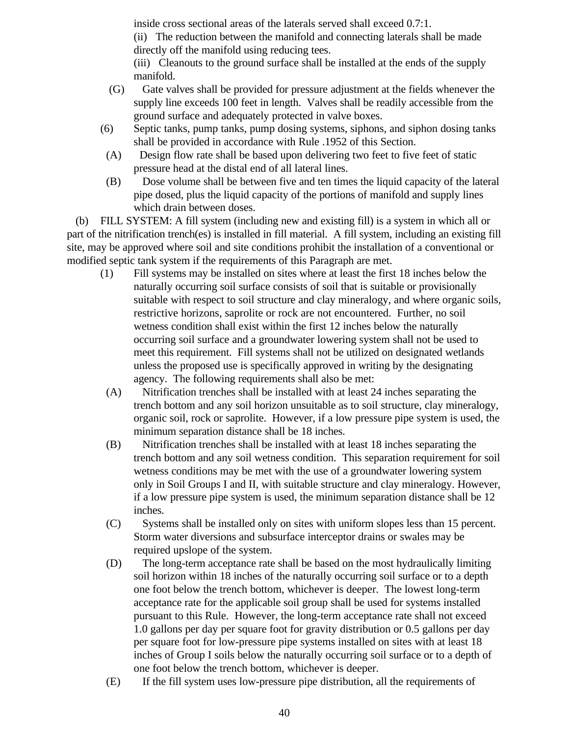inside cross sectional areas of the laterals served shall exceed 0.7:1.

(ii) The reduction between the manifold and connecting laterals shall be made directly off the manifold using reducing tees.

(iii) Cleanouts to the ground surface shall be installed at the ends of the supply manifold.

(G) Gate valves shall be provided for pressure adjustment at the fields whenever the supply line exceeds 100 feet in length. Valves shall be readily accessible from the ground surface and adequately protected in valve boxes.

(6) Septic tanks, pump tanks, pump dosing systems, siphons, and siphon dosing tanks shall be provided in accordance with Rule .1952 of this Section.

(A) Design flow rate shall be based upon delivering two feet to five feet of static pressure head at the distal end of all lateral lines.

(B) Dose volume shall be between five and ten times the liquid capacity of the lateral pipe dosed, plus the liquid capacity of the portions of manifold and supply lines which drain between doses.

(b) FILL SYSTEM: A fill system (including new and existing fill) is a system in which all or part of the nitrification trench(es) is installed in fill material. A fill system, including an existing fill site, may be approved where soil and site conditions prohibit the installation of a conventional or modified septic tank system if the requirements of this Paragraph are met.

(1) Fill systems may be installed on sites where at least the first 18 inches below the naturally occurring soil surface consists of soil that is suitable or provisionally suitable with respect to soil structure and clay mineralogy, and where organic soils, restrictive horizons, saprolite or rock are not encountered. Further, no soil wetness condition shall exist within the first 12 inches below the naturally occurring soil surface and a groundwater lowering system shall not be used to meet this requirement. Fill systems shall not be utilized on designated wetlands unless the proposed use is specifically approved in writing by the designating agency. The following requirements shall also be met:

(A) Nitrification trenches shall be installed with at least 24 inches separating the trench bottom and any soil horizon unsuitable as to soil structure, clay mineralogy, organic soil, rock or saprolite. However, if a low pressure pipe system is used, the minimum separation distance shall be 18 inches.

(B) Nitrification trenches shall be installed with at least 18 inches separating the trench bottom and any soil wetness condition. This separation requirement for soil wetness conditions may be met with the use of a groundwater lowering system only in Soil Groups I and II, with suitable structure and clay mineralogy. However, if a low pressure pipe system is used, the minimum separation distance shall be 12 inches.

(C) Systems shall be installed only on sites with uniform slopes less than 15 percent. Storm water diversions and subsurface interceptor drains or swales may be required upslope of the system.

(D) The long-term acceptance rate shall be based on the most hydraulically limiting soil horizon within 18 inches of the naturally occurring soil surface or to a depth one foot below the trench bottom, whichever is deeper. The lowest long-term acceptance rate for the applicable soil group shall be used for systems installed pursuant to this Rule. However, the long-term acceptance rate shall not exceed 1.0 gallons per day per square foot for gravity distribution or 0.5 gallons per day per square foot for low-pressure pipe systems installed on sites with at least 18 inches of Group I soils below the naturally occurring soil surface or to a depth of one foot below the trench bottom, whichever is deeper.

(E) If the fill system uses low-pressure pipe distribution, all the requirements of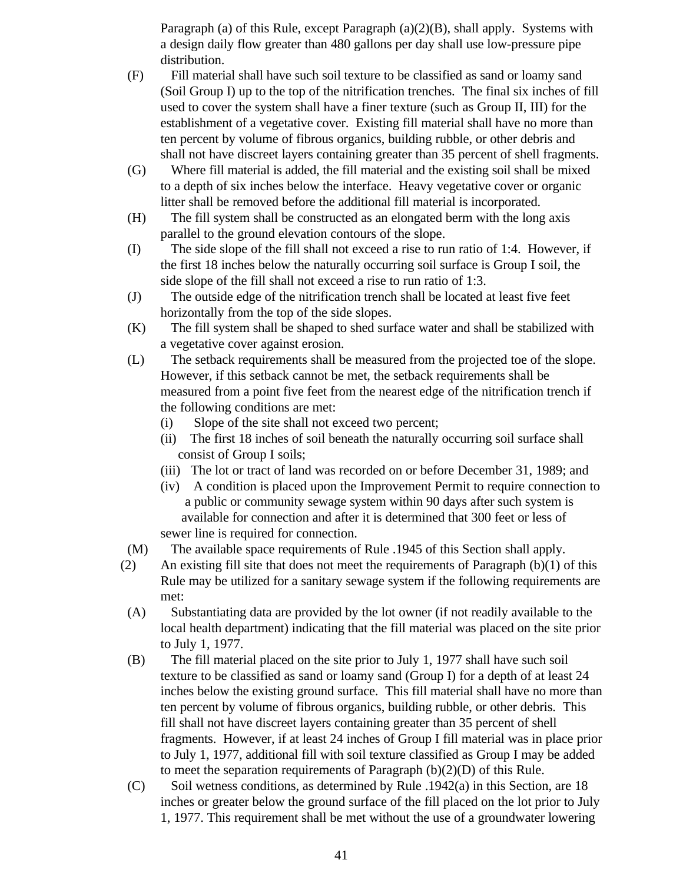Paragraph (a) of this Rule, except Paragraph (a)(2)(B), shall apply. Systems with a design daily flow greater than 480 gallons per day shall use low-pressure pipe distribution.

(F) Fill material shall have such soil texture to be classified as sand or loamy sand (Soil Group I) up to the top of the nitrification trenches. The final six inches of fill used to cover the system shall have a finer texture (such as Group II, III) for the establishment of a vegetative cover. Existing fill material shall have no more than ten percent by volume of fibrous organics, building rubble, or other debris and shall not have discreet layers containing greater than 35 percent of shell fragments.

(G) Where fill material is added, the fill material and the existing soil shall be mixed to a depth of six inches below the interface. Heavy vegetative cover or organic litter shall be removed before the additional fill material is incorporated.

(H) The fill system shall be constructed as an elongated berm with the long axis parallel to the ground elevation contours of the slope.

(I) The side slope of the fill shall not exceed a rise to run ratio of 1:4. However, if the first 18 inches below the naturally occurring soil surface is Group I soil, the side slope of the fill shall not exceed a rise to run ratio of 1:3.

(J) The outside edge of the nitrification trench shall be located at least five feet horizontally from the top of the side slopes.

(K) The fill system shall be shaped to shed surface water and shall be stabilized with a vegetative cover against erosion.

(L) The setback requirements shall be measured from the projected toe of the slope. However, if this setback cannot be met, the setback requirements shall be measured from a point five feet from the nearest edge of the nitrification trench if the following conditions are met:

(i) Slope of the site shall not exceed two percent;

(ii) The first 18 inches of soil beneath the naturally occurring soil surface shall consist of Group I soils;

(iii) The lot or tract of land was recorded on or before December 31, 1989; and

(iv) A condition is placed upon the Improvement Permit to require connection to a public or community sewage system within 90 days after such system is available for connection and after it is determined that 300 feet or less of sewer line is required for connection.

(M) The available space requirements of Rule .1945 of this Section shall apply.

(2) An existing fill site that does not meet the requirements of Paragraph (b)(1) of this Rule may be utilized for a sanitary sewage system if the following requirements are met:

(A) Substantiating data are provided by the lot owner (if not readily available to the local health department) indicating that the fill material was placed on the site prior to July 1, 1977.

(B) The fill material placed on the site prior to July 1, 1977 shall have such soil texture to be classified as sand or loamy sand (Group I) for a depth of at least 24 inches below the existing ground surface. This fill material shall have no more than ten percent by volume of fibrous organics, building rubble, or other debris. This fill shall not have discreet layers containing greater than 35 percent of shell fragments. However, if at least 24 inches of Group I fill material was in place prior to July 1, 1977, additional fill with soil texture classified as Group I may be added to meet the separation requirements of Paragraph (b)(2)(D) of this Rule.

(C) Soil wetness conditions, as determined by Rule .1942(a) in this Section, are 18 inches or greater below the ground surface of the fill placed on the lot prior to July 1, 1977. This requirement shall be met without the use of a groundwater lowering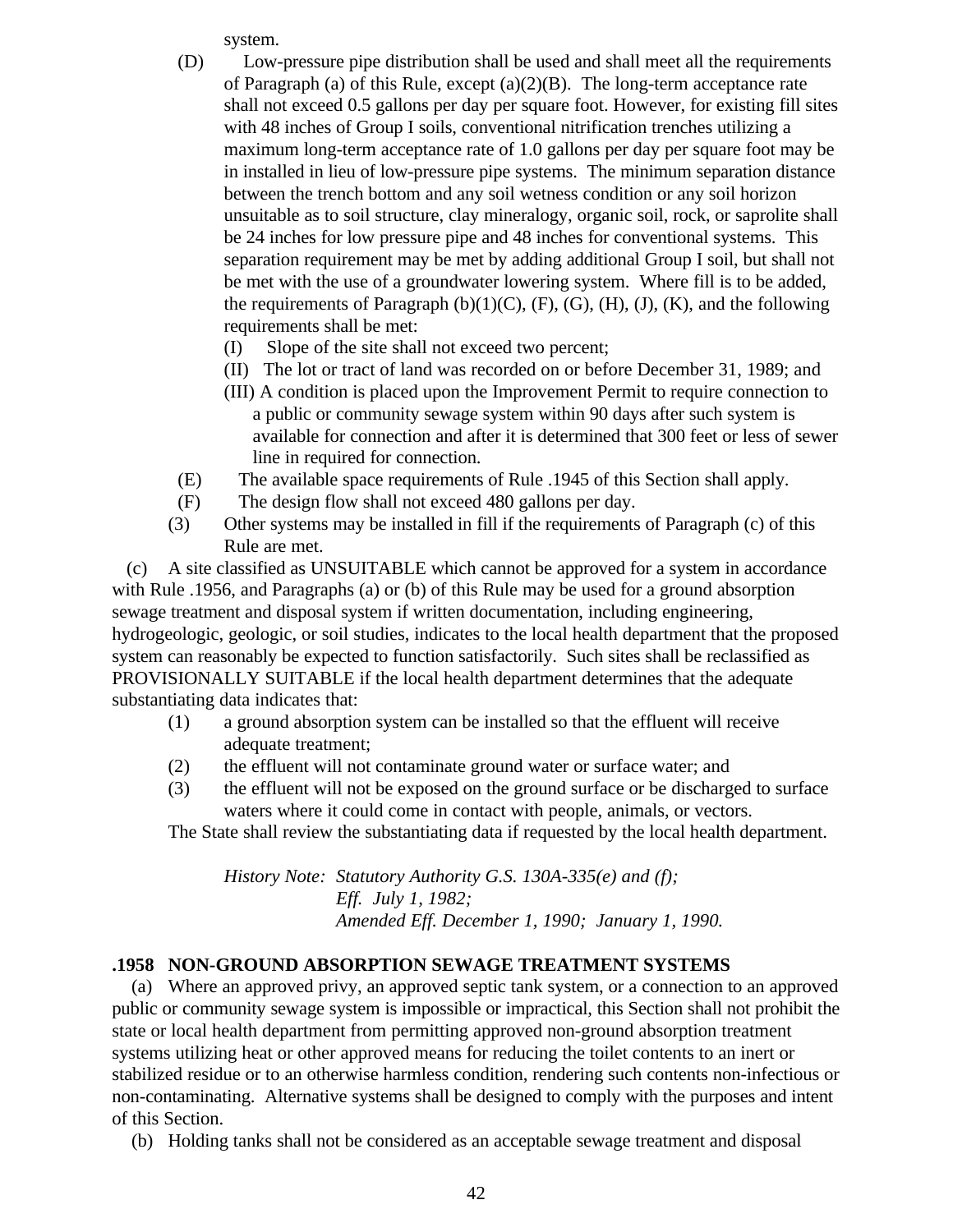system.

(D) Low-pressure pipe distribution shall be used and shall meet all the requirements of Paragraph (a) of this Rule, except (a)(2)(B). The long-term acceptance rate shall not exceed 0.5 gallons per day per square foot. However, for existing fill sites with 48 inches of Group I soils, conventional nitrification trenches utilizing a maximum long-term acceptance rate of 1.0 gallons per day per square foot may be in installed in lieu of low-pressure pipe systems. The minimum separation distance between the trench bottom and any soil wetness condition or any soil horizon unsuitable as to soil structure, clay mineralogy, organic soil, rock, or saprolite shall be 24 inches for low pressure pipe and 48 inches for conventional systems. This separation requirement may be met by adding additional Group I soil, but shall not be met with the use of a groundwater lowering system. Where fill is to be added, the requirements of Paragraph (b)(1)(C), (F), (G), (H), (J), (K), and the following requirements shall be met:

- (I) Slope of the site shall not exceed two percent;
- (II) The lot or tract of land was recorded on or before December 31, 1989; and
- (III) A condition is placed upon the Improvement Permit to require connection to a public or community sewage system within 90 days after such system is available for connection and after it is determined that 300 feet or less of sewer line in required for connection.

(E) The available space requirements of Rule .1945 of this Section shall apply.

(F) The design flow shall not exceed 480 gallons per day.

(3) Other systems may be installed in fill if the requirements of Paragraph (c) of this Rule are met.

(c) A site classified as UNSUITABLE which cannot be approved for a system in accordance with Rule .1956, and Paragraphs (a) or (b) of this Rule may be used for a ground absorption sewage treatment and disposal system if written documentation, including engineering, hydrogeologic, geologic, or soil studies, indicates to the local health department that the proposed system can reasonably be expected to function satisfactorily. Such sites shall be reclassified as PROVISIONALLY SUITABLE if the local health department determines that the adequate substantiating data indicates that:

- (1) a ground absorption system can be installed so that the effluent will receive adequate treatment;
- (2) the effluent will not contaminate ground water or surface water; and
- (3) the effluent will not be exposed on the ground surface or be discharged to surface waters where it could come in contact with people, animals, or vectors.

The State shall review the substantiating data if requested by the local health department.

*History Note: Statutory Authority G.S. 130A-335(e) and (f);*
*Eff. July 1, 1982;*
*Amended Eff. December 1, 1990; January 1, 1990.*

### .1958 NON-GROUND ABSORPTION SEWAGE TREATMENT SYSTEMS

(a) Where an approved privy, an approved septic tank system, or a connection to an approved public or community sewage system is impossible or impractical, this Section shall not prohibit the state or local health department from permitting approved non-ground absorption treatment systems utilizing heat or other approved means for reducing the toilet contents to an inert or stabilized residue or to an otherwise harmless condition, rendering such contents non-infectious or non-contaminating. Alternative systems shall be designed to comply with the purposes and intent of this Section.

(b) Holding tanks shall not be considered as an acceptable sewage treatment and disposal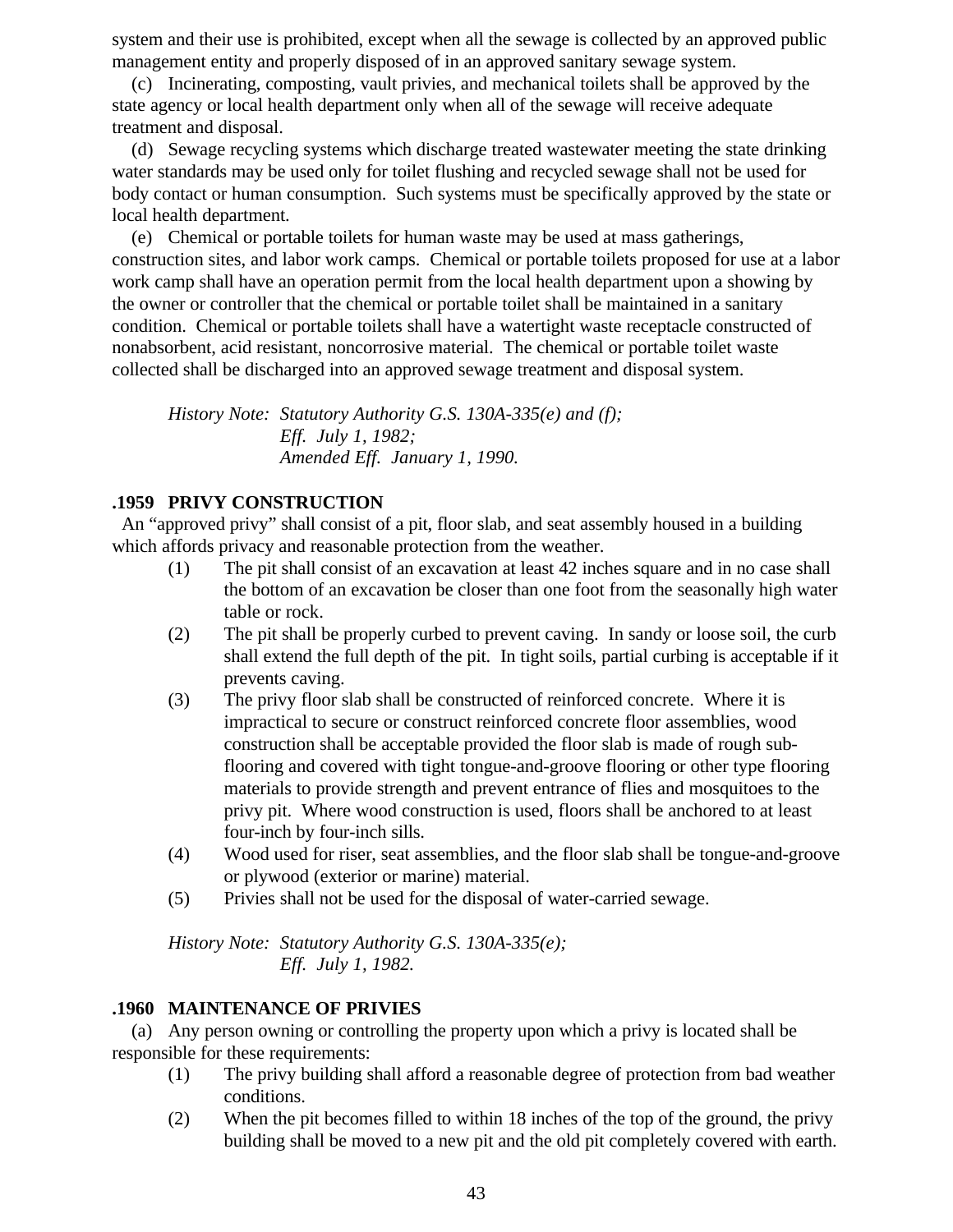system and their use is prohibited, except when all the sewage is collected by an approved public management entity and properly disposed of in an approved sanitary sewage system.

(c) Incinerating, composting, vault privies, and mechanical toilets shall be approved by the state agency or local health department only when all of the sewage will receive adequate treatment and disposal.

(d) Sewage recycling systems which discharge treated wastewater meeting the state drinking water standards may be used only for toilet flushing and recycled sewage shall not be used for body contact or human consumption. Such systems must be specifically approved by the state or local health department.

(e) Chemical or portable toilets for human waste may be used at mass gatherings, construction sites, and labor work camps. Chemical or portable toilets proposed for use at a labor work camp shall have an operation permit from the local health department upon a showing by the owner or controller that the chemical or portable toilet shall be maintained in a sanitary condition. Chemical or portable toilets shall have a watertight waste receptacle constructed of nonabsorbent, acid resistant, noncorrosive material. The chemical or portable toilet waste collected shall be discharged into an approved sewage treatment and disposal system.

*History Note: Statutory Authority G.S. 130A-335(e) and (f);*
*Eff. July 1, 1982;*
*Amended Eff. January 1, 1990.*

## .1959 PRIVY CONSTRUCTION

An "approved privy" shall consist of a pit, floor slab, and seat assembly housed in a building which affords privacy and reasonable protection from the weather.

(1) The pit shall consist of an excavation at least 42 inches square and in no case shall the bottom of an excavation be closer than one foot from the seasonally high water table or rock.

(2) The pit shall be properly curbed to prevent caving. In sandy or loose soil, the curb shall extend the full depth of the pit. In tight soils, partial curbing is acceptable if it prevents caving.

(3) The privy floor slab shall be constructed of reinforced concrete. Where it is impractical to secure or construct reinforced concrete floor assemblies, wood construction shall be acceptable provided the floor slab is made of rough sub-flooring and covered with tight tongue-and-groove flooring or other type flooring materials to provide strength and prevent entrance of flies and mosquitoes to the privy pit. Where wood construction is used, floors shall be anchored to at least four-inch by four-inch sills.

(4) Wood used for riser, seat assemblies, and the floor slab shall be tongue-and-groove or plywood (exterior or marine) material.

(5) Privies shall not be used for the disposal of water-carried sewage.

*History Note: Statutory Authority G.S. 130A-335(e);*
*Eff. July 1, 1982.*

## .1960 MAINTENANCE OF PRIVIES

(a) Any person owning or controlling the property upon which a privy is located shall be responsible for these requirements:

(1) The privy building shall afford a reasonable degree of protection from bad weather conditions.

(2) When the pit becomes filled to within 18 inches of the top of the ground, the privy building shall be moved to a new pit and the old pit completely covered with earth.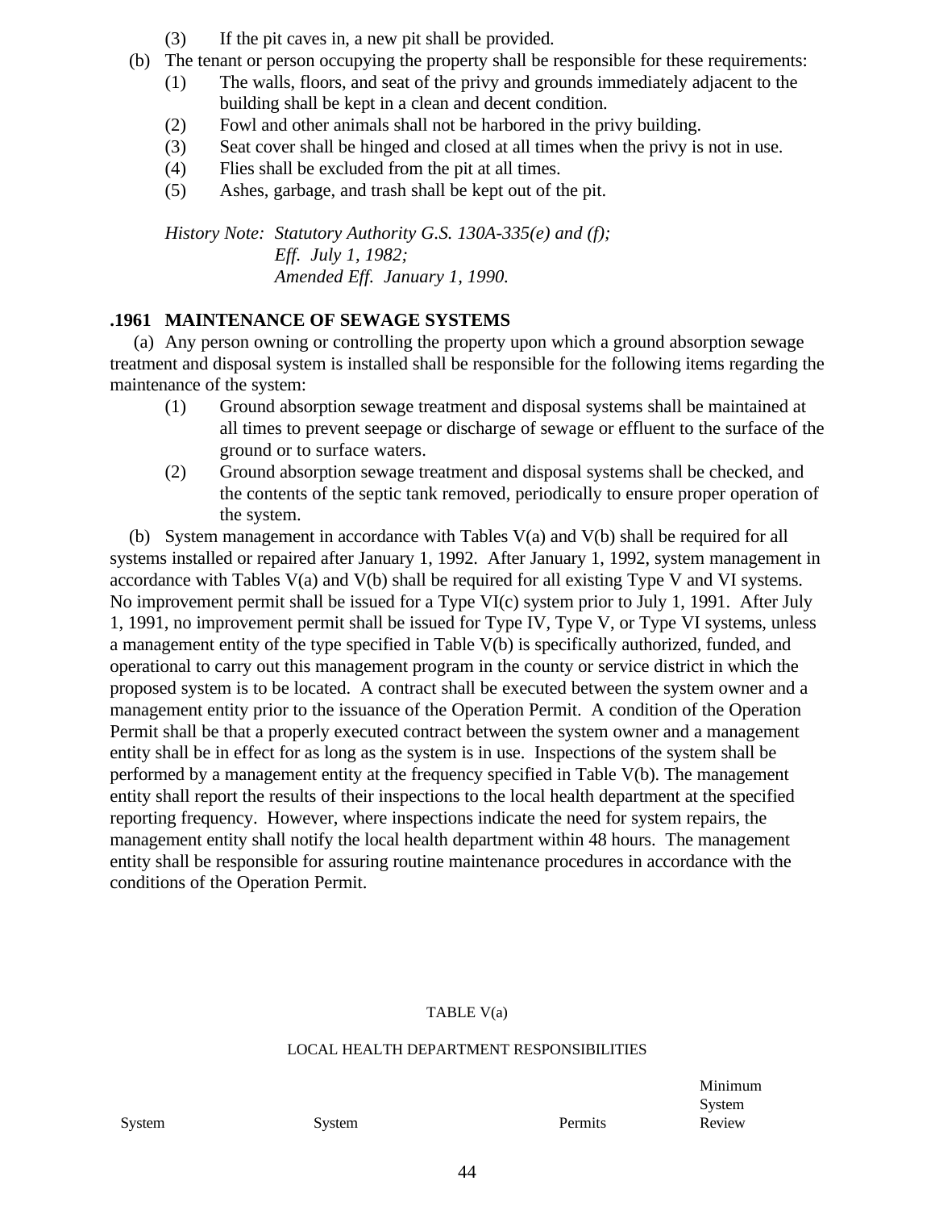(3) If the pit caves in, a new pit shall be provided.

(b) The tenant or person occupying the property shall be responsible for these requirements:

(1) The walls, floors, and seat of the privy and grounds immediately adjacent to the building shall be kept in a clean and decent condition.

(2) Fowl and other animals shall not be harbored in the privy building.

(3) Seat cover shall be hinged and closed at all times when the privy is not in use.

(4) Flies shall be excluded from the pit at all times.

(5) Ashes, garbage, and trash shall be kept out of the pit.

*History Note: Statutory Authority G.S. 130A-335(e) and (f);*
*Eff. July 1, 1982;*
*Amended Eff. January 1, 1990.*

### .1961 MAINTENANCE OF SEWAGE SYSTEMS

(a) Any person owning or controlling the property upon which a ground absorption sewage treatment and disposal system is installed shall be responsible for the following items regarding the maintenance of the system:

(1) Ground absorption sewage treatment and disposal systems shall be maintained at all times to prevent seepage or discharge of sewage or effluent to the surface of the ground or to surface waters.

(2) Ground absorption sewage treatment and disposal systems shall be checked, and the contents of the septic tank removed, periodically to ensure proper operation of the system.

(b) System management in accordance with Tables V(a) and V(b) shall be required for all systems installed or repaired after January 1, 1992. After January 1, 1992, system management in accordance with Tables V(a) and V(b) shall be required for all existing Type V and VI systems. No improvement permit shall be issued for a Type VI(c) system prior to July 1, 1991. After July 1, 1991, no improvement permit shall be issued for Type IV, Type V, or Type VI systems, unless a management entity of the type specified in Table V(b) is specifically authorized, funded, and operational to carry out this management program in the county or service district in which the proposed system is to be located. A contract shall be executed between the system owner and a management entity prior to the issuance of the Operation Permit. A condition of the Operation Permit shall be that a properly executed contract between the system owner and a management entity shall be in effect for as long as the system is in use. Inspections of the system shall be performed by a management entity at the frequency specified in Table V(b). The management entity shall report the results of their inspections to the local health department at the specified reporting frequency. However, where inspections indicate the need for system repairs, the management entity shall notify the local health department within 48 hours. The management entity shall be responsible for assuring routine maintenance procedures in accordance with the conditions of the Operation Permit.

TABLE V(a)

LOCAL HEALTH DEPARTMENT RESPONSIBILITIES

| System | System | Permits | Minimum System Review |
|---|---|---|---|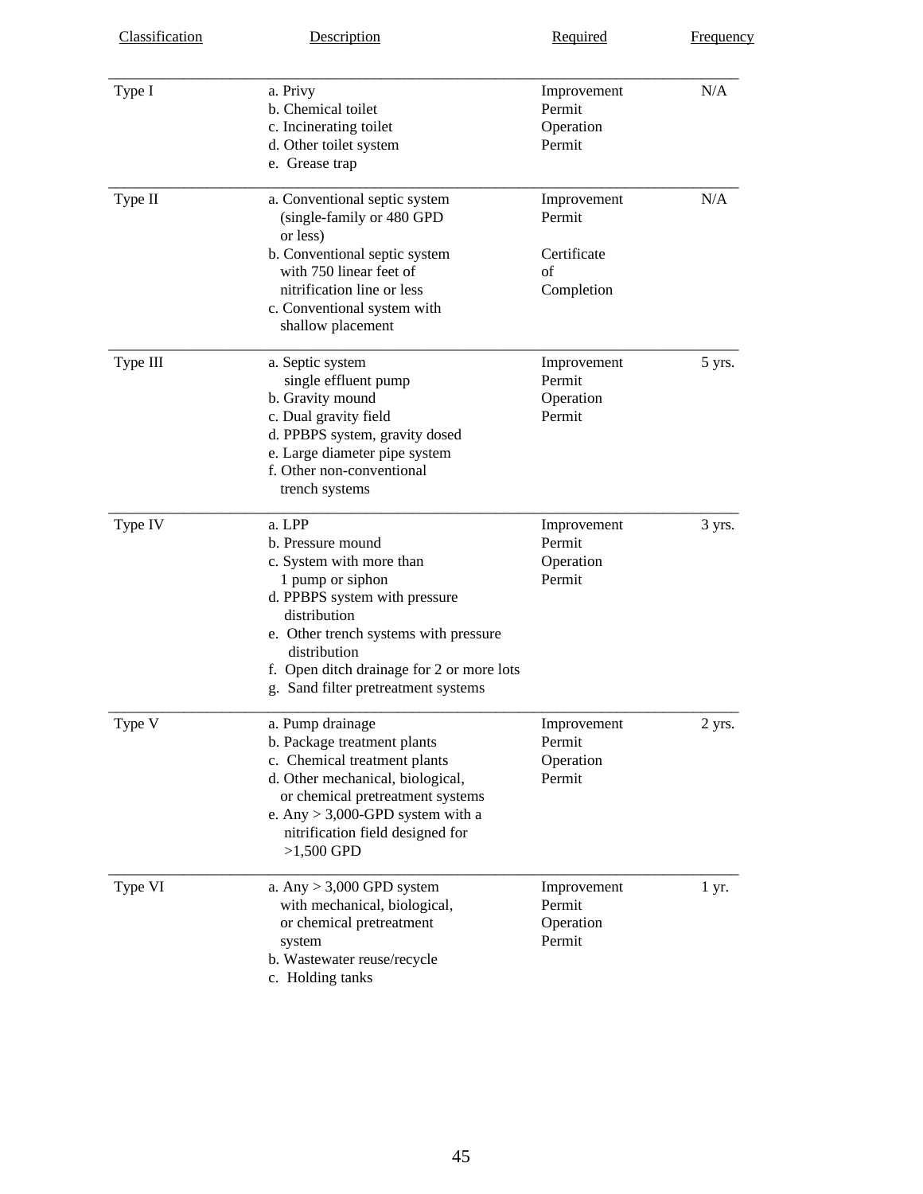| Classification | Description | Required | Frequency |
|---|---|---|---|
| Type I | a. Privy<br>b. Chemical toilet<br>c. Incinerating toilet<br>d. Other toilet system<br>e. Grease trap | Improvement Permit<br>Operation Permit | N/A |
| Type II | a. Conventional septic system (single-family or 480 GPD or less)<br>b. Conventional septic system with 750 linear feet of nitrification line or less<br>c. Conventional system with shallow placement | Improvement Permit<br><br>Certificate of Completion | N/A |
| Type III | a. Septic system single effluent pump<br>b. Gravity mound<br>c. Dual gravity field<br>d. PPBPS system, gravity dosed<br>e. Large diameter pipe system<br>f. Other non-conventional trench systems | Improvement Permit<br>Operation Permit | 5 yrs. |
| Type IV | a. LPP<br>b. Pressure mound<br>c. System with more than 1 pump or siphon<br>d. PPBPS system with pressure distribution<br>e. Other trench systems with pressure distribution<br>f. Open ditch drainage for 2 or more lots<br>g. Sand filter pretreatment systems | Improvement Permit<br>Operation Permit | 3 yrs. |
| Type V | a. Pump drainage<br>b. Package treatment plants<br>c. Chemical treatment plants<br>d. Other mechanical, biological, or chemical pretreatment systems<br>e. Any > 3,000-GPD system with a nitrification field designed for >1,500 GPD | Improvement Permit<br>Operation Permit | 2 yrs. |
| Type VI | a. Any > 3,000 GPD system with mechanical, biological, or chemical pretreatment system<br>b. Wastewater reuse/recycle<br>c. Holding tanks | Improvement Permit<br>Operation Permit | 1 yr. |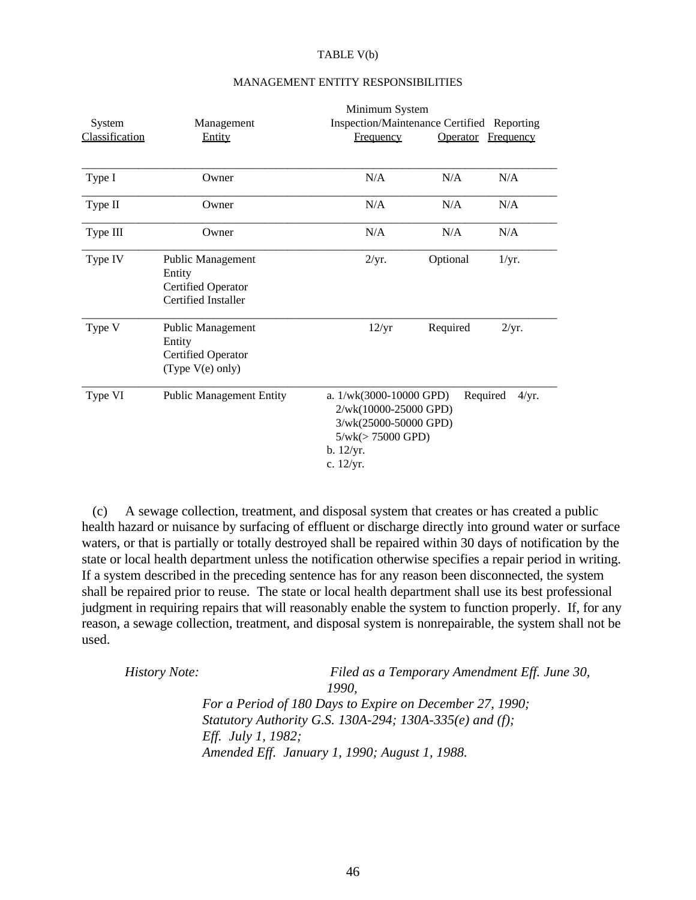TABLE V(b)

MANAGEMENT ENTITY RESPONSIBILITIES

| System Classification | Management Entity | Minimum System Inspection/Maintenance Frequency | Certified Operator | Reporting Frequency |
|---|---|---|---|---|
| Type I | Owner | N/A | N/A | N/A |
| Type II | Owner | N/A | N/A | N/A |
| Type III | Owner | N/A | N/A | N/A |
| Type IV | Public Management Entity<br>Certified Operator<br>Certified Installer | 2/yr. | Optional | 1/yr. |
| Type V | Public Management Entity<br>Certified Operator (Type V(e) only) | 12/yr | Required | 2/yr. |
| Type VI | Public Management Entity | a. 1/wk(3000-10000 GPD)<br>2/wk(10000-25000 GPD)<br>3/wk(25000-50000 GPD)<br>5/wk(> 75000 GPD)<br>b. 12/yr.<br>c. 12/yr. | Required | 4/yr. |

(c) A sewage collection, treatment, and disposal system that creates or has created a public health hazard or nuisance by surfacing of effluent or discharge directly into ground water or surface waters, or that is partially or totally destroyed shall be repaired within 30 days of notification by the state or local health department unless the notification otherwise specifies a repair period in writing. If a system described in the preceding sentence has for any reason been disconnected, the system shall be repaired prior to reuse. The state or local health department shall use its best professional judgment in requiring repairs that will reasonably enable the system to function properly. If, for any reason, a sewage collection, treatment, and disposal system is nonrepairable, the system shall not be used.

*History Note: Filed as a Temporary Amendment Eff. June 30, 1990,*
*For a Period of 180 Days to Expire on December 27, 1990;*
*Statutory Authority G.S. 130A-294; 130A-335(e) and (f);*
*Eff. July 1, 1982;*
*Amended Eff. January 1, 1990; August 1, 1988.*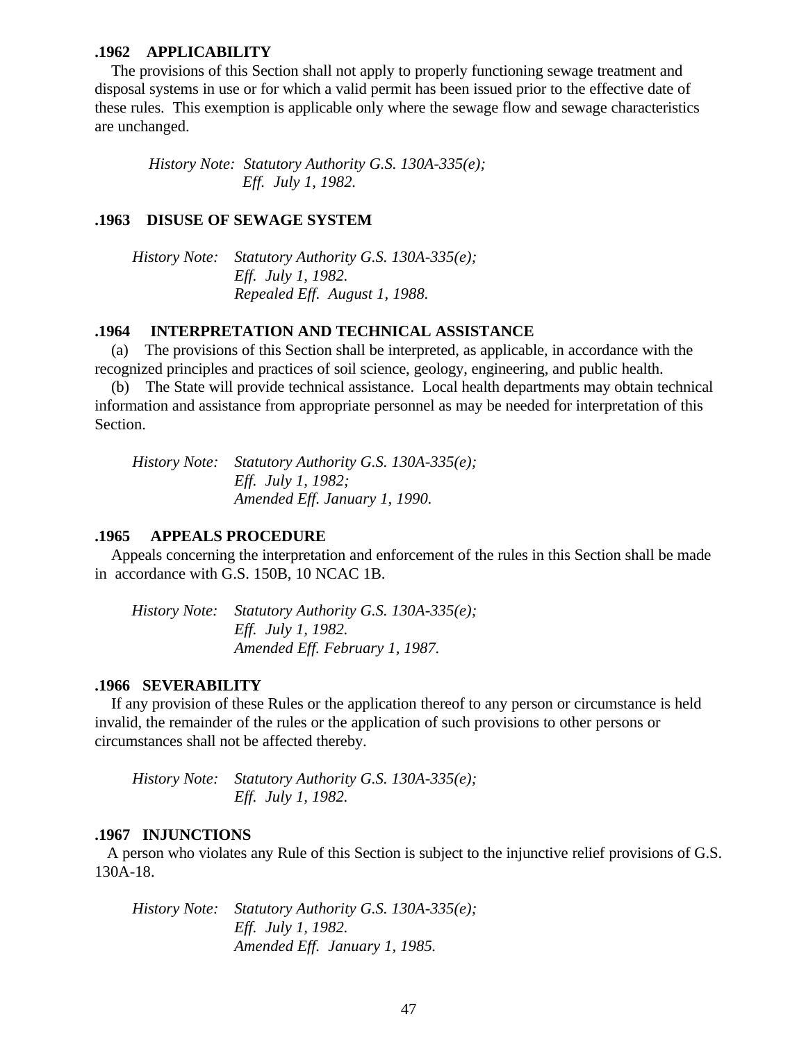### .1962 APPLICABILITY

The provisions of this Section shall not apply to properly functioning sewage treatment and disposal systems in use or for which a valid permit has been issued prior to the effective date of these rules. This exemption is applicable only where the sewage flow and sewage characteristics are unchanged.

*History Note: Statutory Authority G.S. 130A-335(e);*
*Eff. July 1, 1982.*

### .1963 DISUSE OF SEWAGE SYSTEM

*History Note: Statutory Authority G.S. 130A-335(e);*
*Eff. July 1, 1982.*
*Repealed Eff. August 1, 1988.*

### .1964 INTERPRETATION AND TECHNICAL ASSISTANCE

(a) The provisions of this Section shall be interpreted, as applicable, in accordance with the recognized principles and practices of soil science, geology, engineering, and public health.

(b) The State will provide technical assistance. Local health departments may obtain technical information and assistance from appropriate personnel as may be needed for interpretation of this Section.

*History Note: Statutory Authority G.S. 130A-335(e);*
*Eff. July 1, 1982;*
*Amended Eff. January 1, 1990.*

### .1965 APPEALS PROCEDURE

Appeals concerning the interpretation and enforcement of the rules in this Section shall be made in accordance with G.S. 150B, 10 NCAC 1B.

*History Note: Statutory Authority G.S. 130A-335(e);*
*Eff. July 1, 1982.*
*Amended Eff. February 1, 1987.*

### .1966 SEVERABILITY

If any provision of these Rules or the application thereof to any person or circumstance is held invalid, the remainder of the rules or the application of such provisions to other persons or circumstances shall not be affected thereby.

*History Note: Statutory Authority G.S. 130A-335(e);*
*Eff. July 1, 1982.*

### .1967 INJUNCTIONS

A person who violates any Rule of this Section is subject to the injunctive relief provisions of G.S. 130A-18.

*History Note: Statutory Authority G.S. 130A-335(e);*
*Eff. July 1, 1982.*
*Amended Eff. January 1, 1985.*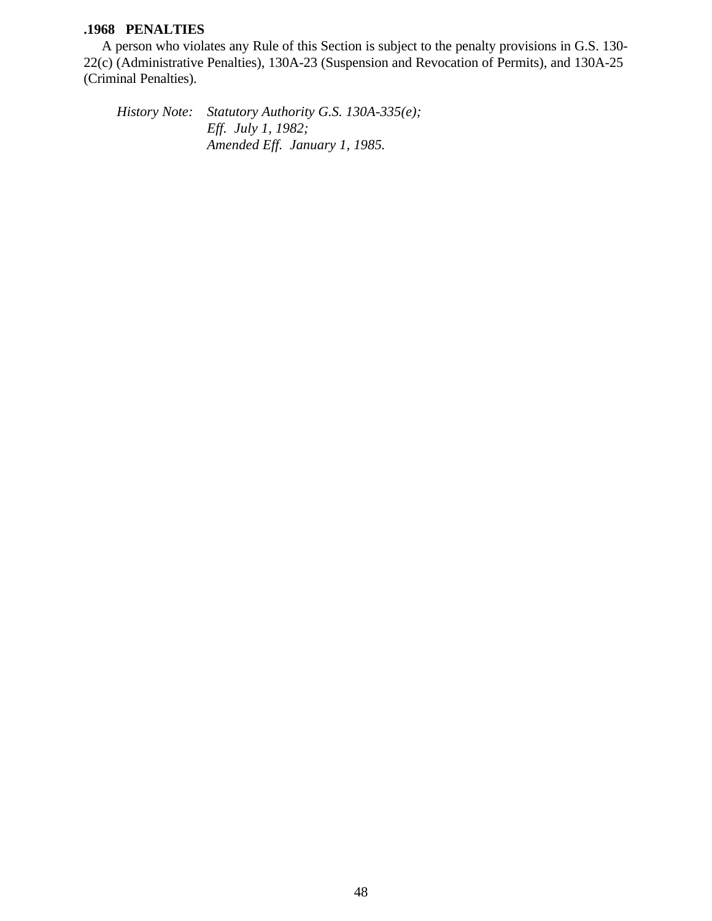### .1968 PENALTIES

A person who violates any Rule of this Section is subject to the penalty provisions in G.S. 130-22(c) (Administrative Penalties), 130A-23 (Suspension and Revocation of Permits), and 130A-25 (Criminal Penalties).

*History Note: Statutory Authority G.S. 130A-335(e);*
*Eff. July 1, 1982;*
*Amended Eff. January 1, 1985.*